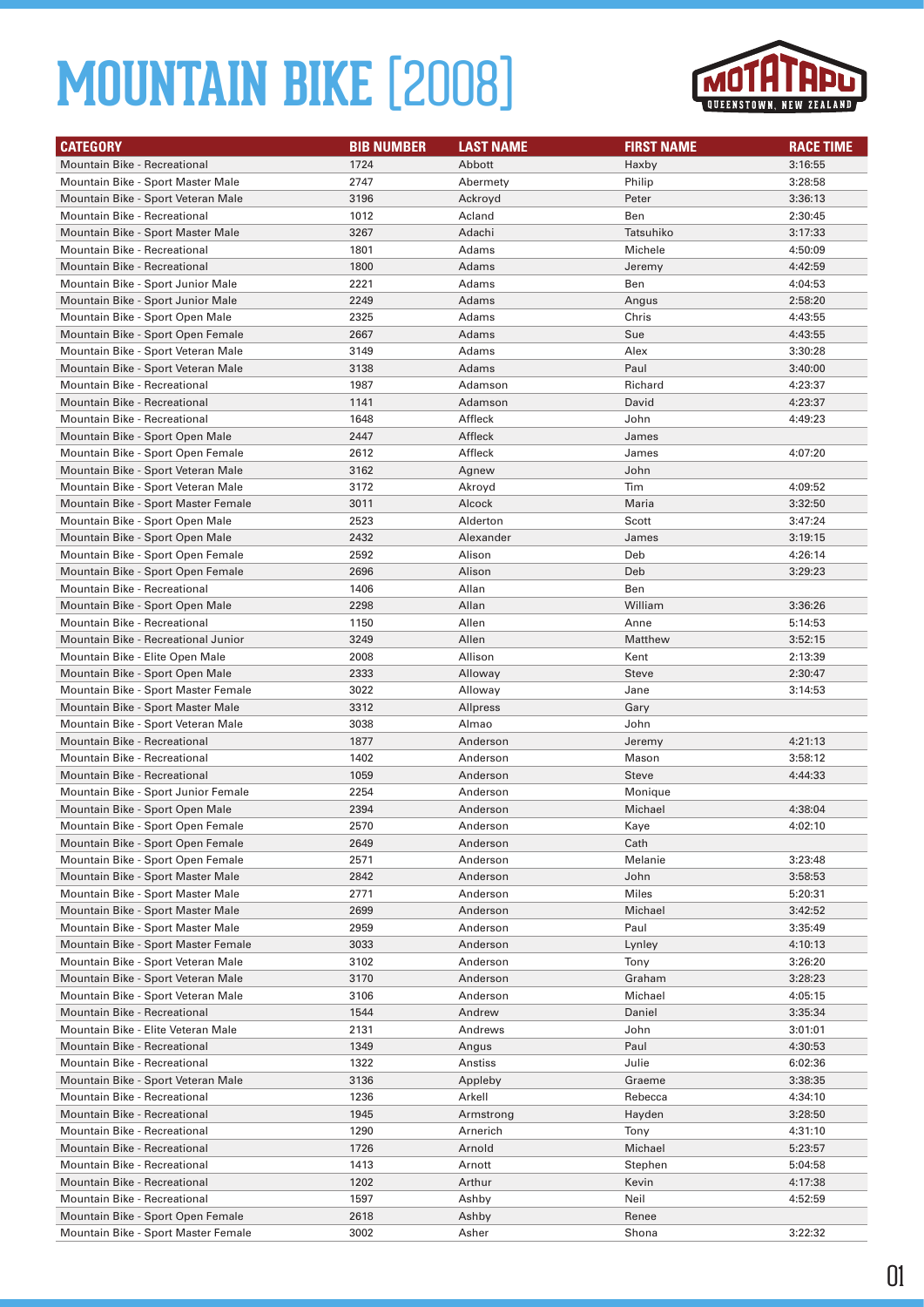# MOUNTAIN BIKE [2008]

MOTATAPU QUEENSTOWN, NEW ZEALAND

| CATEGORY | BIB NUMBER | LAST NAME | FIRST NAME | RACE TIME |
|---|---|---|---|---|
| Mountain Bike - Recreational | 1724 | Abbott | Haxby | 3:16:55 |
| Mountain Bike - Sport Master Male | 2747 | Abermety | Philip | 3:28:58 |
| Mountain Bike - Sport Veteran Male | 3196 | Ackroyd | Peter | 3:36:13 |
| Mountain Bike - Recreational | 1012 | Acland | Ben | 2:30:45 |
| Mountain Bike - Sport Master Male | 3267 | Adachi | Tatsuhiko | 3:17:33 |
| Mountain Bike - Recreational | 1801 | Adams | Michele | 4:50:09 |
| Mountain Bike - Recreational | 1800 | Adams | Jeremy | 4:42:59 |
| Mountain Bike - Sport Junior Male | 2221 | Adams | Ben | 4:04:53 |
| Mountain Bike - Sport Junior Male | 2249 | Adams | Angus | 2:58:20 |
| Mountain Bike - Sport Open Male | 2325 | Adams | Chris | 4:43:55 |
| Mountain Bike - Sport Open Female | 2667 | Adams | Sue | 4:43:55 |
| Mountain Bike - Sport Veteran Male | 3149 | Adams | Alex | 3:30:28 |
| Mountain Bike - Sport Veteran Male | 3138 | Adams | Paul | 3:40:00 |
| Mountain Bike - Recreational | 1987 | Adamson | Richard | 4:23:37 |
| Mountain Bike - Recreational | 1141 | Adamson | David | 4:23:37 |
| Mountain Bike - Recreational | 1648 | Affleck | John | 4:49:23 |
| Mountain Bike - Sport Open Male | 2447 | Affleck | James | |
| Mountain Bike - Sport Open Female | 2612 | Affleck | James | 4:07:20 |
| Mountain Bike - Sport Veteran Male | 3162 | Agnew | John | |
| Mountain Bike - Sport Veteran Male | 3172 | Akroyd | Tim | 4:09:52 |
| Mountain Bike - Sport Master Female | 3011 | Alcock | Maria | 3:32:50 |
| Mountain Bike - Sport Open Male | 2523 | Alderton | Scott | 3:47:24 |
| Mountain Bike - Sport Open Male | 2432 | Alexander | James | 3:19:15 |
| Mountain Bike - Sport Open Female | 2592 | Alison | Deb | 4:26:14 |
| Mountain Bike - Sport Open Female | 2696 | Alison | Deb | 3:29:23 |
| Mountain Bike - Recreational | 1406 | Allan | Ben | |
| Mountain Bike - Sport Open Male | 2298 | Allan | William | 3:36:26 |
| Mountain Bike - Recreational | 1150 | Allen | Anne | 5:14:53 |
| Mountain Bike - Recreational Junior | 3249 | Allen | Matthew | 3:52:15 |
| Mountain Bike - Elite Open Male | 2008 | Allison | Kent | 2:13:39 |
| Mountain Bike - Sport Open Male | 2333 | Alloway | Steve | 2:30:47 |
| Mountain Bike - Sport Master Female | 3022 | Alloway | Jane | 3:14:53 |
| Mountain Bike - Sport Master Male | 3312 | Allpress | Gary | |
| Mountain Bike - Sport Veteran Male | 3038 | Almao | John | |
| Mountain Bike - Recreational | 1877 | Anderson | Jeremy | 4:21:13 |
| Mountain Bike - Recreational | 1402 | Anderson | Mason | 3:58:12 |
| Mountain Bike - Recreational | 1059 | Anderson | Steve | 4:44:33 |
| Mountain Bike - Sport Junior Female | 2254 | Anderson | Monique | |
| Mountain Bike - Sport Open Male | 2394 | Anderson | Michael | 4:38:04 |
| Mountain Bike - Sport Open Female | 2570 | Anderson | Kaye | 4:02:10 |
| Mountain Bike - Sport Open Female | 2649 | Anderson | Cath | |
| Mountain Bike - Sport Open Female | 2571 | Anderson | Melanie | 3:23:48 |
| Mountain Bike - Sport Master Male | 2842 | Anderson | John | 3:58:53 |
| Mountain Bike - Sport Master Male | 2771 | Anderson | Miles | 5:20:31 |
| Mountain Bike - Sport Master Male | 2699 | Anderson | Michael | 3:42:52 |
| Mountain Bike - Sport Master Male | 2959 | Anderson | Paul | 3:35:49 |
| Mountain Bike - Sport Master Female | 3033 | Anderson | Lynley | 4:10:13 |
| Mountain Bike - Sport Veteran Male | 3102 | Anderson | Tony | 3:26:20 |
| Mountain Bike - Sport Veteran Male | 3170 | Anderson | Graham | 3:28:23 |
| Mountain Bike - Sport Veteran Male | 3106 | Anderson | Michael | 4:05:15 |
| Mountain Bike - Recreational | 1544 | Andrew | Daniel | 3:35:34 |
| Mountain Bike - Elite Veteran Male | 2131 | Andrews | John | 3:01:01 |
| Mountain Bike - Recreational | 1349 | Angus | Paul | 4:30:53 |
| Mountain Bike - Recreational | 1322 | Anstiss | Julie | 6:02:36 |
| Mountain Bike - Sport Veteran Male | 3136 | Appleby | Graeme | 3:38:35 |
| Mountain Bike - Recreational | 1236 | Arkell | Rebecca | 4:34:10 |
| Mountain Bike - Recreational | 1945 | Armstrong | Hayden | 3:28:50 |
| Mountain Bike - Recreational | 1290 | Arnerich | Tony | 4:31:10 |
| Mountain Bike - Recreational | 1726 | Arnold | Michael | 5:23:57 |
| Mountain Bike - Recreational | 1413 | Arnott | Stephen | 5:04:58 |
| Mountain Bike - Recreational | 1202 | Arthur | Kevin | 4:17:38 |
| Mountain Bike - Recreational | 1597 | Ashby | Neil | 4:52:59 |
| Mountain Bike - Sport Open Female | 2618 | Ashby | Renee | |
| Mountain Bike - Sport Master Female | 3002 | Asher | Shona | 3:22:32 |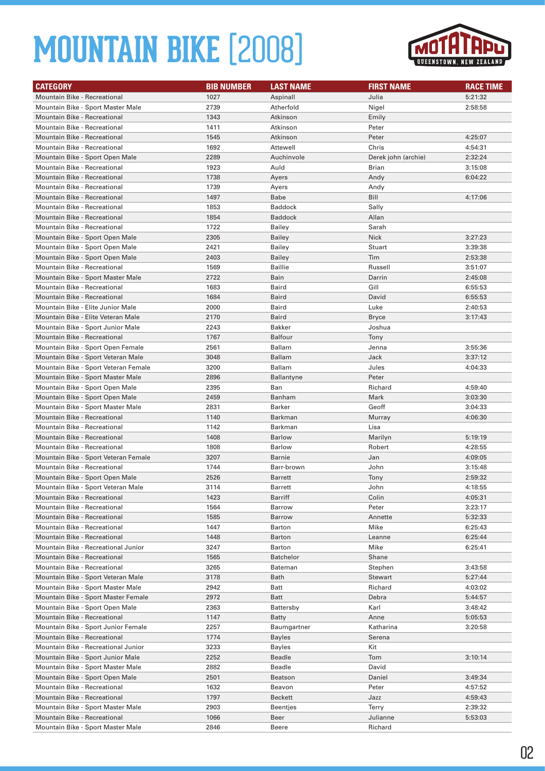# MOUNTAIN BIKE [2008]

MOTATAPU QUEENSTOWN, NEW ZEALAND

| CATEGORY | BIB NUMBER | LAST NAME | FIRST NAME | RACE TIME |
|---|---|---|---|---|
| Mountain Bike - Recreational | 1027 | Aspinall | Julia | 5:21:32 |
| Mountain Bike - Sport Master Male | 2739 | Atherfold | Nigel | 2:58:58 |
| Mountain Bike - Recreational | 1343 | Atkinson | Emily | |
| Mountain Bike - Recreational | 1411 | Atkinson | Peter | |
| Mountain Bike - Recreational | 1545 | Atkinson | Peter | 4:25:07 |
| Mountain Bike - Recreational | 1692 | Attewell | Chris | 4:54:31 |
| Mountain Bike - Sport Open Male | 2289 | Auchinvole | Derek john (archie) | 2:32:24 |
| Mountain Bike - Recreational | 1923 | Auld | Brian | 3:15:08 |
| Mountain Bike - Recreational | 1738 | Ayers | Andy | 6:04:22 |
| Mountain Bike - Recreational | 1739 | Ayers | Andy | |
| Mountain Bike - Recreational | 1497 | Babe | Bill | 4:17:06 |
| Mountain Bike - Recreational | 1853 | Baddock | Sally | |
| Mountain Bike - Recreational | 1854 | Baddock | Allan | |
| Mountain Bike - Recreational | 1722 | Bailey | Sarah | |
| Mountain Bike - Sport Open Male | 2305 | Bailey | Nick | 3:27:23 |
| Mountain Bike - Sport Open Male | 2421 | Bailey | Stuart | 3:39:38 |
| Mountain Bike - Sport Open Male | 2403 | Bailey | Tim | 2:53:38 |
| Mountain Bike - Recreational | 1569 | Baillie | Russell | 3:51:07 |
| Mountain Bike - Sport Master Male | 2722 | Bain | Darrin | 2:45:08 |
| Mountain Bike - Recreational | 1683 | Baird | Gill | 6:55:53 |
| Mountain Bike - Recreational | 1684 | Baird | David | 6:55:53 |
| Mountain Bike - Elite Junior Male | 2000 | Baird | Luke | 2:40:53 |
| Mountain Bike - Elite Veteran Male | 2170 | Baird | Bryce | 3:17:43 |
| Mountain Bike - Sport Junior Male | 2243 | Bakker | Joshua | |
| Mountain Bike - Recreational | 1767 | Balfour | Tony | |
| Mountain Bike - Sport Open Female | 2561 | Ballam | Jenna | 3:55:36 |
| Mountain Bike - Sport Veteran Male | 3048 | Ballam | Jack | 3:37:12 |
| Mountain Bike - Sport Veteran Female | 3200 | Ballam | Jules | 4:04:33 |
| Mountain Bike - Sport Master Male | 2896 | Ballantyne | Peter | |
| Mountain Bike - Sport Open Male | 2395 | Ban | Richard | 4:59:40 |
| Mountain Bike - Sport Open Male | 2459 | Banham | Mark | 3:03:30 |
| Mountain Bike - Sport Master Male | 2831 | Barker | Geoff | 3:04:33 |
| Mountain Bike - Recreational | 1140 | Barkman | Murray | 4:06:30 |
| Mountain Bike - Recreational | 1142 | Barkman | Lisa | |
| Mountain Bike - Recreational | 1408 | Barlow | Marilyn | 5:19:19 |
| Mountain Bike - Recreational | 1808 | Barlow | Robert | 4:28:55 |
| Mountain Bike - Sport Veteran Female | 3207 | Barnie | Jan | 4:09:05 |
| Mountain Bike - Recreational | 1744 | Barr-brown | John | 3:15:48 |
| Mountain Bike - Sport Open Male | 2526 | Barrett | Tony | 2:59:32 |
| Mountain Bike - Sport Veteran Male | 3114 | Barrett | John | 4:18:55 |
| Mountain Bike - Recreational | 1423 | Barriff | Colin | 4:05:31 |
| Mountain Bike - Recreational | 1564 | Barrow | Peter | 3:23:17 |
| Mountain Bike - Recreational | 1585 | Barrow | Annette | 5:32:33 |
| Mountain Bike - Recreational | 1447 | Barton | Mike | 6:25:43 |
| Mountain Bike - Recreational | 1448 | Barton | Leanne | 6:25:44 |
| Mountain Bike - Recreational Junior | 3247 | Barton | Mike | 6:25:41 |
| Mountain Bike - Recreational | 1565 | Batchelor | Shane | |
| Mountain Bike - Recreational | 3265 | Bateman | Stephen | 3:43:58 |
| Mountain Bike - Sport Veteran Male | 3178 | Bath | Stewart | 5:27:44 |
| Mountain Bike - Sport Master Male | 2942 | Batt | Richard | 4:03:02 |
| Mountain Bike - Sport Master Female | 2972 | Batt | Debra | 5:44:57 |
| Mountain Bike - Sport Open Male | 2363 | Battersby | Karl | 3:48:42 |
| Mountain Bike - Recreational | 1147 | Batty | Anne | 5:05:53 |
| Mountain Bike - Sport Junior Female | 2257 | Baumgartner | Katharina | 3:20:58 |
| Mountain Bike - Recreational | 1774 | Bayles | Serena | |
| Mountain Bike - Recreational Junior | 3233 | Bayles | Kit | |
| Mountain Bike - Sport Junior Male | 2252 | Beadle | Tom | 3:10:14 |
| Mountain Bike - Sport Master Male | 2882 | Beadle | David | |
| Mountain Bike - Sport Open Male | 2501 | Beatson | Daniel | 3:49:34 |
| Mountain Bike - Recreational | 1632 | Beavon | Peter | 4:57:52 |
| Mountain Bike - Recreational | 1797 | Beckett | Jazz | 4:59:43 |
| Mountain Bike - Sport Master Male | 2903 | Beentjes | Terry | 2:39:32 |
| Mountain Bike - Recreational | 1066 | Beer | Julianne | 5:53:03 |
| Mountain Bike - Sport Master Male | 2846 | Beere | Richard | |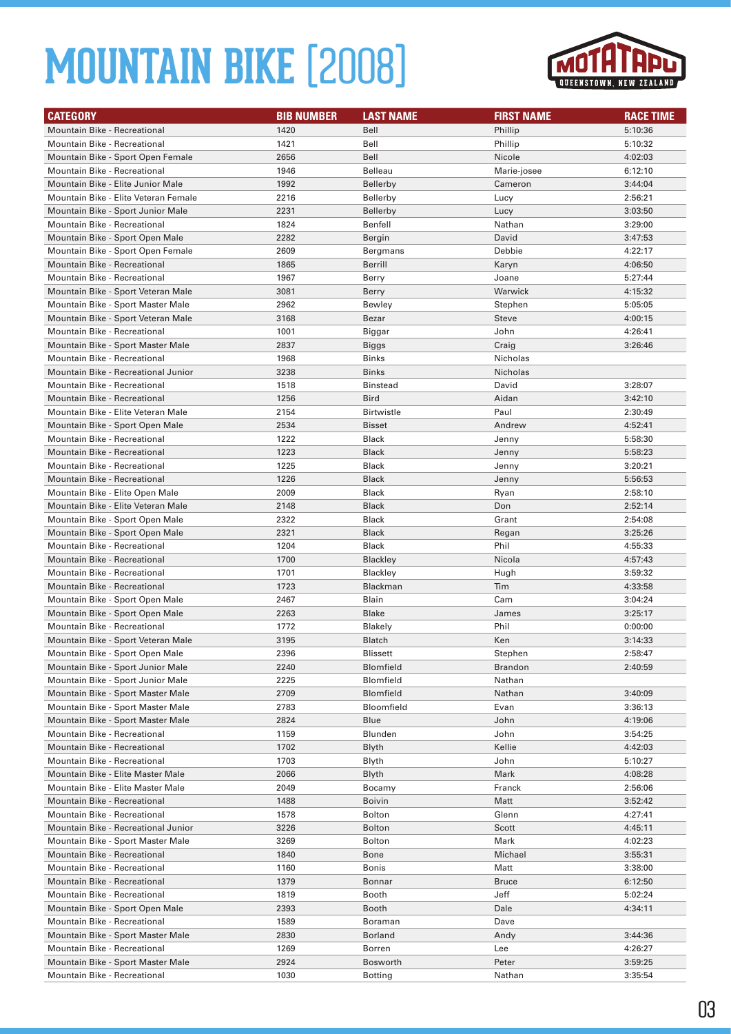# MOUNTAIN BIKE [2008]

| CATEGORY | BIB NUMBER | LAST NAME | FIRST NAME | RACE TIME |
|---|---|---|---|---|
| Mountain Bike - Recreational | 1420 | Bell | Phillip | 5:10:36 |
| Mountain Bike - Recreational | 1421 | Bell | Phillip | 5:10:32 |
| Mountain Bike - Sport Open Female | 2656 | Bell | Nicole | 4:02:03 |
| Mountain Bike - Recreational | 1946 | Belleau | Marie-josee | 6:12:10 |
| Mountain Bike - Elite Junior Male | 1992 | Bellerby | Cameron | 3:44:04 |
| Mountain Bike - Elite Veteran Female | 2216 | Bellerby | Lucy | 2:56:21 |
| Mountain Bike - Sport Junior Male | 2231 | Bellerby | Lucy | 3:03:50 |
| Mountain Bike - Recreational | 1824 | Benfell | Nathan | 3:29:00 |
| Mountain Bike - Sport Open Male | 2282 | Bergin | David | 3:47:53 |
| Mountain Bike - Sport Open Female | 2609 | Bergmans | Debbie | 4:22:17 |
| Mountain Bike - Recreational | 1865 | Berrill | Karyn | 4:06:50 |
| Mountain Bike - Recreational | 1967 | Berry | Joane | 5:27:44 |
| Mountain Bike - Sport Veteran Male | 3081 | Berry | Warwick | 4:15:32 |
| Mountain Bike - Sport Master Male | 2962 | Bewley | Stephen | 5:05:05 |
| Mountain Bike - Sport Veteran Male | 3168 | Bezar | Steve | 4:00:15 |
| Mountain Bike - Recreational | 1001 | Biggar | John | 4:26:41 |
| Mountain Bike - Sport Master Male | 2837 | Biggs | Craig | 3:26:46 |
| Mountain Bike - Recreational | 1968 | Binks | Nicholas | |
| Mountain Bike - Recreational Junior | 3238 | Binks | Nicholas | |
| Mountain Bike - Recreational | 1518 | Binstead | David | 3:28:07 |
| Mountain Bike - Recreational | 1256 | Bird | Aidan | 3:42:10 |
| Mountain Bike - Elite Veteran Male | 2154 | Birtwistle | Paul | 2:30:49 |
| Mountain Bike - Sport Open Male | 2534 | Bisset | Andrew | 4:52:41 |
| Mountain Bike - Recreational | 1222 | Black | Jenny | 5:58:30 |
| Mountain Bike - Recreational | 1223 | Black | Jenny | 5:58:23 |
| Mountain Bike - Recreational | 1225 | Black | Jenny | 3:20:21 |
| Mountain Bike - Recreational | 1226 | Black | Jenny | 5:56:53 |
| Mountain Bike - Elite Open Male | 2009 | Black | Ryan | 2:58:10 |
| Mountain Bike - Elite Veteran Male | 2148 | Black | Don | 2:52:14 |
| Mountain Bike - Sport Open Male | 2322 | Black | Grant | 2:54:08 |
| Mountain Bike - Sport Open Male | 2321 | Black | Regan | 3:25:26 |
| Mountain Bike - Recreational | 1204 | Black | Phil | 4:55:33 |
| Mountain Bike - Recreational | 1700 | Blackley | Nicola | 4:57:43 |
| Mountain Bike - Recreational | 1701 | Blackley | Hugh | 3:59:32 |
| Mountain Bike - Recreational | 1723 | Blackman | Tim | 4:33:58 |
| Mountain Bike - Sport Open Male | 2467 | Blain | Cam | 3:04:24 |
| Mountain Bike - Sport Open Male | 2263 | Blake | James | 3:25:17 |
| Mountain Bike - Recreational | 1772 | Blakely | Phil | 0:00:00 |
| Mountain Bike - Sport Veteran Male | 3195 | Blatch | Ken | 3:14:33 |
| Mountain Bike - Sport Open Male | 2396 | Blissett | Stephen | 2:58:47 |
| Mountain Bike - Sport Junior Male | 2240 | Blomfield | Brandon | 2:40:59 |
| Mountain Bike - Sport Junior Male | 2225 | Blomfield | Nathan | |
| Mountain Bike - Sport Master Male | 2709 | Blomfield | Nathan | 3:40:09 |
| Mountain Bike - Sport Master Male | 2783 | Bloomfield | Evan | 3:36:13 |
| Mountain Bike - Sport Master Male | 2824 | Blue | John | 4:19:06 |
| Mountain Bike - Recreational | 1159 | Blunden | John | 3:54:25 |
| Mountain Bike - Recreational | 1702 | Blyth | Kellie | 4:42:03 |
| Mountain Bike - Recreational | 1703 | Blyth | John | 5:10:27 |
| Mountain Bike - Elite Master Male | 2066 | Blyth | Mark | 4:08:28 |
| Mountain Bike - Elite Master Male | 2049 | Bocamy | Franck | 2:56:06 |
| Mountain Bike - Recreational | 1488 | Boivin | Matt | 3:52:42 |
| Mountain Bike - Recreational | 1578 | Bolton | Glenn | 4:27:41 |
| Mountain Bike - Recreational Junior | 3226 | Bolton | Scott | 4:45:11 |
| Mountain Bike - Sport Master Male | 3269 | Bolton | Mark | 4:02:23 |
| Mountain Bike - Recreational | 1840 | Bone | Michael | 3:55:31 |
| Mountain Bike - Recreational | 1160 | Bonis | Matt | 3:38:00 |
| Mountain Bike - Recreational | 1379 | Bonnar | Bruce | 6:12:50 |
| Mountain Bike - Recreational | 1819 | Booth | Jeff | 5:02:24 |
| Mountain Bike - Sport Open Male | 2393 | Booth | Dale | 4:34:11 |
| Mountain Bike - Recreational | 1589 | Boraman | Dave | |
| Mountain Bike - Sport Master Male | 2830 | Borland | Andy | 3:44:36 |
| Mountain Bike - Recreational | 1269 | Borren | Lee | 4:26:27 |
| Mountain Bike - Sport Master Male | 2924 | Bosworth | Peter | 3:59:25 |
| Mountain Bike - Recreational | 1030 | Botting | Nathan | 3:35:54 |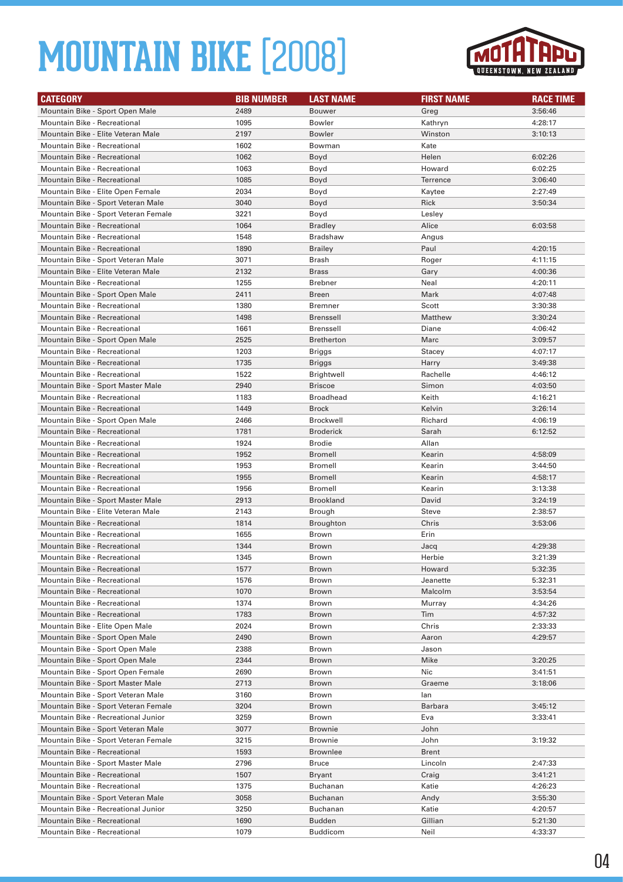# MOUNTAIN BIKE [2008]

| CATEGORY | BIB NUMBER | LAST NAME | FIRST NAME | RACE TIME |
|---|---|---|---|---|
| Mountain Bike - Sport Open Male | 2489 | Bouwer | Greg | 3:56:46 |
| Mountain Bike - Recreational | 1095 | Bowler | Kathryn | 4:28:17 |
| Mountain Bike - Elite Veteran Male | 2197 | Bowler | Winston | 3:10:13 |
| Mountain Bike - Recreational | 1602 | Bowman | Kate | |
| Mountain Bike - Recreational | 1062 | Boyd | Helen | 6:02:26 |
| Mountain Bike - Recreational | 1063 | Boyd | Howard | 6:02:25 |
| Mountain Bike - Recreational | 1085 | Boyd | Terrence | 3:06:40 |
| Mountain Bike - Elite Open Female | 2034 | Boyd | Kaytee | 2:27:49 |
| Mountain Bike - Sport Veteran Male | 3040 | Boyd | Rick | 3:50:34 |
| Mountain Bike - Sport Veteran Female | 3221 | Boyd | Lesley | |
| Mountain Bike - Recreational | 1064 | Bradley | Alice | 6:03:58 |
| Mountain Bike - Recreational | 1548 | Bradshaw | Angus | |
| Mountain Bike - Recreational | 1890 | Brailey | Paul | 4:20:15 |
| Mountain Bike - Sport Veteran Male | 3071 | Brash | Roger | 4:11:15 |
| Mountain Bike - Elite Veteran Male | 2132 | Brass | Gary | 4:00:36 |
| Mountain Bike - Recreational | 1255 | Brebner | Neal | 4:20:11 |
| Mountain Bike - Sport Open Male | 2411 | Breen | Mark | 4:07:48 |
| Mountain Bike - Recreational | 1380 | Bremner | Scott | 3:30:38 |
| Mountain Bike - Recreational | 1498 | Brenssell | Matthew | 3:30:24 |
| Mountain Bike - Recreational | 1661 | Brenssell | Diane | 4:06:42 |
| Mountain Bike - Sport Open Male | 2525 | Bretherton | Marc | 3:09:57 |
| Mountain Bike - Recreational | 1203 | Briggs | Stacey | 4:07:17 |
| Mountain Bike - Recreational | 1735 | Briggs | Harry | 3:49:38 |
| Mountain Bike - Recreational | 1522 | Brightwell | Rachelle | 4:46:12 |
| Mountain Bike - Sport Master Male | 2940 | Briscoe | Simon | 4:03:50 |
| Mountain Bike - Recreational | 1183 | Broadhead | Keith | 4:16:21 |
| Mountain Bike - Recreational | 1449 | Brock | Kelvin | 3:26:14 |
| Mountain Bike - Sport Open Male | 2466 | Brockwell | Richard | 4:06:19 |
| Mountain Bike - Recreational | 1781 | Broderick | Sarah | 6:12:52 |
| Mountain Bike - Recreational | 1924 | Brodie | Allan | |
| Mountain Bike - Recreational | 1952 | Bromell | Kearin | 4:58:09 |
| Mountain Bike - Recreational | 1953 | Bromell | Kearin | 3:44:50 |
| Mountain Bike - Recreational | 1955 | Bromell | Kearin | 4:58:17 |
| Mountain Bike - Recreational | 1956 | Bromell | Kearin | 3:13:38 |
| Mountain Bike - Sport Master Male | 2913 | Brookland | David | 3:24:19 |
| Mountain Bike - Elite Veteran Male | 2143 | Brough | Steve | 2:38:57 |
| Mountain Bike - Recreational | 1814 | Broughton | Chris | 3:53:06 |
| Mountain Bike - Recreational | 1655 | Brown | Erin | |
| Mountain Bike - Recreational | 1344 | Brown | Jacq | 4:29:38 |
| Mountain Bike - Recreational | 1345 | Brown | Herbie | 3:21:39 |
| Mountain Bike - Recreational | 1577 | Brown | Howard | 5:32:35 |
| Mountain Bike - Recreational | 1576 | Brown | Jeanette | 5:32:31 |
| Mountain Bike - Recreational | 1070 | Brown | Malcolm | 3:53:54 |
| Mountain Bike - Recreational | 1374 | Brown | Murray | 4:34:26 |
| Mountain Bike - Recreational | 1783 | Brown | Tim | 4:57:32 |
| Mountain Bike - Elite Open Male | 2024 | Brown | Chris | 2:33:33 |
| Mountain Bike - Sport Open Male | 2490 | Brown | Aaron | 4:29:57 |
| Mountain Bike - Sport Open Male | 2388 | Brown | Jason | |
| Mountain Bike - Sport Open Male | 2344 | Brown | Mike | 3:20:25 |
| Mountain Bike - Sport Open Female | 2690 | Brown | Nic | 3:41:51 |
| Mountain Bike - Sport Master Male | 2713 | Brown | Graeme | 3:18:06 |
| Mountain Bike - Sport Veteran Male | 3160 | Brown | Ian | |
| Mountain Bike - Sport Veteran Female | 3204 | Brown | Barbara | 3:45:12 |
| Mountain Bike - Recreational Junior | 3259 | Brown | Eva | 3:33:41 |
| Mountain Bike - Sport Veteran Male | 3077 | Brownie | John | |
| Mountain Bike - Sport Veteran Female | 3215 | Brownie | John | 3:19:32 |
| Mountain Bike - Recreational | 1593 | Brownlee | Brent | |
| Mountain Bike - Sport Master Male | 2796 | Bruce | Lincoln | 2:47:33 |
| Mountain Bike - Recreational | 1507 | Bryant | Craig | 3:41:21 |
| Mountain Bike - Recreational | 1375 | Buchanan | Katie | 4:26:23 |
| Mountain Bike - Sport Veteran Male | 3058 | Buchanan | Andy | 3:55:30 |
| Mountain Bike - Recreational Junior | 3250 | Buchanan | Katie | 4:20:57 |
| Mountain Bike - Recreational | 1690 | Budden | Gillian | 5:21:30 |
| Mountain Bike - Recreational | 1079 | Buddicom | Neil | 4:33:37 |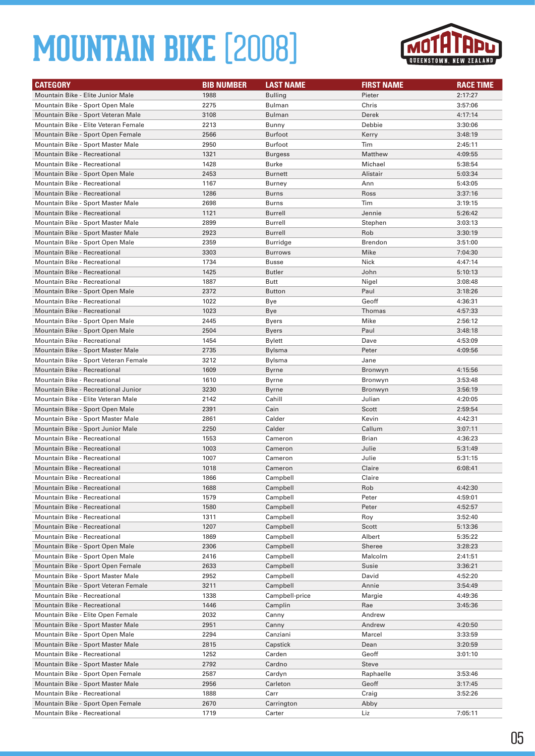# MOUNTAIN BIKE [2008]

| CATEGORY | BIB NUMBER | LAST NAME | FIRST NAME | RACE TIME |
|---|---|---|---|---|
| Mountain Bike - Elite Junior Male | 1988 | Bulling | Pieter | 2:17:27 |
| Mountain Bike - Sport Open Male | 2275 | Bulman | Chris | 3:57:06 |
| Mountain Bike - Sport Veteran Male | 3108 | Bulman | Derek | 4:17:14 |
| Mountain Bike - Elite Veteran Female | 2213 | Bunny | Debbie | 3:30:06 |
| Mountain Bike - Sport Open Female | 2566 | Burfoot | Kerry | 3:48:19 |
| Mountain Bike - Sport Master Male | 2950 | Burfoot | Tim | 2:45:11 |
| Mountain Bike - Recreational | 1321 | Burgess | Matthew | 4:09:55 |
| Mountain Bike - Recreational | 1428 | Burke | Michael | 5:38:54 |
| Mountain Bike - Sport Open Male | 2453 | Burnett | Alistair | 5:03:34 |
| Mountain Bike - Recreational | 1167 | Burney | Ann | 5:43:05 |
| Mountain Bike - Recreational | 1286 | Burns | Ross | 3:37:16 |
| Mountain Bike - Sport Master Male | 2698 | Burns | Tim | 3:19:15 |
| Mountain Bike - Recreational | 1121 | Burrell | Jennie | 5:26:42 |
| Mountain Bike - Sport Master Male | 2899 | Burrell | Stephen | 3:03:13 |
| Mountain Bike - Sport Master Male | 2923 | Burrell | Rob | 3:30:19 |
| Mountain Bike - Sport Open Male | 2359 | Burridge | Brendon | 3:51:00 |
| Mountain Bike - Recreational | 3303 | Burrows | Mike | 7:04:30 |
| Mountain Bike - Recreational | 1734 | Busse | Nick | 4:47:14 |
| Mountain Bike - Recreational | 1425 | Butler | John | 5:10:13 |
| Mountain Bike - Recreational | 1887 | Butt | Nigel | 3:08:48 |
| Mountain Bike - Sport Open Male | 2372 | Button | Paul | 3:18:26 |
| Mountain Bike - Recreational | 1022 | Bye | Geoff | 4:36:31 |
| Mountain Bike - Recreational | 1023 | Bye | Thomas | 4:57:33 |
| Mountain Bike - Sport Open Male | 2445 | Byers | Mike | 2:56:12 |
| Mountain Bike - Sport Open Male | 2504 | Byers | Paul | 3:48:18 |
| Mountain Bike - Recreational | 1454 | Bylett | Dave | 4:53:09 |
| Mountain Bike - Sport Master Male | 2735 | Bylsma | Peter | 4:09:56 |
| Mountain Bike - Sport Veteran Female | 3212 | Bylsma | Jane | |
| Mountain Bike - Recreational | 1609 | Byrne | Bronwyn | 4:15:56 |
| Mountain Bike - Recreational | 1610 | Byrne | Bronwyn | 3:53:48 |
| Mountain Bike - Recreational Junior | 3230 | Byrne | Bronwyn | 3:56:19 |
| Mountain Bike - Elite Veteran Male | 2142 | Cahill | Julian | 4:20:05 |
| Mountain Bike - Sport Open Male | 2391 | Cain | Scott | 2:59:54 |
| Mountain Bike - Sport Master Male | 2861 | Calder | Kevin | 4:42:31 |
| Mountain Bike - Sport Junior Male | 2250 | Calder | Callum | 3:07:11 |
| Mountain Bike - Recreational | 1553 | Cameron | Brian | 4:36:23 |
| Mountain Bike - Recreational | 1003 | Cameron | Julie | 5:31:49 |
| Mountain Bike - Recreational | 1007 | Cameron | Julie | 5:31:15 |
| Mountain Bike - Recreational | 1018 | Cameron | Claire | 6:08:41 |
| Mountain Bike - Recreational | 1866 | Campbell | Claire | |
| Mountain Bike - Recreational | 1688 | Campbell | Rob | 4:42:30 |
| Mountain Bike - Recreational | 1579 | Campbell | Peter | 4:59:01 |
| Mountain Bike - Recreational | 1580 | Campbell | Peter | 4:52:57 |
| Mountain Bike - Recreational | 1311 | Campbell | Roy | 3:52:40 |
| Mountain Bike - Recreational | 1207 | Campbell | Scott | 5:13:36 |
| Mountain Bike - Recreational | 1869 | Campbell | Albert | 5:35:22 |
| Mountain Bike - Sport Open Male | 2306 | Campbell | Sheree | 3:28:23 |
| Mountain Bike - Sport Open Male | 2416 | Campbell | Malcolm | 2:41:51 |
| Mountain Bike - Sport Open Female | 2633 | Campbell | Susie | 3:36:21 |
| Mountain Bike - Sport Master Male | 2952 | Campbell | David | 4:52:20 |
| Mountain Bike - Sport Veteran Female | 3211 | Campbell | Annie | 3:54:49 |
| Mountain Bike - Recreational | 1338 | Campbell-price | Margie | 4:49:36 |
| Mountain Bike - Recreational | 1446 | Camplin | Rae | 3:45:36 |
| Mountain Bike - Elite Open Female | 2032 | Canny | Andrew | |
| Mountain Bike - Sport Master Male | 2951 | Canny | Andrew | 4:20:50 |
| Mountain Bike - Sport Open Male | 2294 | Canziani | Marcel | 3:33:59 |
| Mountain Bike - Sport Master Male | 2815 | Capstick | Dean | 3:20:59 |
| Mountain Bike - Recreational | 1252 | Carden | Geoff | 3:01:10 |
| Mountain Bike - Sport Master Male | 2792 | Cardno | Steve | |
| Mountain Bike - Sport Open Female | 2587 | Cardyn | Raphaelle | 3:53:46 |
| Mountain Bike - Sport Master Male | 2956 | Carleton | Geoff | 3:17:45 |
| Mountain Bike - Recreational | 1888 | Carr | Craig | 3:52:26 |
| Mountain Bike - Sport Open Female | 2670 | Carrington | Abby | |
| Mountain Bike - Recreational | 1719 | Carter | Liz | 7:05:11 |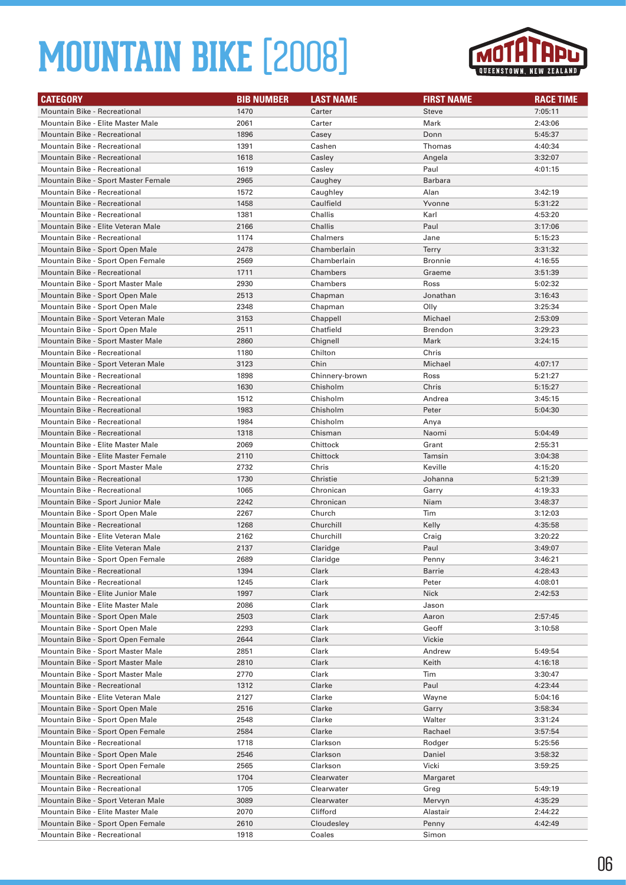# MOUNTAIN BIKE [2008]

| CATEGORY | BIB NUMBER | LAST NAME | FIRST NAME | RACE TIME |
|---|---|---|---|---|
| Mountain Bike - Recreational | 1470 | Carter | Steve | 7:05:11 |
| Mountain Bike - Elite Master Male | 2061 | Carter | Mark | 2:43:06 |
| Mountain Bike - Recreational | 1896 | Casey | Donn | 5:45:37 |
| Mountain Bike - Recreational | 1391 | Cashen | Thomas | 4:40:34 |
| Mountain Bike - Recreational | 1618 | Casley | Angela | 3:32:07 |
| Mountain Bike - Recreational | 1619 | Casley | Paul | 4:01:15 |
| Mountain Bike - Sport Master Female | 2965 | Caughey | Barbara | |
| Mountain Bike - Recreational | 1572 | Caughley | Alan | 3:42:19 |
| Mountain Bike - Recreational | 1458 | Caulfield | Yvonne | 5:31:22 |
| Mountain Bike - Recreational | 1381 | Challis | Karl | 4:53:20 |
| Mountain Bike - Elite Veteran Male | 2166 | Challis | Paul | 3:17:06 |
| Mountain Bike - Recreational | 1174 | Chalmers | Jane | 5:15:23 |
| Mountain Bike - Sport Open Male | 2478 | Chamberlain | Terry | 3:31:32 |
| Mountain Bike - Sport Open Female | 2569 | Chamberlain | Bronnie | 4:16:55 |
| Mountain Bike - Recreational | 1711 | Chambers | Graeme | 3:51:39 |
| Mountain Bike - Sport Master Male | 2930 | Chambers | Ross | 5:02:32 |
| Mountain Bike - Sport Open Male | 2513 | Chapman | Jonathan | 3:16:43 |
| Mountain Bike - Sport Open Male | 2348 | Chapman | Olly | 3:25:34 |
| Mountain Bike - Sport Veteran Male | 3153 | Chappell | Michael | 2:53:09 |
| Mountain Bike - Sport Open Male | 2511 | Chatfield | Brendon | 3:29:23 |
| Mountain Bike - Sport Master Male | 2860 | Chignell | Mark | 3:24:15 |
| Mountain Bike - Recreational | 1180 | Chilton | Chris | |
| Mountain Bike - Sport Veteran Male | 3123 | Chin | Michael | 4:07:17 |
| Mountain Bike - Recreational | 1898 | Chinnery-brown | Ross | 5:21:27 |
| Mountain Bike - Recreational | 1630 | Chisholm | Chris | 5:15:27 |
| Mountain Bike - Recreational | 1512 | Chisholm | Andrea | 3:45:15 |
| Mountain Bike - Recreational | 1983 | Chisholm | Peter | 5:04:30 |
| Mountain Bike - Recreational | 1984 | Chisholm | Anya | |
| Mountain Bike - Recreational | 1318 | Chisman | Naomi | 5:04:49 |
| Mountain Bike - Elite Master Male | 2069 | Chittock | Grant | 2:55:31 |
| Mountain Bike - Elite Master Female | 2110 | Chittock | Tamsin | 3:04:38 |
| Mountain Bike - Sport Master Male | 2732 | Chris | Keville | 4:15:20 |
| Mountain Bike - Recreational | 1730 | Christie | Johanna | 5:21:39 |
| Mountain Bike - Recreational | 1065 | Chronican | Garry | 4:19:33 |
| Mountain Bike - Sport Junior Male | 2242 | Chronican | Niam | 3:48:37 |
| Mountain Bike - Sport Open Male | 2267 | Church | Tim | 3:12:03 |
| Mountain Bike - Recreational | 1268 | Churchill | Kelly | 4:35:58 |
| Mountain Bike - Elite Veteran Male | 2162 | Churchill | Craig | 3:20:22 |
| Mountain Bike - Elite Veteran Male | 2137 | Claridge | Paul | 3:49:07 |
| Mountain Bike - Sport Open Female | 2689 | Claridge | Penny | 3:46:21 |
| Mountain Bike - Recreational | 1394 | Clark | Barrie | 4:28:43 |
| Mountain Bike - Recreational | 1245 | Clark | Peter | 4:08:01 |
| Mountain Bike - Elite Junior Male | 1997 | Clark | Nick | 2:42:53 |
| Mountain Bike - Elite Master Male | 2086 | Clark | Jason | |
| Mountain Bike - Sport Open Male | 2503 | Clark | Aaron | 2:57:45 |
| Mountain Bike - Sport Open Male | 2293 | Clark | Geoff | 3:10:58 |
| Mountain Bike - Sport Open Female | 2644 | Clark | Vickie | |
| Mountain Bike - Sport Master Male | 2851 | Clark | Andrew | 5:49:54 |
| Mountain Bike - Sport Master Male | 2810 | Clark | Keith | 4:16:18 |
| Mountain Bike - Sport Master Male | 2770 | Clark | Tim | 3:30:47 |
| Mountain Bike - Recreational | 1312 | Clarke | Paul | 4:23:44 |
| Mountain Bike - Elite Veteran Male | 2127 | Clarke | Wayne | 5:04:16 |
| Mountain Bike - Sport Open Male | 2516 | Clarke | Garry | 3:58:34 |
| Mountain Bike - Sport Open Male | 2548 | Clarke | Walter | 3:31:24 |
| Mountain Bike - Sport Open Female | 2584 | Clarke | Rachael | 3:57:54 |
| Mountain Bike - Recreational | 1718 | Clarkson | Rodger | 5:25:56 |
| Mountain Bike - Sport Open Male | 2546 | Clarkson | Daniel | 3:58:32 |
| Mountain Bike - Sport Open Female | 2565 | Clarkson | Vicki | 3:59:25 |
| Mountain Bike - Recreational | 1704 | Clearwater | Margaret | |
| Mountain Bike - Recreational | 1705 | Clearwater | Greg | 5:49:19 |
| Mountain Bike - Sport Veteran Male | 3089 | Clearwater | Mervyn | 4:35:29 |
| Mountain Bike - Elite Master Male | 2070 | Clifford | Alastair | 2:44:22 |
| Mountain Bike - Sport Open Female | 2610 | Cloudesley | Penny | 4:42:49 |
| Mountain Bike - Recreational | 1918 | Coales | Simon | |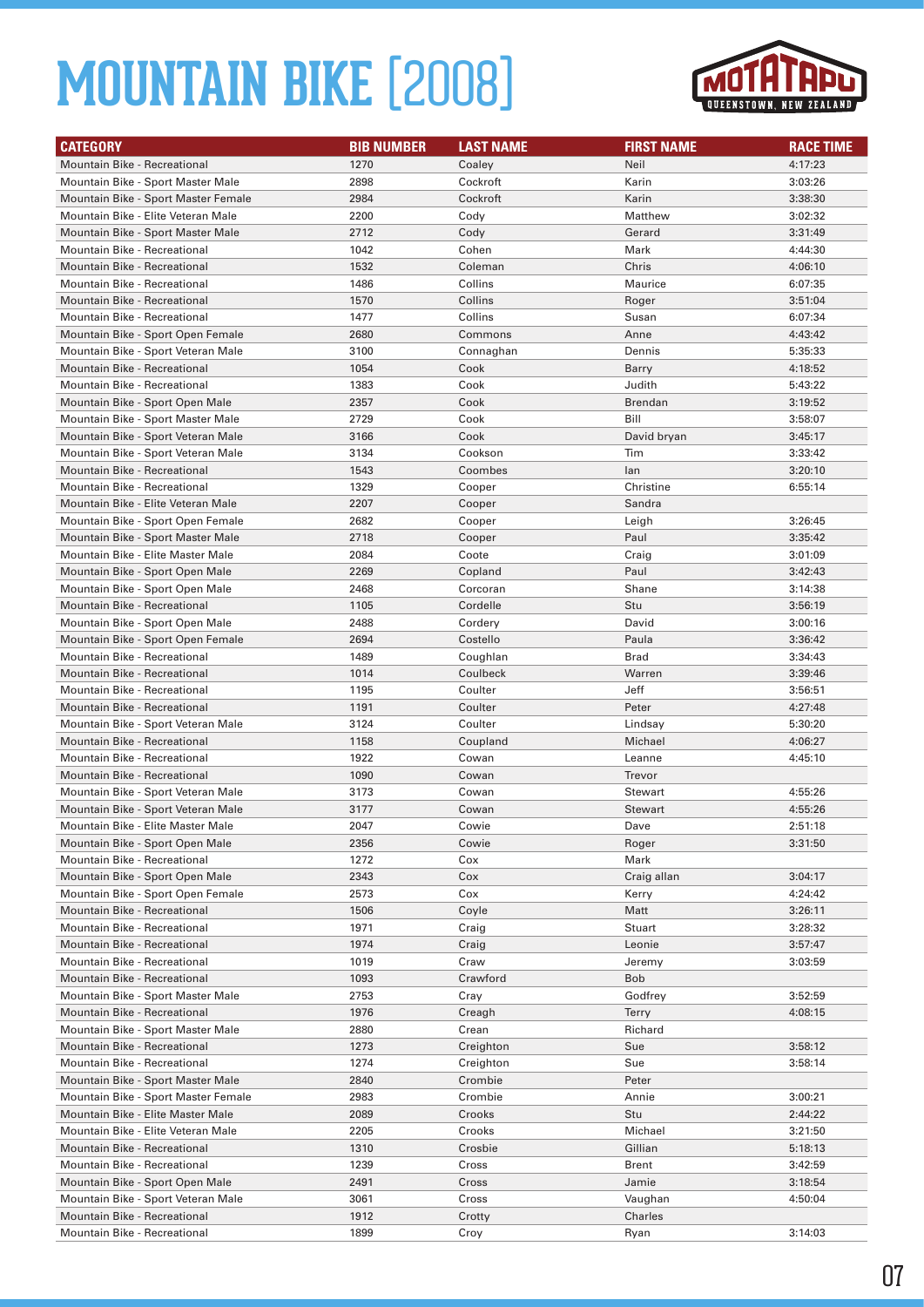# MOUNTAIN BIKE [2008]

MOTATAPU QUEENSTOWN, NEW ZEALAND

| CATEGORY | BIB NUMBER | LAST NAME | FIRST NAME | RACE TIME |
|---|---|---|---|---|
| Mountain Bike - Recreational | 1270 | Coaley | Neil | 4:17:23 |
| Mountain Bike - Sport Master Male | 2898 | Cockroft | Karin | 3:03:26 |
| Mountain Bike - Sport Master Female | 2984 | Cockroft | Karin | 3:38:30 |
| Mountain Bike - Elite Veteran Male | 2200 | Cody | Matthew | 3:02:32 |
| Mountain Bike - Sport Master Male | 2712 | Cody | Gerard | 3:31:49 |
| Mountain Bike - Recreational | 1042 | Cohen | Mark | 4:44:30 |
| Mountain Bike - Recreational | 1532 | Coleman | Chris | 4:06:10 |
| Mountain Bike - Recreational | 1486 | Collins | Maurice | 6:07:35 |
| Mountain Bike - Recreational | 1570 | Collins | Roger | 3:51:04 |
| Mountain Bike - Recreational | 1477 | Collins | Susan | 6:07:34 |
| Mountain Bike - Sport Open Female | 2680 | Commons | Anne | 4:43:42 |
| Mountain Bike - Sport Veteran Male | 3100 | Connaghan | Dennis | 5:35:33 |
| Mountain Bike - Recreational | 1054 | Cook | Barry | 4:18:52 |
| Mountain Bike - Recreational | 1383 | Cook | Judith | 5:43:22 |
| Mountain Bike - Sport Open Male | 2357 | Cook | Brendan | 3:19:52 |
| Mountain Bike - Sport Master Male | 2729 | Cook | Bill | 3:58:07 |
| Mountain Bike - Sport Veteran Male | 3166 | Cook | David bryan | 3:45:17 |
| Mountain Bike - Sport Veteran Male | 3134 | Cookson | Tim | 3:33:42 |
| Mountain Bike - Recreational | 1543 | Coombes | Ian | 3:20:10 |
| Mountain Bike - Recreational | 1329 | Cooper | Christine | 6:55:14 |
| Mountain Bike - Elite Veteran Male | 2207 | Cooper | Sandra | |
| Mountain Bike - Sport Open Female | 2682 | Cooper | Leigh | 3:26:45 |
| Mountain Bike - Sport Master Male | 2718 | Cooper | Paul | 3:35:42 |
| Mountain Bike - Elite Master Male | 2084 | Coote | Craig | 3:01:09 |
| Mountain Bike - Sport Open Male | 2269 | Copland | Paul | 3:42:43 |
| Mountain Bike - Sport Open Male | 2468 | Corcoran | Shane | 3:14:38 |
| Mountain Bike - Recreational | 1105 | Cordelle | Stu | 3:56:19 |
| Mountain Bike - Sport Open Male | 2488 | Cordery | David | 3:00:16 |
| Mountain Bike - Sport Open Female | 2694 | Costello | Paula | 3:36:42 |
| Mountain Bike - Recreational | 1489 | Coughlan | Brad | 3:34:43 |
| Mountain Bike - Recreational | 1014 | Coulbeck | Warren | 3:39:46 |
| Mountain Bike - Recreational | 1195 | Coulter | Jeff | 3:56:51 |
| Mountain Bike - Recreational | 1191 | Coulter | Peter | 4:27:48 |
| Mountain Bike - Sport Veteran Male | 3124 | Coulter | Lindsay | 5:30:20 |
| Mountain Bike - Recreational | 1158 | Coupland | Michael | 4:06:27 |
| Mountain Bike - Recreational | 1922 | Cowan | Leanne | 4:45:10 |
| Mountain Bike - Recreational | 1090 | Cowan | Trevor | |
| Mountain Bike - Sport Veteran Male | 3173 | Cowan | Stewart | 4:55:26 |
| Mountain Bike - Sport Veteran Male | 3177 | Cowan | Stewart | 4:55:26 |
| Mountain Bike - Elite Master Male | 2047 | Cowie | Dave | 2:51:18 |
| Mountain Bike - Sport Open Male | 2356 | Cowie | Roger | 3:31:50 |
| Mountain Bike - Recreational | 1272 | Cox | Mark | |
| Mountain Bike - Sport Open Male | 2343 | Cox | Craig allan | 3:04:17 |
| Mountain Bike - Sport Open Female | 2573 | Cox | Kerry | 4:24:42 |
| Mountain Bike - Recreational | 1506 | Coyle | Matt | 3:26:11 |
| Mountain Bike - Recreational | 1971 | Craig | Stuart | 3:28:32 |
| Mountain Bike - Recreational | 1974 | Craig | Leonie | 3:57:47 |
| Mountain Bike - Recreational | 1019 | Craw | Jeremy | 3:03:59 |
| Mountain Bike - Recreational | 1093 | Crawford | Bob | |
| Mountain Bike - Sport Master Male | 2753 | Cray | Godfrey | 3:52:59 |
| Mountain Bike - Recreational | 1976 | Creagh | Terry | 4:08:15 |
| Mountain Bike - Sport Master Male | 2880 | Crean | Richard | |
| Mountain Bike - Recreational | 1273 | Creighton | Sue | 3:58:12 |
| Mountain Bike - Recreational | 1274 | Creighton | Sue | 3:58:14 |
| Mountain Bike - Sport Master Male | 2840 | Crombie | Peter | |
| Mountain Bike - Sport Master Female | 2983 | Crombie | Annie | 3:00:21 |
| Mountain Bike - Elite Master Male | 2089 | Crooks | Stu | 2:44:22 |
| Mountain Bike - Elite Veteran Male | 2205 | Crooks | Michael | 3:21:50 |
| Mountain Bike - Recreational | 1310 | Crosbie | Gillian | 5:18:13 |
| Mountain Bike - Recreational | 1239 | Cross | Brent | 3:42:59 |
| Mountain Bike - Sport Open Male | 2491 | Cross | Jamie | 3:18:54 |
| Mountain Bike - Sport Veteran Male | 3061 | Cross | Vaughan | 4:50:04 |
| Mountain Bike - Recreational | 1912 | Crotty | Charles | |
| Mountain Bike - Recreational | 1899 | Croy | Ryan | 3:14:03 |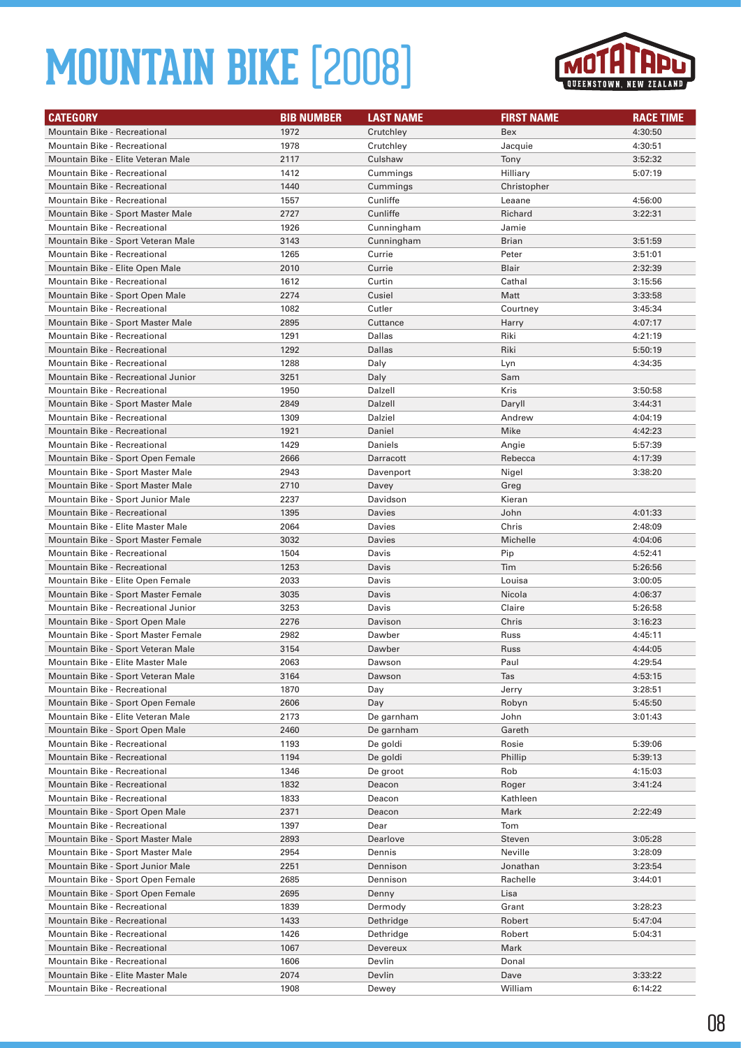# MOUNTAIN BIKE [2008]

| CATEGORY | BIB NUMBER | LAST NAME | FIRST NAME | RACE TIME |
|---|---|---|---|---|
| Mountain Bike - Recreational | 1972 | Crutchley | Bex | 4:30:50 |
| Mountain Bike - Recreational | 1978 | Crutchley | Jacquie | 4:30:51 |
| Mountain Bike - Elite Veteran Male | 2117 | Culshaw | Tony | 3:52:32 |
| Mountain Bike - Recreational | 1412 | Cummings | Hilliary | 5:07:19 |
| Mountain Bike - Recreational | 1440 | Cummings | Christopher | |
| Mountain Bike - Recreational | 1557 | Cunliffe | Leaane | 4:56:00 |
| Mountain Bike - Sport Master Male | 2727 | Cunliffe | Richard | 3:22:31 |
| Mountain Bike - Recreational | 1926 | Cunningham | Jamie | |
| Mountain Bike - Sport Veteran Male | 3143 | Cunningham | Brian | 3:51:59 |
| Mountain Bike - Recreational | 1265 | Currie | Peter | 3:51:01 |
| Mountain Bike - Elite Open Male | 2010 | Currie | Blair | 2:32:39 |
| Mountain Bike - Recreational | 1612 | Curtin | Cathal | 3:15:56 |
| Mountain Bike - Sport Open Male | 2274 | Cusiel | Matt | 3:33:58 |
| Mountain Bike - Recreational | 1082 | Cutler | Courtney | 3:45:34 |
| Mountain Bike - Sport Master Male | 2895 | Cuttance | Harry | 4:07:17 |
| Mountain Bike - Recreational | 1291 | Dallas | Riki | 4:21:19 |
| Mountain Bike - Recreational | 1292 | Dallas | Riki | 5:50:19 |
| Mountain Bike - Recreational | 1288 | Daly | Lyn | 4:34:35 |
| Mountain Bike - Recreational Junior | 3251 | Daly | Sam | |
| Mountain Bike - Recreational | 1950 | Dalzell | Kris | 3:50:58 |
| Mountain Bike - Sport Master Male | 2849 | Dalzell | Daryll | 3:44:31 |
| Mountain Bike - Recreational | 1309 | Dalziel | Andrew | 4:04:19 |
| Mountain Bike - Recreational | 1921 | Daniel | Mike | 4:42:23 |
| Mountain Bike - Recreational | 1429 | Daniels | Angie | 5:57:39 |
| Mountain Bike - Sport Open Female | 2666 | Darracott | Rebecca | 4:17:39 |
| Mountain Bike - Sport Master Male | 2943 | Davenport | Nigel | 3:38:20 |
| Mountain Bike - Sport Master Male | 2710 | Davey | Greg | |
| Mountain Bike - Sport Junior Male | 2237 | Davidson | Kieran | |
| Mountain Bike - Recreational | 1395 | Davies | John | 4:01:33 |
| Mountain Bike - Elite Master Male | 2064 | Davies | Chris | 2:48:09 |
| Mountain Bike - Sport Master Female | 3032 | Davies | Michelle | 4:04:06 |
| Mountain Bike - Recreational | 1504 | Davis | Pip | 4:52:41 |
| Mountain Bike - Recreational | 1253 | Davis | Tim | 5:26:56 |
| Mountain Bike - Elite Open Female | 2033 | Davis | Louisa | 3:00:05 |
| Mountain Bike - Sport Master Female | 3035 | Davis | Nicola | 4:06:37 |
| Mountain Bike - Recreational Junior | 3253 | Davis | Claire | 5:26:58 |
| Mountain Bike - Sport Open Male | 2276 | Davison | Chris | 3:16:23 |
| Mountain Bike - Sport Master Female | 2982 | Dawber | Russ | 4:45:11 |
| Mountain Bike - Sport Veteran Male | 3154 | Dawber | Russ | 4:44:05 |
| Mountain Bike - Elite Master Male | 2063 | Dawson | Paul | 4:29:54 |
| Mountain Bike - Sport Veteran Male | 3164 | Dawson | Tas | 4:53:15 |
| Mountain Bike - Recreational | 1870 | Day | Jerry | 3:28:51 |
| Mountain Bike - Sport Open Female | 2606 | Day | Robyn | 5:45:50 |
| Mountain Bike - Elite Veteran Male | 2173 | De garnham | John | 3:01:43 |
| Mountain Bike - Sport Open Male | 2460 | De garnham | Gareth | |
| Mountain Bike - Recreational | 1193 | De goldi | Rosie | 5:39:06 |
| Mountain Bike - Recreational | 1194 | De goldi | Phillip | 5:39:13 |
| Mountain Bike - Recreational | 1346 | De groot | Rob | 4:15:03 |
| Mountain Bike - Recreational | 1832 | Deacon | Roger | 3:41:24 |
| Mountain Bike - Recreational | 1833 | Deacon | Kathleen | |
| Mountain Bike - Sport Open Male | 2371 | Deacon | Mark | 2:22:49 |
| Mountain Bike - Recreational | 1397 | Dear | Tom | |
| Mountain Bike - Sport Master Male | 2893 | Dearlove | Steven | 3:05:28 |
| Mountain Bike - Sport Master Male | 2954 | Dennis | Neville | 3:28:09 |
| Mountain Bike - Sport Junior Male | 2251 | Dennison | Jonathan | 3:23:54 |
| Mountain Bike - Sport Open Female | 2685 | Dennison | Rachelle | 3:44:01 |
| Mountain Bike - Sport Open Female | 2695 | Denny | Lisa | |
| Mountain Bike - Recreational | 1839 | Dermody | Grant | 3:28:23 |
| Mountain Bike - Recreational | 1433 | Dethridge | Robert | 5:47:04 |
| Mountain Bike - Recreational | 1426 | Dethridge | Robert | 5:04:31 |
| Mountain Bike - Recreational | 1067 | Devereux | Mark | |
| Mountain Bike - Recreational | 1606 | Devlin | Donal | |
| Mountain Bike - Elite Master Male | 2074 | Devlin | Dave | 3:33:22 |
| Mountain Bike - Recreational | 1908 | Dewey | William | 6:14:22 |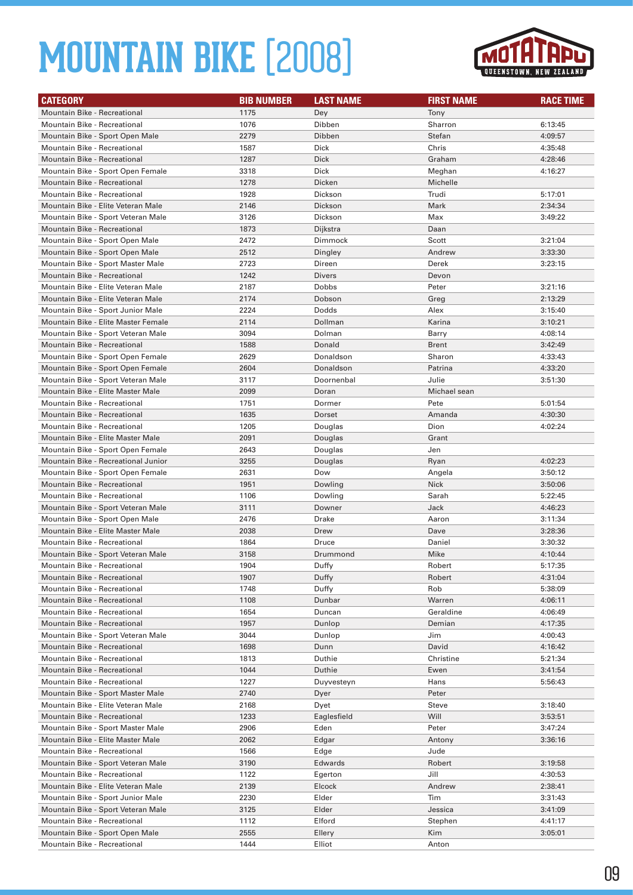# MOUNTAIN BIKE [2008]

| CATEGORY | BIB NUMBER | LAST NAME | FIRST NAME | RACE TIME |
|---|---|---|---|---|
| Mountain Bike - Recreational | 1175 | Dey | Tony | |
| Mountain Bike - Recreational | 1076 | Dibben | Sharron | 6:13:45 |
| Mountain Bike - Sport Open Male | 2279 | Dibben | Stefan | 4:09:57 |
| Mountain Bike - Recreational | 1587 | Dick | Chris | 4:35:48 |
| Mountain Bike - Recreational | 1287 | Dick | Graham | 4:28:46 |
| Mountain Bike - Sport Open Female | 3318 | Dick | Meghan | 4:16:27 |
| Mountain Bike - Recreational | 1278 | Dicken | Michelle | |
| Mountain Bike - Recreational | 1928 | Dickson | Trudi | 5:17:01 |
| Mountain Bike - Elite Veteran Male | 2146 | Dickson | Mark | 2:34:34 |
| Mountain Bike - Sport Veteran Male | 3126 | Dickson | Max | 3:49:22 |
| Mountain Bike - Recreational | 1873 | Dijkstra | Daan | |
| Mountain Bike - Sport Open Male | 2472 | Dimmock | Scott | 3:21:04 |
| Mountain Bike - Sport Open Male | 2512 | Dingley | Andrew | 3:33:30 |
| Mountain Bike - Sport Master Male | 2723 | Direen | Derek | 3:23:15 |
| Mountain Bike - Recreational | 1242 | Divers | Devon | |
| Mountain Bike - Elite Veteran Male | 2187 | Dobbs | Peter | 3:21:16 |
| Mountain Bike - Elite Veteran Male | 2174 | Dobson | Greg | 2:13:29 |
| Mountain Bike - Sport Junior Male | 2224 | Dodds | Alex | 3:15:40 |
| Mountain Bike - Elite Master Female | 2114 | Dollman | Karina | 3:10:21 |
| Mountain Bike - Sport Veteran Male | 3094 | Dolman | Barry | 4:08:14 |
| Mountain Bike - Recreational | 1588 | Donald | Brent | 3:42:49 |
| Mountain Bike - Sport Open Female | 2629 | Donaldson | Sharon | 4:33:43 |
| Mountain Bike - Sport Open Female | 2604 | Donaldson | Patrina | 4:33:20 |
| Mountain Bike - Sport Veteran Male | 3117 | Doornenbal | Julie | 3:51:30 |
| Mountain Bike - Elite Master Male | 2099 | Doran | Michael sean | |
| Mountain Bike - Recreational | 1751 | Dormer | Pete | 5:01:54 |
| Mountain Bike - Recreational | 1635 | Dorset | Amanda | 4:30:30 |
| Mountain Bike - Recreational | 1205 | Douglas | Dion | 4:02:24 |
| Mountain Bike - Elite Master Male | 2091 | Douglas | Grant | |
| Mountain Bike - Sport Open Female | 2643 | Douglas | Jen | |
| Mountain Bike - Recreational Junior | 3255 | Douglas | Ryan | 4:02:23 |
| Mountain Bike - Sport Open Female | 2631 | Dow | Angela | 3:50:12 |
| Mountain Bike - Recreational | 1951 | Dowling | Nick | 3:50:06 |
| Mountain Bike - Recreational | 1106 | Dowling | Sarah | 5:22:45 |
| Mountain Bike - Sport Veteran Male | 3111 | Downer | Jack | 4:46:23 |
| Mountain Bike - Sport Open Male | 2476 | Drake | Aaron | 3:11:34 |
| Mountain Bike - Elite Master Male | 2038 | Drew | Dave | 3:28:36 |
| Mountain Bike - Recreational | 1864 | Druce | Daniel | 3:30:32 |
| Mountain Bike - Sport Veteran Male | 3158 | Drummond | Mike | 4:10:44 |
| Mountain Bike - Recreational | 1904 | Duffy | Robert | 5:17:35 |
| Mountain Bike - Recreational | 1907 | Duffy | Robert | 4:31:04 |
| Mountain Bike - Recreational | 1748 | Duffy | Rob | 5:38:09 |
| Mountain Bike - Recreational | 1108 | Dunbar | Warren | 4:06:11 |
| Mountain Bike - Recreational | 1654 | Duncan | Geraldine | 4:06:49 |
| Mountain Bike - Recreational | 1957 | Dunlop | Demian | 4:17:35 |
| Mountain Bike - Sport Veteran Male | 3044 | Dunlop | Jim | 4:00:43 |
| Mountain Bike - Recreational | 1698 | Dunn | David | 4:16:42 |
| Mountain Bike - Recreational | 1813 | Duthie | Christine | 5:21:34 |
| Mountain Bike - Recreational | 1044 | Duthie | Ewen | 3:41:54 |
| Mountain Bike - Recreational | 1227 | Duyvesteyn | Hans | 5:56:43 |
| Mountain Bike - Sport Master Male | 2740 | Dyer | Peter | |
| Mountain Bike - Elite Veteran Male | 2168 | Dyet | Steve | 3:18:40 |
| Mountain Bike - Recreational | 1233 | Eaglesfield | Will | 3:53:51 |
| Mountain Bike - Sport Master Male | 2906 | Eden | Peter | 3:47:24 |
| Mountain Bike - Elite Master Male | 2062 | Edgar | Antony | 3:36:16 |
| Mountain Bike - Recreational | 1566 | Edge | Jude | |
| Mountain Bike - Sport Veteran Male | 3190 | Edwards | Robert | 3:19:58 |
| Mountain Bike - Recreational | 1122 | Egerton | Jill | 4:30:53 |
| Mountain Bike - Elite Veteran Male | 2139 | Elcock | Andrew | 2:38:41 |
| Mountain Bike - Sport Junior Male | 2230 | Elder | Tim | 3:31:43 |
| Mountain Bike - Sport Veteran Male | 3125 | Elder | Jessica | 3:41:09 |
| Mountain Bike - Recreational | 1112 | Elford | Stephen | 4:41:17 |
| Mountain Bike - Sport Open Male | 2555 | Ellery | Kim | 3:05:01 |
| Mountain Bike - Recreational | 1444 | Elliot | Anton | |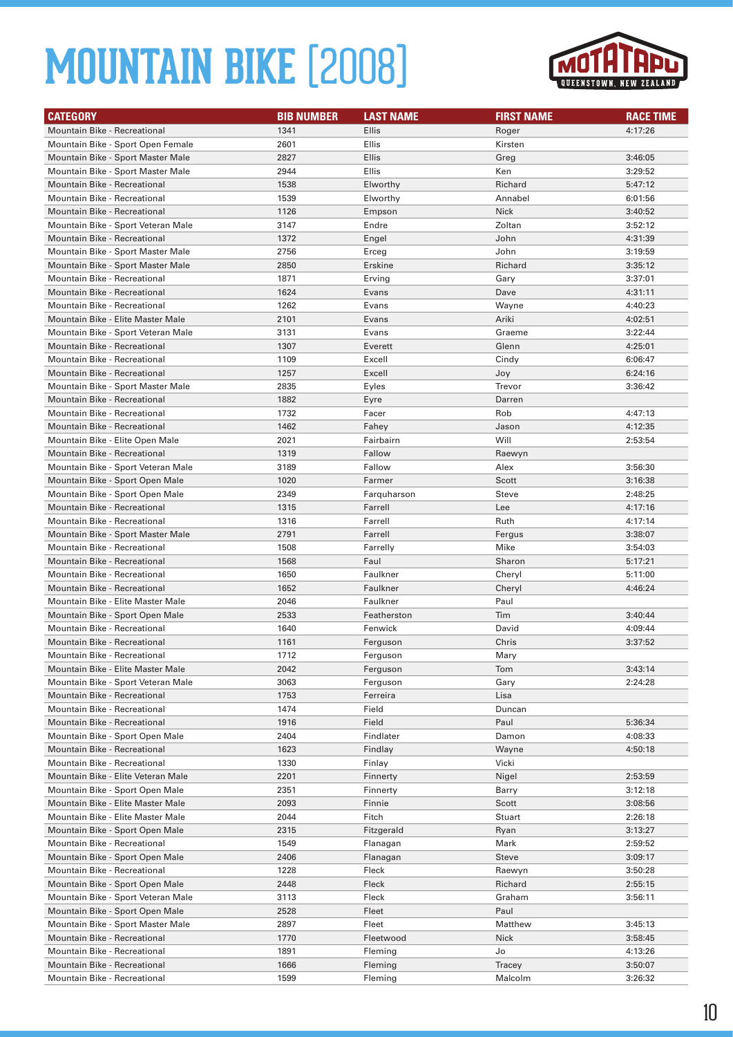# MOUNTAIN BIKE [2008]

| CATEGORY | BIB NUMBER | LAST NAME | FIRST NAME | RACE TIME |
|---|---|---|---|---|
| Mountain Bike - Recreational | 1341 | Ellis | Roger | 4:17:26 |
| Mountain Bike - Sport Open Female | 2601 | Ellis | Kirsten | |
| Mountain Bike - Sport Master Male | 2827 | Ellis | Greg | 3:46:05 |
| Mountain Bike - Sport Master Male | 2944 | Ellis | Ken | 3:29:52 |
| Mountain Bike - Recreational | 1538 | Elworthy | Richard | 5:47:12 |
| Mountain Bike - Recreational | 1539 | Elworthy | Annabel | 6:01:56 |
| Mountain Bike - Recreational | 1126 | Empson | Nick | 3:40:52 |
| Mountain Bike - Sport Veteran Male | 3147 | Endre | Zoltan | 3:52:12 |
| Mountain Bike - Recreational | 1372 | Engel | John | 4:31:39 |
| Mountain Bike - Sport Master Male | 2756 | Erceg | John | 3:19:59 |
| Mountain Bike - Sport Master Male | 2850 | Erskine | Richard | 3:35:12 |
| Mountain Bike - Recreational | 1871 | Erving | Gary | 3:37:01 |
| Mountain Bike - Recreational | 1624 | Evans | Dave | 4:31:11 |
| Mountain Bike - Recreational | 1262 | Evans | Wayne | 4:40:23 |
| Mountain Bike - Elite Master Male | 2101 | Evans | Ariki | 4:02:51 |
| Mountain Bike - Sport Veteran Male | 3131 | Evans | Graeme | 3:22:44 |
| Mountain Bike - Recreational | 1307 | Everett | Glenn | 4:25:01 |
| Mountain Bike - Recreational | 1109 | Excell | Cindy | 6:06:47 |
| Mountain Bike - Recreational | 1257 | Excell | Joy | 6:24:16 |
| Mountain Bike - Sport Master Male | 2835 | Eyles | Trevor | 3:36:42 |
| Mountain Bike - Recreational | 1882 | Eyre | Darren | |
| Mountain Bike - Recreational | 1732 | Facer | Rob | 4:47:13 |
| Mountain Bike - Recreational | 1462 | Fahey | Jason | 4:12:35 |
| Mountain Bike - Elite Open Male | 2021 | Fairbairn | Will | 2:53:54 |
| Mountain Bike - Recreational | 1319 | Fallow | Raewyn | |
| Mountain Bike - Sport Veteran Male | 3189 | Fallow | Alex | 3:56:30 |
| Mountain Bike - Sport Open Male | 1020 | Farmer | Scott | 3:16:38 |
| Mountain Bike - Sport Open Male | 2349 | Farquharson | Steve | 2:48:25 |
| Mountain Bike - Recreational | 1315 | Farrell | Lee | 4:17:16 |
| Mountain Bike - Recreational | 1316 | Farrell | Ruth | 4:17:14 |
| Mountain Bike - Sport Master Male | 2791 | Farrell | Fergus | 3:38:07 |
| Mountain Bike - Recreational | 1508 | Farrelly | Mike | 3:54:03 |
| Mountain Bike - Recreational | 1568 | Faul | Sharon | 5:17:21 |
| Mountain Bike - Recreational | 1650 | Faulkner | Cheryl | 5:11:00 |
| Mountain Bike - Recreational | 1652 | Faulkner | Cheryl | 4:46:24 |
| Mountain Bike - Elite Master Male | 2046 | Faulkner | Paul | |
| Mountain Bike - Sport Open Male | 2533 | Featherston | Tim | 3:40:44 |
| Mountain Bike - Recreational | 1640 | Fenwick | David | 4:09:44 |
| Mountain Bike - Recreational | 1161 | Ferguson | Chris | 3:37:52 |
| Mountain Bike - Recreational | 1712 | Ferguson | Mary | |
| Mountain Bike - Elite Master Male | 2042 | Ferguson | Tom | 3:43:14 |
| Mountain Bike - Sport Veteran Male | 3063 | Ferguson | Gary | 2:24:28 |
| Mountain Bike - Recreational | 1753 | Ferreira | Lisa | |
| Mountain Bike - Recreational | 1474 | Field | Duncan | |
| Mountain Bike - Recreational | 1916 | Field | Paul | 5:36:34 |
| Mountain Bike - Sport Open Male | 2404 | Findlater | Damon | 4:08:33 |
| Mountain Bike - Recreational | 1623 | Findlay | Wayne | 4:50:18 |
| Mountain Bike - Recreational | 1330 | Finlay | Vicki | |
| Mountain Bike - Elite Veteran Male | 2201 | Finnerty | Nigel | 2:53:59 |
| Mountain Bike - Sport Open Male | 2351 | Finnerty | Barry | 3:12:18 |
| Mountain Bike - Elite Master Male | 2093 | Finnie | Scott | 3:08:56 |
| Mountain Bike - Elite Master Male | 2044 | Fitch | Stuart | 2:26:18 |
| Mountain Bike - Sport Open Male | 2315 | Fitzgerald | Ryan | 3:13:27 |
| Mountain Bike - Recreational | 1549 | Flanagan | Mark | 2:59:52 |
| Mountain Bike - Sport Open Male | 2406 | Flanagan | Steve | 3:09:17 |
| Mountain Bike - Recreational | 1228 | Fleck | Raewyn | 3:50:28 |
| Mountain Bike - Sport Open Male | 2448 | Fleck | Richard | 2:55:15 |
| Mountain Bike - Sport Veteran Male | 3113 | Fleck | Graham | 3:56:11 |
| Mountain Bike - Sport Open Male | 2528 | Fleet | Paul | |
| Mountain Bike - Sport Master Male | 2897 | Fleet | Matthew | 3:45:13 |
| Mountain Bike - Recreational | 1770 | Fleetwood | Nick | 3:58:45 |
| Mountain Bike - Recreational | 1891 | Fleming | Jo | 4:13:26 |
| Mountain Bike - Recreational | 1666 | Fleming | Tracey | 3:50:07 |
| Mountain Bike - Recreational | 1599 | Fleming | Malcolm | 3:26:32 |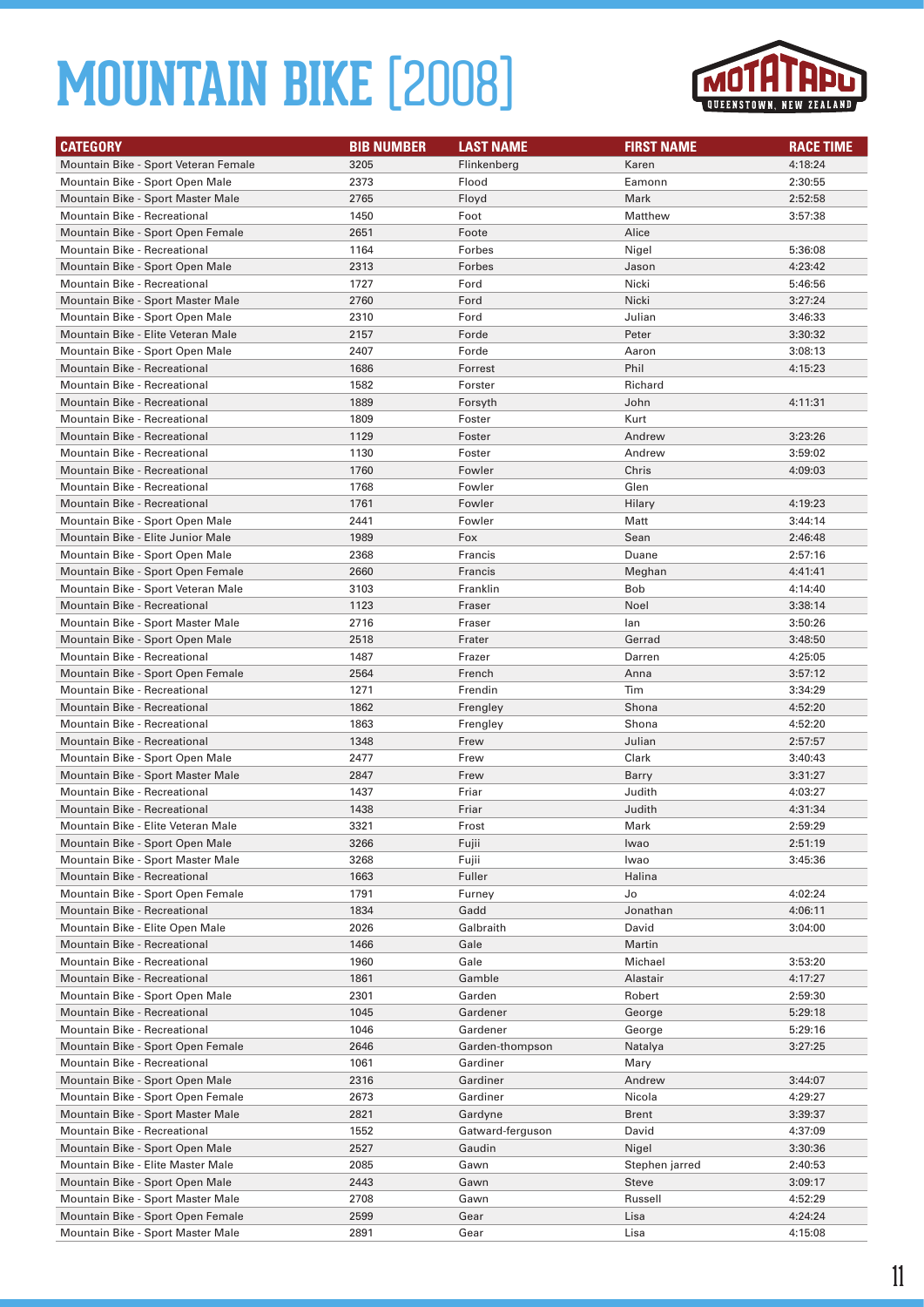# MOUNTAIN BIKE [2008]

| CATEGORY | BIB NUMBER | LAST NAME | FIRST NAME | RACE TIME |
|---|---|---|---|---|
| Mountain Bike - Sport Veteran Female | 3205 | Flinkenberg | Karen | 4:18:24 |
| Mountain Bike - Sport Open Male | 2373 | Flood | Eamonn | 2:30:55 |
| Mountain Bike - Sport Master Male | 2765 | Floyd | Mark | 2:52:58 |
| Mountain Bike - Recreational | 1450 | Foot | Matthew | 3:57:38 |
| Mountain Bike - Sport Open Female | 2651 | Foote | Alice | |
| Mountain Bike - Recreational | 1164 | Forbes | Nigel | 5:36:08 |
| Mountain Bike - Sport Open Male | 2313 | Forbes | Jason | 4:23:42 |
| Mountain Bike - Recreational | 1727 | Ford | Nicki | 5:46:56 |
| Mountain Bike - Sport Master Male | 2760 | Ford | Nicki | 3:27:24 |
| Mountain Bike - Sport Open Male | 2310 | Ford | Julian | 3:46:33 |
| Mountain Bike - Elite Veteran Male | 2157 | Forde | Peter | 3:30:32 |
| Mountain Bike - Sport Open Male | 2407 | Forde | Aaron | 3:08:13 |
| Mountain Bike - Recreational | 1686 | Forrest | Phil | 4:15:23 |
| Mountain Bike - Recreational | 1582 | Forster | Richard | |
| Mountain Bike - Recreational | 1889 | Forsyth | John | 4:11:31 |
| Mountain Bike - Recreational | 1809 | Foster | Kurt | |
| Mountain Bike - Recreational | 1129 | Foster | Andrew | 3:23:26 |
| Mountain Bike - Recreational | 1130 | Foster | Andrew | 3:59:02 |
| Mountain Bike - Recreational | 1760 | Fowler | Chris | 4:09:03 |
| Mountain Bike - Recreational | 1768 | Fowler | Glen | |
| Mountain Bike - Recreational | 1761 | Fowler | Hilary | 4:19:23 |
| Mountain Bike - Sport Open Male | 2441 | Fowler | Matt | 3:44:14 |
| Mountain Bike - Elite Junior Male | 1989 | Fox | Sean | 2:46:48 |
| Mountain Bike - Sport Open Male | 2368 | Francis | Duane | 2:57:16 |
| Mountain Bike - Sport Open Female | 2660 | Francis | Meghan | 4:41:41 |
| Mountain Bike - Sport Veteran Male | 3103 | Franklin | Bob | 4:14:40 |
| Mountain Bike - Recreational | 1123 | Fraser | Noel | 3:38:14 |
| Mountain Bike - Sport Master Male | 2716 | Fraser | Ian | 3:50:26 |
| Mountain Bike - Sport Open Male | 2518 | Frater | Gerrad | 3:48:50 |
| Mountain Bike - Recreational | 1487 | Frazer | Darren | 4:25:05 |
| Mountain Bike - Sport Open Female | 2564 | French | Anna | 3:57:12 |
| Mountain Bike - Recreational | 1271 | Frendin | Tim | 3:34:29 |
| Mountain Bike - Recreational | 1862 | Frengley | Shona | 4:52:20 |
| Mountain Bike - Recreational | 1863 | Frengley | Shona | 4:52:20 |
| Mountain Bike - Recreational | 1348 | Frew | Julian | 2:57:57 |
| Mountain Bike - Sport Open Male | 2477 | Frew | Clark | 3:40:43 |
| Mountain Bike - Sport Master Male | 2847 | Frew | Barry | 3:31:27 |
| Mountain Bike - Recreational | 1437 | Friar | Judith | 4:03:27 |
| Mountain Bike - Recreational | 1438 | Friar | Judith | 4:31:34 |
| Mountain Bike - Elite Veteran Male | 3321 | Frost | Mark | 2:59:29 |
| Mountain Bike - Sport Open Male | 3266 | Fujii | Iwao | 2:51:19 |
| Mountain Bike - Sport Master Male | 3268 | Fujii | Iwao | 3:45:36 |
| Mountain Bike - Recreational | 1663 | Fuller | Halina | |
| Mountain Bike - Sport Open Female | 1791 | Furney | Jo | 4:02:24 |
| Mountain Bike - Recreational | 1834 | Gadd | Jonathan | 4:06:11 |
| Mountain Bike - Elite Open Male | 2026 | Galbraith | David | 3:04:00 |
| Mountain Bike - Recreational | 1466 | Gale | Martin | |
| Mountain Bike - Recreational | 1960 | Gale | Michael | 3:53:20 |
| Mountain Bike - Recreational | 1861 | Gamble | Alastair | 4:17:27 |
| Mountain Bike - Sport Open Male | 2301 | Garden | Robert | 2:59:30 |
| Mountain Bike - Recreational | 1045 | Gardener | George | 5:29:18 |
| Mountain Bike - Recreational | 1046 | Gardener | George | 5:29:16 |
| Mountain Bike - Sport Open Female | 2646 | Garden-thompson | Natalya | 3:27:25 |
| Mountain Bike - Recreational | 1061 | Gardiner | Mary | |
| Mountain Bike - Sport Open Male | 2316 | Gardiner | Andrew | 3:44:07 |
| Mountain Bike - Sport Open Female | 2673 | Gardiner | Nicola | 4:29:27 |
| Mountain Bike - Sport Master Male | 2821 | Gardyne | Brent | 3:39:37 |
| Mountain Bike - Recreational | 1552 | Gatward-ferguson | David | 4:37:09 |
| Mountain Bike - Sport Open Male | 2527 | Gaudin | Nigel | 3:30:36 |
| Mountain Bike - Elite Master Male | 2085 | Gawn | Stephen jarred | 2:40:53 |
| Mountain Bike - Sport Open Male | 2443 | Gawn | Steve | 3:09:17 |
| Mountain Bike - Sport Master Male | 2708 | Gawn | Russell | 4:52:29 |
| Mountain Bike - Sport Open Female | 2599 | Gear | Lisa | 4:24:24 |
| Mountain Bike - Sport Master Male | 2891 | Gear | Lisa | 4:15:08 |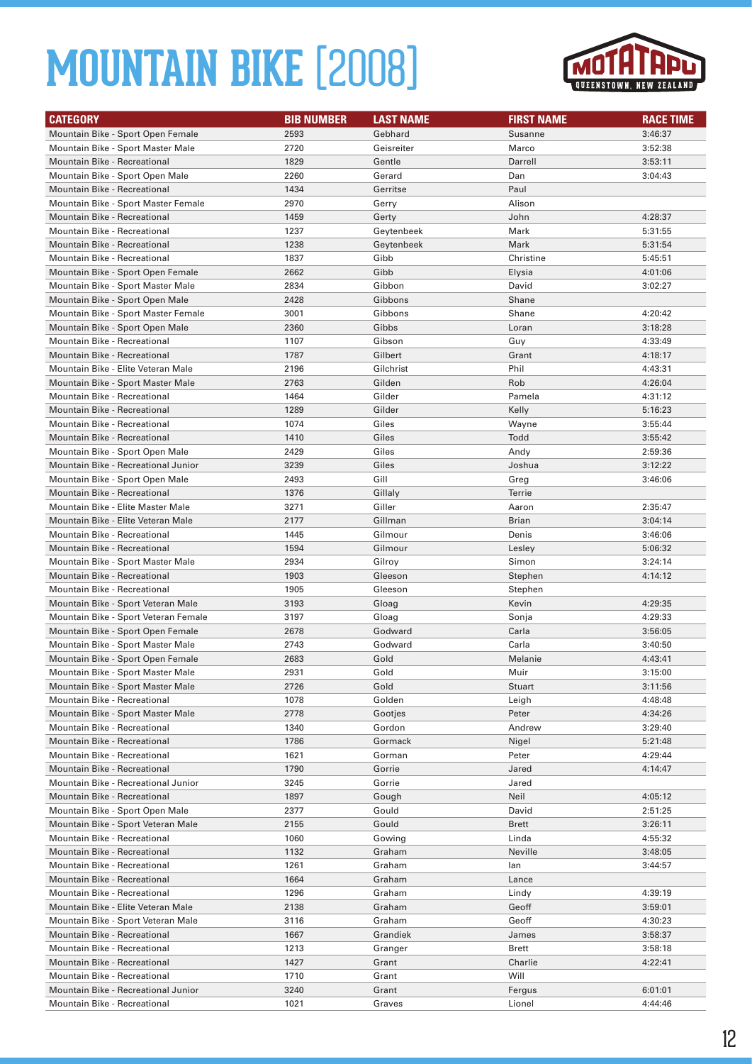# MOUNTAIN BIKE [2008]

| CATEGORY | BIB NUMBER | LAST NAME | FIRST NAME | RACE TIME |
|---|---|---|---|---|
| Mountain Bike - Sport Open Female | 2593 | Gebhard | Susanne | 3:46:37 |
| Mountain Bike - Sport Master Male | 2720 | Geisreiter | Marco | 3:52:38 |
| Mountain Bike - Recreational | 1829 | Gentle | Darrell | 3:53:11 |
| Mountain Bike - Sport Open Male | 2260 | Gerard | Dan | 3:04:43 |
| Mountain Bike - Recreational | 1434 | Gerritse | Paul | |
| Mountain Bike - Sport Master Female | 2970 | Gerry | Alison | |
| Mountain Bike - Recreational | 1459 | Gerty | John | 4:28:37 |
| Mountain Bike - Recreational | 1237 | Geytenbeek | Mark | 5:31:55 |
| Mountain Bike - Recreational | 1238 | Geytenbeek | Mark | 5:31:54 |
| Mountain Bike - Recreational | 1837 | Gibb | Christine | 5:45:51 |
| Mountain Bike - Sport Open Female | 2662 | Gibb | Elysia | 4:01:06 |
| Mountain Bike - Sport Master Male | 2834 | Gibbon | David | 3:02:27 |
| Mountain Bike - Sport Open Male | 2428 | Gibbons | Shane | |
| Mountain Bike - Sport Master Female | 3001 | Gibbons | Shane | 4:20:42 |
| Mountain Bike - Sport Open Male | 2360 | Gibbs | Loran | 3:18:28 |
| Mountain Bike - Recreational | 1107 | Gibson | Guy | 4:33:49 |
| Mountain Bike - Recreational | 1787 | Gilbert | Grant | 4:18:17 |
| Mountain Bike - Elite Veteran Male | 2196 | Gilchrist | Phil | 4:43:31 |
| Mountain Bike - Sport Master Male | 2763 | Gilden | Rob | 4:26:04 |
| Mountain Bike - Recreational | 1464 | Gilder | Pamela | 4:31:12 |
| Mountain Bike - Recreational | 1289 | Gilder | Kelly | 5:16:23 |
| Mountain Bike - Recreational | 1074 | Giles | Wayne | 3:55:44 |
| Mountain Bike - Recreational | 1410 | Giles | Todd | 3:55:42 |
| Mountain Bike - Sport Open Male | 2429 | Giles | Andy | 2:59:36 |
| Mountain Bike - Recreational Junior | 3239 | Giles | Joshua | 3:12:22 |
| Mountain Bike - Sport Open Male | 2493 | Gill | Greg | 3:46:06 |
| Mountain Bike - Recreational | 1376 | Gillaly | Terrie | |
| Mountain Bike - Elite Master Male | 3271 | Giller | Aaron | 2:35:47 |
| Mountain Bike - Elite Veteran Male | 2177 | Gillman | Brian | 3:04:14 |
| Mountain Bike - Recreational | 1445 | Gilmour | Denis | 3:46:06 |
| Mountain Bike - Recreational | 1594 | Gilmour | Lesley | 5:06:32 |
| Mountain Bike - Sport Master Male | 2934 | Gilroy | Simon | 3:24:14 |
| Mountain Bike - Recreational | 1903 | Gleeson | Stephen | 4:14:12 |
| Mountain Bike - Recreational | 1905 | Gleeson | Stephen | |
| Mountain Bike - Sport Veteran Male | 3193 | Gloag | Kevin | 4:29:35 |
| Mountain Bike - Sport Veteran Female | 3197 | Gloag | Sonja | 4:29:33 |
| Mountain Bike - Sport Open Female | 2678 | Godward | Carla | 3:56:05 |
| Mountain Bike - Sport Master Male | 2743 | Godward | Carla | 3:40:50 |
| Mountain Bike - Sport Open Female | 2683 | Gold | Melanie | 4:43:41 |
| Mountain Bike - Sport Master Male | 2931 | Gold | Muir | 3:15:00 |
| Mountain Bike - Sport Master Male | 2726 | Gold | Stuart | 3:11:56 |
| Mountain Bike - Recreational | 1078 | Golden | Leigh | 4:48:48 |
| Mountain Bike - Sport Master Male | 2778 | Gootjes | Peter | 4:34:26 |
| Mountain Bike - Recreational | 1340 | Gordon | Andrew | 3:29:40 |
| Mountain Bike - Recreational | 1786 | Gormack | Nigel | 5:21:48 |
| Mountain Bike - Recreational | 1621 | Gorman | Peter | 4:29:44 |
| Mountain Bike - Recreational | 1790 | Gorrie | Jared | 4:14:47 |
| Mountain Bike - Recreational Junior | 3245 | Gorrie | Jared | |
| Mountain Bike - Recreational | 1897 | Gough | Neil | 4:05:12 |
| Mountain Bike - Sport Open Male | 2377 | Gould | David | 2:51:25 |
| Mountain Bike - Sport Veteran Male | 2155 | Gould | Brett | 3:26:11 |
| Mountain Bike - Recreational | 1060 | Gowing | Linda | 4:55:32 |
| Mountain Bike - Recreational | 1132 | Graham | Neville | 3:48:05 |
| Mountain Bike - Recreational | 1261 | Graham | Ian | 3:44:57 |
| Mountain Bike - Recreational | 1664 | Graham | Lance | |
| Mountain Bike - Recreational | 1296 | Graham | Lindy | 4:39:19 |
| Mountain Bike - Elite Veteran Male | 2138 | Graham | Geoff | 3:59:01 |
| Mountain Bike - Sport Veteran Male | 3116 | Graham | Geoff | 4:30:23 |
| Mountain Bike - Recreational | 1667 | Grandiek | James | 3:58:37 |
| Mountain Bike - Recreational | 1213 | Granger | Brett | 3:58:18 |
| Mountain Bike - Recreational | 1427 | Grant | Charlie | 4:22:41 |
| Mountain Bike - Recreational | 1710 | Grant | Will | |
| Mountain Bike - Recreational Junior | 3240 | Grant | Fergus | 6:01:01 |
| Mountain Bike - Recreational | 1021 | Graves | Lionel | 4:44:46 |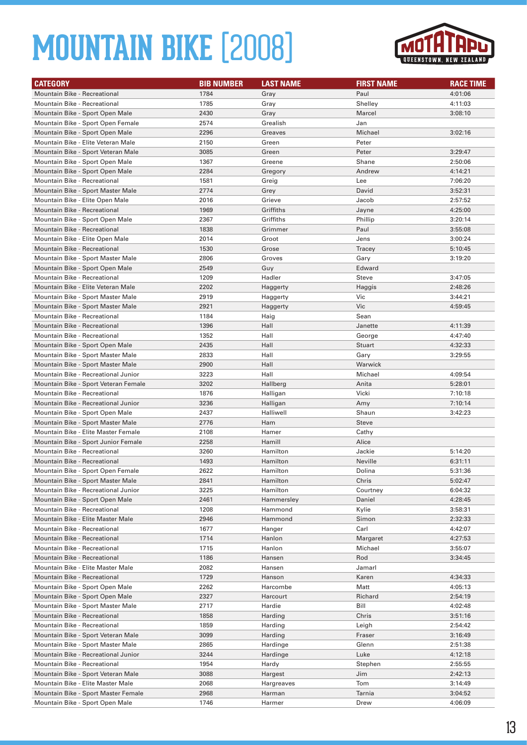# MOUNTAIN BIKE [2008]

MOTATAPU QUEENSTOWN, NEW ZEALAND

| CATEGORY | BIB NUMBER | LAST NAME | FIRST NAME | RACE TIME |
|---|---|---|---|---|
| Mountain Bike - Recreational | 1784 | Gray | Paul | 4:01:06 |
| Mountain Bike - Recreational | 1785 | Gray | Shelley | 4:11:03 |
| Mountain Bike - Sport Open Male | 2430 | Gray | Marcel | 3:08:10 |
| Mountain Bike - Sport Open Female | 2574 | Grealish | Jan | |
| Mountain Bike - Sport Open Male | 2296 | Greaves | Michael | 3:02:16 |
| Mountain Bike - Elite Veteran Male | 2150 | Green | Peter | |
| Mountain Bike - Sport Veteran Male | 3085 | Green | Peter | 3:29:47 |
| Mountain Bike - Sport Open Male | 1367 | Greene | Shane | 2:50:06 |
| Mountain Bike - Sport Open Male | 2284 | Gregory | Andrew | 4:14:21 |
| Mountain Bike - Recreational | 1581 | Greig | Lee | 7:06:20 |
| Mountain Bike - Sport Master Male | 2774 | Grey | David | 3:52:31 |
| Mountain Bike - Elite Open Male | 2016 | Grieve | Jacob | 2:57:52 |
| Mountain Bike - Recreational | 1969 | Griffiths | Jayne | 4:25:00 |
| Mountain Bike - Sport Open Male | 2367 | Griffiths | Phillip | 3:20:14 |
| Mountain Bike - Recreational | 1838 | Grimmer | Paul | 3:55:08 |
| Mountain Bike - Elite Open Male | 2014 | Groot | Jens | 3:00:24 |
| Mountain Bike - Recreational | 1530 | Grose | Tracey | 5:10:45 |
| Mountain Bike - Sport Master Male | 2806 | Groves | Gary | 3:19:20 |
| Mountain Bike - Sport Open Male | 2549 | Guy | Edward | |
| Mountain Bike - Recreational | 1209 | Hadler | Steve | 3:47:05 |
| Mountain Bike - Elite Veteran Male | 2202 | Haggerty | Haggis | 2:48:26 |
| Mountain Bike - Sport Master Male | 2919 | Haggerty | Vic | 3:44:21 |
| Mountain Bike - Sport Master Male | 2921 | Haggerty | Vic | 4:59:45 |
| Mountain Bike - Recreational | 1184 | Haig | Sean | |
| Mountain Bike - Recreational | 1396 | Hall | Janette | 4:11:39 |
| Mountain Bike - Recreational | 1352 | Hall | George | 4:47:40 |
| Mountain Bike - Sport Open Male | 2435 | Hall | Stuart | 4:32:33 |
| Mountain Bike - Sport Master Male | 2833 | Hall | Gary | 3:29:55 |
| Mountain Bike - Sport Master Male | 2900 | Hall | Warwick | |
| Mountain Bike - Recreational Junior | 3223 | Hall | Michael | 4:09:54 |
| Mountain Bike - Sport Veteran Female | 3202 | Hallberg | Anita | 5:28:01 |
| Mountain Bike - Recreational | 1876 | Halligan | Vicki | 7:10:18 |
| Mountain Bike - Recreational Junior | 3236 | Halligan | Amy | 7:10:14 |
| Mountain Bike - Sport Open Male | 2437 | Halliwell | Shaun | 3:42:23 |
| Mountain Bike - Sport Master Male | 2776 | Ham | Steve | |
| Mountain Bike - Elite Master Female | 2108 | Hamer | Cathy | |
| Mountain Bike - Sport Junior Female | 2258 | Hamill | Alice | |
| Mountain Bike - Recreational | 3260 | Hamilton | Jackie | 5:14:20 |
| Mountain Bike - Recreational | 1493 | Hamilton | Neville | 6:31:11 |
| Mountain Bike - Sport Open Female | 2622 | Hamilton | Dolina | 5:31:36 |
| Mountain Bike - Sport Master Male | 2841 | Hamilton | Chris | 5:02:47 |
| Mountain Bike - Recreational Junior | 3225 | Hamilton | Courtney | 6:04:32 |
| Mountain Bike - Sport Open Male | 2461 | Hammersley | Daniel | 4:28:45 |
| Mountain Bike - Recreational | 1208 | Hammond | Kylie | 3:58:31 |
| Mountain Bike - Elite Master Male | 2946 | Hammond | Simon | 2:32:33 |
| Mountain Bike - Recreational | 1677 | Hanger | Carl | 4:42:07 |
| Mountain Bike - Recreational | 1714 | Hanlon | Margaret | 4:27:53 |
| Mountain Bike - Recreational | 1715 | Hanlon | Michael | 3:55:07 |
| Mountain Bike - Recreational | 1186 | Hansen | Rod | 3:34:45 |
| Mountain Bike - Elite Master Male | 2082 | Hansen | Jamarl | |
| Mountain Bike - Recreational | 1729 | Hanson | Karen | 4:34:33 |
| Mountain Bike - Sport Open Male | 2262 | Harcombe | Matt | 4:05:13 |
| Mountain Bike - Sport Open Male | 2327 | Harcourt | Richard | 2:54:19 |
| Mountain Bike - Sport Master Male | 2717 | Hardie | Bill | 4:02:48 |
| Mountain Bike - Recreational | 1858 | Harding | Chris | 3:51:16 |
| Mountain Bike - Recreational | 1859 | Harding | Leigh | 2:54:42 |
| Mountain Bike - Sport Veteran Male | 3099 | Harding | Fraser | 3:16:49 |
| Mountain Bike - Sport Master Male | 2865 | Hardinge | Glenn | 2:51:38 |
| Mountain Bike - Recreational Junior | 3244 | Hardinge | Luke | 4:12:18 |
| Mountain Bike - Recreational | 1954 | Hardy | Stephen | 2:55:55 |
| Mountain Bike - Sport Veteran Male | 3088 | Hargest | Jim | 2:42:13 |
| Mountain Bike - Elite Master Male | 2068 | Hargreaves | Tom | 3:14:49 |
| Mountain Bike - Sport Master Female | 2968 | Harman | Tarnia | 3:04:52 |
| Mountain Bike - Sport Open Male | 1746 | Harmer | Drew | 4:06:09 |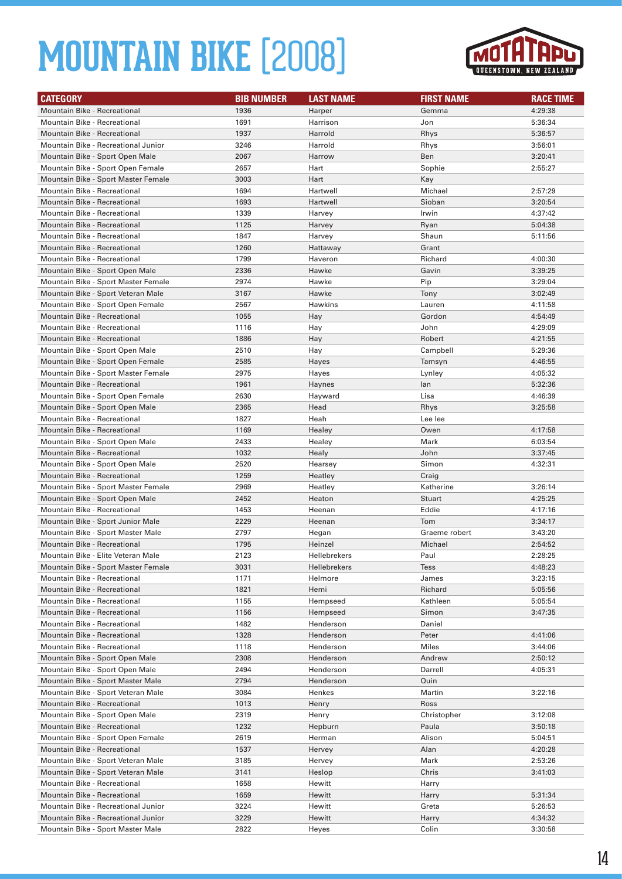# MOUNTAIN BIKE [2008]

| CATEGORY | BIB NUMBER | LAST NAME | FIRST NAME | RACE TIME |
|---|---|---|---|---|
| Mountain Bike - Recreational | 1936 | Harper | Gemma | 4:29:38 |
| Mountain Bike - Recreational | 1691 | Harrison | Jon | 5:36:34 |
| Mountain Bike - Recreational | 1937 | Harrold | Rhys | 5:36:57 |
| Mountain Bike - Recreational Junior | 3246 | Harrold | Rhys | 3:56:01 |
| Mountain Bike - Sport Open Male | 2067 | Harrow | Ben | 3:20:41 |
| Mountain Bike - Sport Open Female | 2657 | Hart | Sophie | 2:55:27 |
| Mountain Bike - Sport Master Female | 3003 | Hart | Kay | |
| Mountain Bike - Recreational | 1694 | Hartwell | Michael | 2:57:29 |
| Mountain Bike - Recreational | 1693 | Hartwell | Sioban | 3:20:54 |
| Mountain Bike - Recreational | 1339 | Harvey | Irwin | 4:37:42 |
| Mountain Bike - Recreational | 1125 | Harvey | Ryan | 5:04:38 |
| Mountain Bike - Recreational | 1847 | Harvey | Shaun | 5:11:56 |
| Mountain Bike - Recreational | 1260 | Hattaway | Grant | |
| Mountain Bike - Recreational | 1799 | Haveron | Richard | 4:00:30 |
| Mountain Bike - Sport Open Male | 2336 | Hawke | Gavin | 3:39:25 |
| Mountain Bike - Sport Master Female | 2974 | Hawke | Pip | 3:29:04 |
| Mountain Bike - Sport Veteran Male | 3167 | Hawke | Tony | 3:02:49 |
| Mountain Bike - Sport Open Female | 2567 | Hawkins | Lauren | 4:11:58 |
| Mountain Bike - Recreational | 1055 | Hay | Gordon | 4:54:49 |
| Mountain Bike - Recreational | 1116 | Hay | John | 4:29:09 |
| Mountain Bike - Recreational | 1886 | Hay | Robert | 4:21:55 |
| Mountain Bike - Sport Open Male | 2510 | Hay | Campbell | 5:29:36 |
| Mountain Bike - Sport Open Female | 2585 | Hayes | Tamsyn | 4:46:55 |
| Mountain Bike - Sport Master Female | 2975 | Hayes | Lynley | 4:05:32 |
| Mountain Bike - Recreational | 1961 | Haynes | Ian | 5:32:36 |
| Mountain Bike - Sport Open Female | 2630 | Hayward | Lisa | 4:46:39 |
| Mountain Bike - Sport Open Male | 2365 | Head | Rhys | 3:25:58 |
| Mountain Bike - Recreational | 1827 | Heah | Lee lee | |
| Mountain Bike - Recreational | 1169 | Healey | Owen | 4:17:58 |
| Mountain Bike - Sport Open Male | 2433 | Healey | Mark | 6:03:54 |
| Mountain Bike - Recreational | 1032 | Healy | John | 3:37:45 |
| Mountain Bike - Sport Open Male | 2520 | Hearsey | Simon | 4:32:31 |
| Mountain Bike - Recreational | 1259 | Heatley | Craig | |
| Mountain Bike - Sport Master Female | 2969 | Heatley | Katherine | 3:26:14 |
| Mountain Bike - Sport Open Male | 2452 | Heaton | Stuart | 4:25:25 |
| Mountain Bike - Recreational | 1453 | Heenan | Eddie | 4:17:16 |
| Mountain Bike - Sport Junior Male | 2229 | Heenan | Tom | 3:34:17 |
| Mountain Bike - Sport Master Male | 2797 | Hegan | Graeme robert | 3:43:20 |
| Mountain Bike - Recreational | 1795 | Heinzel | Michael | 2:54:52 |
| Mountain Bike - Elite Veteran Male | 2123 | Hellebrekers | Paul | 2:28:25 |
| Mountain Bike - Sport Master Female | 3031 | Hellebrekers | Tess | 4:48:23 |
| Mountain Bike - Recreational | 1171 | Helmore | James | 3:23:15 |
| Mountain Bike - Recreational | 1821 | Hemi | Richard | 5:05:56 |
| Mountain Bike - Recreational | 1155 | Hempseed | Kathleen | 5:05:54 |
| Mountain Bike - Recreational | 1156 | Hempseed | Simon | 3:47:35 |
| Mountain Bike - Recreational | 1482 | Henderson | Daniel | |
| Mountain Bike - Recreational | 1328 | Henderson | Peter | 4:41:06 |
| Mountain Bike - Recreational | 1118 | Henderson | Miles | 3:44:06 |
| Mountain Bike - Sport Open Male | 2308 | Henderson | Andrew | 2:50:12 |
| Mountain Bike - Sport Open Male | 2494 | Henderson | Darrell | 4:05:31 |
| Mountain Bike - Sport Master Male | 2794 | Henderson | Quin | |
| Mountain Bike - Sport Veteran Male | 3084 | Henkes | Martin | 3:22:16 |
| Mountain Bike - Recreational | 1013 | Henry | Ross | |
| Mountain Bike - Sport Open Male | 2319 | Henry | Christopher | 3:12:08 |
| Mountain Bike - Recreational | 1232 | Hepburn | Paula | 3:50:18 |
| Mountain Bike - Sport Open Female | 2619 | Herman | Alison | 5:04:51 |
| Mountain Bike - Recreational | 1537 | Hervey | Alan | 4:20:28 |
| Mountain Bike - Sport Veteran Male | 3185 | Hervey | Mark | 2:53:26 |
| Mountain Bike - Sport Veteran Male | 3141 | Heslop | Chris | 3:41:03 |
| Mountain Bike - Recreational | 1658 | Hewitt | Harry | |
| Mountain Bike - Recreational | 1659 | Hewitt | Harry | 5:31:34 |
| Mountain Bike - Recreational Junior | 3224 | Hewitt | Greta | 5:26:53 |
| Mountain Bike - Recreational Junior | 3229 | Hewitt | Harry | 4:34:32 |
| Mountain Bike - Sport Master Male | 2822 | Heyes | Colin | 3:30:58 |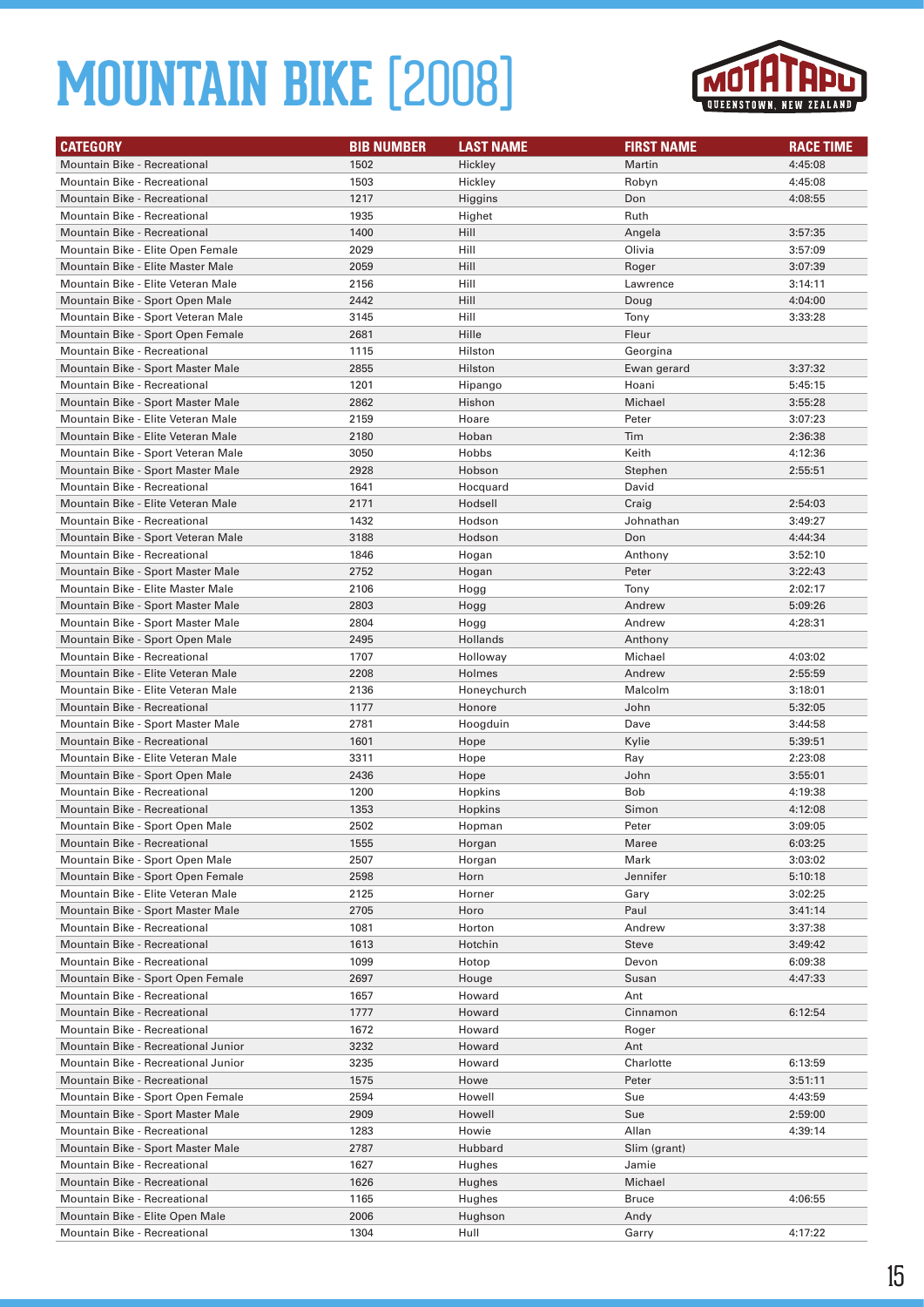# MOUNTAIN BIKE [2008]

| CATEGORY | BIB NUMBER | LAST NAME | FIRST NAME | RACE TIME |
|---|---|---|---|---|
| Mountain Bike - Recreational | 1502 | Hickley | Martin | 4:45:08 |
| Mountain Bike - Recreational | 1503 | Hickley | Robyn | 4:45:08 |
| Mountain Bike - Recreational | 1217 | Higgins | Don | 4:08:55 |
| Mountain Bike - Recreational | 1935 | Highet | Ruth | |
| Mountain Bike - Recreational | 1400 | Hill | Angela | 3:57:35 |
| Mountain Bike - Elite Open Female | 2029 | Hill | Olivia | 3:57:09 |
| Mountain Bike - Elite Master Male | 2059 | Hill | Roger | 3:07:39 |
| Mountain Bike - Elite Veteran Male | 2156 | Hill | Lawrence | 3:14:11 |
| Mountain Bike - Sport Open Male | 2442 | Hill | Doug | 4:04:00 |
| Mountain Bike - Sport Veteran Male | 3145 | Hill | Tony | 3:33:28 |
| Mountain Bike - Sport Open Female | 2681 | Hille | Fleur | |
| Mountain Bike - Recreational | 1115 | Hilston | Georgina | |
| Mountain Bike - Sport Master Male | 2855 | Hilston | Ewan gerard | 3:37:32 |
| Mountain Bike - Recreational | 1201 | Hipango | Hoani | 5:45:15 |
| Mountain Bike - Sport Master Male | 2862 | Hishon | Michael | 3:55:28 |
| Mountain Bike - Elite Veteran Male | 2159 | Hoare | Peter | 3:07:23 |
| Mountain Bike - Elite Veteran Male | 2180 | Hoban | Tim | 2:36:38 |
| Mountain Bike - Sport Veteran Male | 3050 | Hobbs | Keith | 4:12:36 |
| Mountain Bike - Sport Master Male | 2928 | Hobson | Stephen | 2:55:51 |
| Mountain Bike - Recreational | 1641 | Hocquard | David | |
| Mountain Bike - Elite Veteran Male | 2171 | Hodsell | Craig | 2:54:03 |
| Mountain Bike - Recreational | 1432 | Hodson | Johnathan | 3:49:27 |
| Mountain Bike - Sport Veteran Male | 3188 | Hodson | Don | 4:44:34 |
| Mountain Bike - Recreational | 1846 | Hogan | Anthony | 3:52:10 |
| Mountain Bike - Sport Master Male | 2752 | Hogan | Peter | 3:22:43 |
| Mountain Bike - Elite Master Male | 2106 | Hogg | Tony | 2:02:17 |
| Mountain Bike - Sport Master Male | 2803 | Hogg | Andrew | 5:09:26 |
| Mountain Bike - Sport Master Male | 2804 | Hogg | Andrew | 4:28:31 |
| Mountain Bike - Sport Open Male | 2495 | Hollands | Anthony | |
| Mountain Bike - Recreational | 1707 | Holloway | Michael | 4:03:02 |
| Mountain Bike - Elite Veteran Male | 2208 | Holmes | Andrew | 2:55:59 |
| Mountain Bike - Elite Veteran Male | 2136 | Honeychurch | Malcolm | 3:18:01 |
| Mountain Bike - Recreational | 1177 | Honore | John | 5:32:05 |
| Mountain Bike - Sport Master Male | 2781 | Hoogduin | Dave | 3:44:58 |
| Mountain Bike - Recreational | 1601 | Hope | Kylie | 5:39:51 |
| Mountain Bike - Elite Veteran Male | 3311 | Hope | Ray | 2:23:08 |
| Mountain Bike - Sport Open Male | 2436 | Hope | John | 3:55:01 |
| Mountain Bike - Recreational | 1200 | Hopkins | Bob | 4:19:38 |
| Mountain Bike - Recreational | 1353 | Hopkins | Simon | 4:12:08 |
| Mountain Bike - Sport Open Male | 2502 | Hopman | Peter | 3:09:05 |
| Mountain Bike - Recreational | 1555 | Horgan | Maree | 6:03:25 |
| Mountain Bike - Sport Open Male | 2507 | Horgan | Mark | 3:03:02 |
| Mountain Bike - Sport Open Female | 2598 | Horn | Jennifer | 5:10:18 |
| Mountain Bike - Elite Veteran Male | 2125 | Horner | Gary | 3:02:25 |
| Mountain Bike - Sport Master Male | 2705 | Horo | Paul | 3:41:14 |
| Mountain Bike - Recreational | 1081 | Horton | Andrew | 3:37:38 |
| Mountain Bike - Recreational | 1613 | Hotchin | Steve | 3:49:42 |
| Mountain Bike - Recreational | 1099 | Hotop | Devon | 6:09:38 |
| Mountain Bike - Sport Open Female | 2697 | Houge | Susan | 4:47:33 |
| Mountain Bike - Recreational | 1657 | Howard | Ant | |
| Mountain Bike - Recreational | 1777 | Howard | Cinnamon | 6:12:54 |
| Mountain Bike - Recreational | 1672 | Howard | Roger | |
| Mountain Bike - Recreational Junior | 3232 | Howard | Ant | |
| Mountain Bike - Recreational Junior | 3235 | Howard | Charlotte | 6:13:59 |
| Mountain Bike - Recreational | 1575 | Howe | Peter | 3:51:11 |
| Mountain Bike - Sport Open Female | 2594 | Howell | Sue | 4:43:59 |
| Mountain Bike - Sport Master Male | 2909 | Howell | Sue | 2:59:00 |
| Mountain Bike - Recreational | 1283 | Howie | Allan | 4:39:14 |
| Mountain Bike - Sport Master Male | 2787 | Hubbard | Slim (grant) | |
| Mountain Bike - Recreational | 1627 | Hughes | Jamie | |
| Mountain Bike - Recreational | 1626 | Hughes | Michael | |
| Mountain Bike - Recreational | 1165 | Hughes | Bruce | 4:06:55 |
| Mountain Bike - Elite Open Male | 2006 | Hughson | Andy | |
| Mountain Bike - Recreational | 1304 | Hull | Garry | 4:17:22 |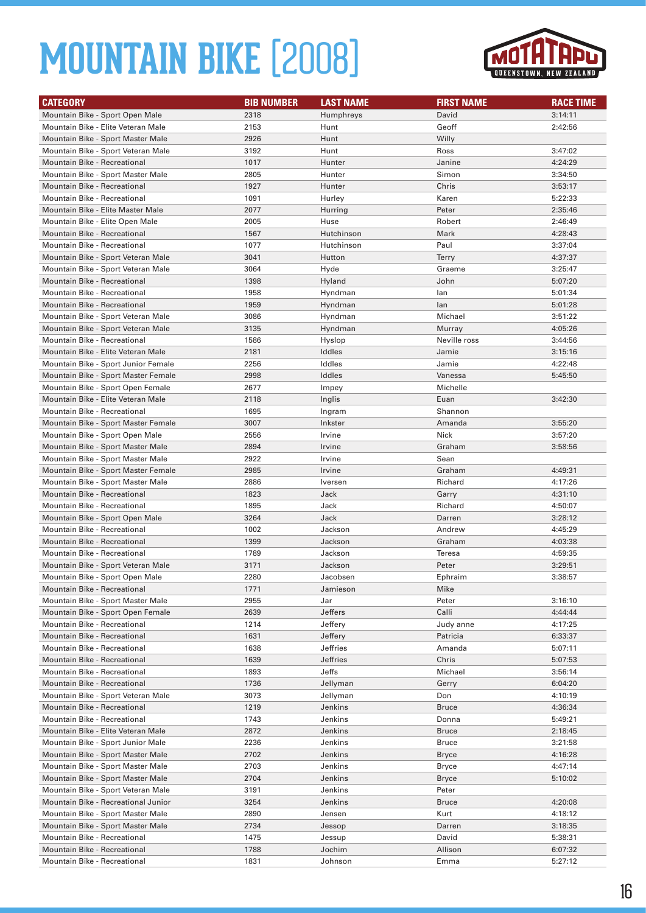# MOUNTAIN BIKE [2008]

| CATEGORY | BIB NUMBER | LAST NAME | FIRST NAME | RACE TIME |
|---|---|---|---|---|
| Mountain Bike - Sport Open Male | 2318 | Humphreys | David | 3:14:11 |
| Mountain Bike - Elite Veteran Male | 2153 | Hunt | Geoff | 2:42:56 |
| Mountain Bike - Sport Master Male | 2926 | Hunt | Willy | |
| Mountain Bike - Sport Veteran Male | 3192 | Hunt | Ross | 3:47:02 |
| Mountain Bike - Recreational | 1017 | Hunter | Janine | 4:24:29 |
| Mountain Bike - Sport Master Male | 2805 | Hunter | Simon | 3:34:50 |
| Mountain Bike - Recreational | 1927 | Hunter | Chris | 3:53:17 |
| Mountain Bike - Recreational | 1091 | Hurley | Karen | 5:22:33 |
| Mountain Bike - Elite Master Male | 2077 | Hurring | Peter | 2:35:46 |
| Mountain Bike - Elite Open Male | 2005 | Huse | Robert | 2:46:49 |
| Mountain Bike - Recreational | 1567 | Hutchinson | Mark | 4:28:43 |
| Mountain Bike - Recreational | 1077 | Hutchinson | Paul | 3:37:04 |
| Mountain Bike - Sport Veteran Male | 3041 | Hutton | Terry | 4:37:37 |
| Mountain Bike - Sport Veteran Male | 3064 | Hyde | Graeme | 3:25:47 |
| Mountain Bike - Recreational | 1398 | Hyland | John | 5:07:20 |
| Mountain Bike - Recreational | 1958 | Hyndman | Ian | 5:01:34 |
| Mountain Bike - Recreational | 1959 | Hyndman | Ian | 5:01:28 |
| Mountain Bike - Sport Veteran Male | 3086 | Hyndman | Michael | 3:51:22 |
| Mountain Bike - Sport Veteran Male | 3135 | Hyndman | Murray | 4:05:26 |
| Mountain Bike - Recreational | 1586 | Hyslop | Neville ross | 3:44:56 |
| Mountain Bike - Elite Veteran Male | 2181 | Iddles | Jamie | 3:15:16 |
| Mountain Bike - Sport Junior Female | 2256 | Iddles | Jamie | 4:22:48 |
| Mountain Bike - Sport Master Female | 2998 | Iddles | Vanessa | 5:45:50 |
| Mountain Bike - Sport Open Female | 2677 | Impey | Michelle | |
| Mountain Bike - Elite Veteran Male | 2118 | Inglis | Euan | 3:42:30 |
| Mountain Bike - Recreational | 1695 | Ingram | Shannon | |
| Mountain Bike - Sport Master Female | 3007 | Inkster | Amanda | 3:55:20 |
| Mountain Bike - Sport Open Male | 2556 | Irvine | Nick | 3:57:20 |
| Mountain Bike - Sport Master Male | 2894 | Irvine | Graham | 3:58:56 |
| Mountain Bike - Sport Master Male | 2922 | Irvine | Sean | |
| Mountain Bike - Sport Master Female | 2985 | Irvine | Graham | 4:49:31 |
| Mountain Bike - Sport Master Male | 2886 | Iversen | Richard | 4:17:26 |
| Mountain Bike - Recreational | 1823 | Jack | Garry | 4:31:10 |
| Mountain Bike - Recreational | 1895 | Jack | Richard | 4:50:07 |
| Mountain Bike - Sport Open Male | 3264 | Jack | Darren | 3:28:12 |
| Mountain Bike - Recreational | 1002 | Jackson | Andrew | 4:45:29 |
| Mountain Bike - Recreational | 1399 | Jackson | Graham | 4:03:38 |
| Mountain Bike - Recreational | 1789 | Jackson | Teresa | 4:59:35 |
| Mountain Bike - Sport Veteran Male | 3171 | Jackson | Peter | 3:29:51 |
| Mountain Bike - Sport Open Male | 2280 | Jacobsen | Ephraim | 3:38:57 |
| Mountain Bike - Recreational | 1771 | Jamieson | Mike | |
| Mountain Bike - Sport Master Male | 2955 | Jar | Peter | 3:16:10 |
| Mountain Bike - Sport Open Female | 2639 | Jeffers | Calli | 4:44:44 |
| Mountain Bike - Recreational | 1214 | Jeffery | Judy anne | 4:17:25 |
| Mountain Bike - Recreational | 1631 | Jeffery | Patricia | 6:33:37 |
| Mountain Bike - Recreational | 1638 | Jeffries | Amanda | 5:07:11 |
| Mountain Bike - Recreational | 1639 | Jeffries | Chris | 5:07:53 |
| Mountain Bike - Recreational | 1893 | Jeffs | Michael | 3:56:14 |
| Mountain Bike - Recreational | 1736 | Jellyman | Gerry | 6:04:20 |
| Mountain Bike - Sport Veteran Male | 3073 | Jellyman | Don | 4:10:19 |
| Mountain Bike - Recreational | 1219 | Jenkins | Bruce | 4:36:34 |
| Mountain Bike - Recreational | 1743 | Jenkins | Donna | 5:49:21 |
| Mountain Bike - Elite Veteran Male | 2872 | Jenkins | Bruce | 2:18:45 |
| Mountain Bike - Sport Junior Male | 2236 | Jenkins | Bruce | 3:21:58 |
| Mountain Bike - Sport Master Male | 2702 | Jenkins | Bryce | 4:16:28 |
| Mountain Bike - Sport Master Male | 2703 | Jenkins | Bryce | 4:47:14 |
| Mountain Bike - Sport Master Male | 2704 | Jenkins | Bryce | 5:10:02 |
| Mountain Bike - Sport Veteran Male | 3191 | Jenkins | Peter | |
| Mountain Bike - Recreational Junior | 3254 | Jenkins | Bruce | 4:20:08 |
| Mountain Bike - Sport Master Male | 2890 | Jensen | Kurt | 4:18:12 |
| Mountain Bike - Sport Master Male | 2734 | Jessop | Darren | 3:18:35 |
| Mountain Bike - Recreational | 1475 | Jessup | David | 5:38:31 |
| Mountain Bike - Recreational | 1788 | Jochim | Allison | 6:07:32 |
| Mountain Bike - Recreational | 1831 | Johnson | Emma | 5:27:12 |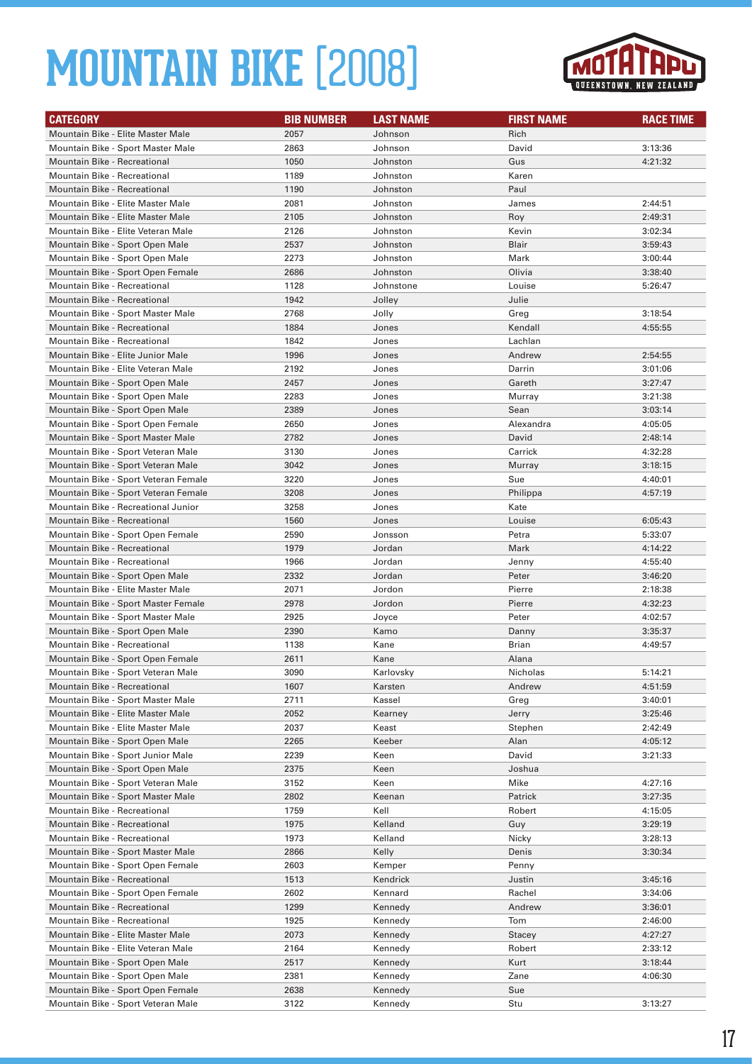# MOUNTAIN BIKE [2008]

| CATEGORY | BIB NUMBER | LAST NAME | FIRST NAME | RACE TIME |
|---|---|---|---|---|
| Mountain Bike - Elite Master Male | 2057 | Johnson | Rich | |
| Mountain Bike - Sport Master Male | 2863 | Johnson | David | 3:13:36 |
| Mountain Bike - Recreational | 1050 | Johnston | Gus | 4:21:32 |
| Mountain Bike - Recreational | 1189 | Johnston | Karen | |
| Mountain Bike - Recreational | 1190 | Johnston | Paul | |
| Mountain Bike - Elite Master Male | 2081 | Johnston | James | 2:44:51 |
| Mountain Bike - Elite Master Male | 2105 | Johnston | Roy | 2:49:31 |
| Mountain Bike - Elite Veteran Male | 2126 | Johnston | Kevin | 3:02:34 |
| Mountain Bike - Sport Open Male | 2537 | Johnston | Blair | 3:59:43 |
| Mountain Bike - Sport Open Male | 2273 | Johnston | Mark | 3:00:44 |
| Mountain Bike - Sport Open Female | 2686 | Johnston | Olivia | 3:38:40 |
| Mountain Bike - Recreational | 1128 | Johnstone | Louise | 5:26:47 |
| Mountain Bike - Recreational | 1942 | Jolley | Julie | |
| Mountain Bike - Sport Master Male | 2768 | Jolly | Greg | 3:18:54 |
| Mountain Bike - Recreational | 1884 | Jones | Kendall | 4:55:55 |
| Mountain Bike - Recreational | 1842 | Jones | Lachlan | |
| Mountain Bike - Elite Junior Male | 1996 | Jones | Andrew | 2:54:55 |
| Mountain Bike - Elite Veteran Male | 2192 | Jones | Darrin | 3:01:06 |
| Mountain Bike - Sport Open Male | 2457 | Jones | Gareth | 3:27:47 |
| Mountain Bike - Sport Open Male | 2283 | Jones | Murray | 3:21:38 |
| Mountain Bike - Sport Open Male | 2389 | Jones | Sean | 3:03:14 |
| Mountain Bike - Sport Open Female | 2650 | Jones | Alexandra | 4:05:05 |
| Mountain Bike - Sport Master Male | 2782 | Jones | David | 2:48:14 |
| Mountain Bike - Sport Veteran Male | 3130 | Jones | Carrick | 4:32:28 |
| Mountain Bike - Sport Veteran Male | 3042 | Jones | Murray | 3:18:15 |
| Mountain Bike - Sport Veteran Female | 3220 | Jones | Sue | 4:40:01 |
| Mountain Bike - Sport Veteran Female | 3208 | Jones | Philippa | 4:57:19 |
| Mountain Bike - Recreational Junior | 3258 | Jones | Kate | |
| Mountain Bike - Recreational | 1560 | Jones | Louise | 6:05:43 |
| Mountain Bike - Sport Open Female | 2590 | Jonsson | Petra | 5:33:07 |
| Mountain Bike - Recreational | 1979 | Jordan | Mark | 4:14:22 |
| Mountain Bike - Recreational | 1966 | Jordan | Jenny | 4:55:40 |
| Mountain Bike - Sport Open Male | 2332 | Jordan | Peter | 3:46:20 |
| Mountain Bike - Elite Master Male | 2071 | Jordon | Pierre | 2:18:38 |
| Mountain Bike - Sport Master Female | 2978 | Jordon | Pierre | 4:32:23 |
| Mountain Bike - Sport Master Male | 2925 | Joyce | Peter | 4:02:57 |
| Mountain Bike - Sport Open Male | 2390 | Kamo | Danny | 3:35:37 |
| Mountain Bike - Recreational | 1138 | Kane | Brian | 4:49:57 |
| Mountain Bike - Sport Open Female | 2611 | Kane | Alana | |
| Mountain Bike - Sport Veteran Male | 3090 | Karlovsky | Nicholas | 5:14:21 |
| Mountain Bike - Recreational | 1607 | Karsten | Andrew | 4:51:59 |
| Mountain Bike - Sport Master Male | 2711 | Kassel | Greg | 3:40:01 |
| Mountain Bike - Elite Master Male | 2052 | Kearney | Jerry | 3:25:46 |
| Mountain Bike - Elite Master Male | 2037 | Keast | Stephen | 2:42:49 |
| Mountain Bike - Sport Open Male | 2265 | Keeber | Alan | 4:05:12 |
| Mountain Bike - Sport Junior Male | 2239 | Keen | David | 3:21:33 |
| Mountain Bike - Sport Open Male | 2375 | Keen | Joshua | |
| Mountain Bike - Sport Veteran Male | 3152 | Keen | Mike | 4:27:16 |
| Mountain Bike - Sport Master Male | 2802 | Keenan | Patrick | 3:27:35 |
| Mountain Bike - Recreational | 1759 | Kell | Robert | 4:15:05 |
| Mountain Bike - Recreational | 1975 | Kelland | Guy | 3:29:19 |
| Mountain Bike - Recreational | 1973 | Kelland | Nicky | 3:28:13 |
| Mountain Bike - Sport Master Male | 2866 | Kelly | Denis | 3:30:34 |
| Mountain Bike - Sport Open Female | 2603 | Kemper | Penny | |
| Mountain Bike - Recreational | 1513 | Kendrick | Justin | 3:45:16 |
| Mountain Bike - Sport Open Female | 2602 | Kennard | Rachel | 3:34:06 |
| Mountain Bike - Recreational | 1299 | Kennedy | Andrew | 3:36:01 |
| Mountain Bike - Recreational | 1925 | Kennedy | Tom | 2:46:00 |
| Mountain Bike - Elite Master Male | 2073 | Kennedy | Stacey | 4:27:27 |
| Mountain Bike - Elite Veteran Male | 2164 | Kennedy | Robert | 2:33:12 |
| Mountain Bike - Sport Open Male | 2517 | Kennedy | Kurt | 3:18:44 |
| Mountain Bike - Sport Open Male | 2381 | Kennedy | Zane | 4:06:30 |
| Mountain Bike - Sport Open Female | 2638 | Kennedy | Sue | |
| Mountain Bike - Sport Veteran Male | 3122 | Kennedy | Stu | 3:13:27 |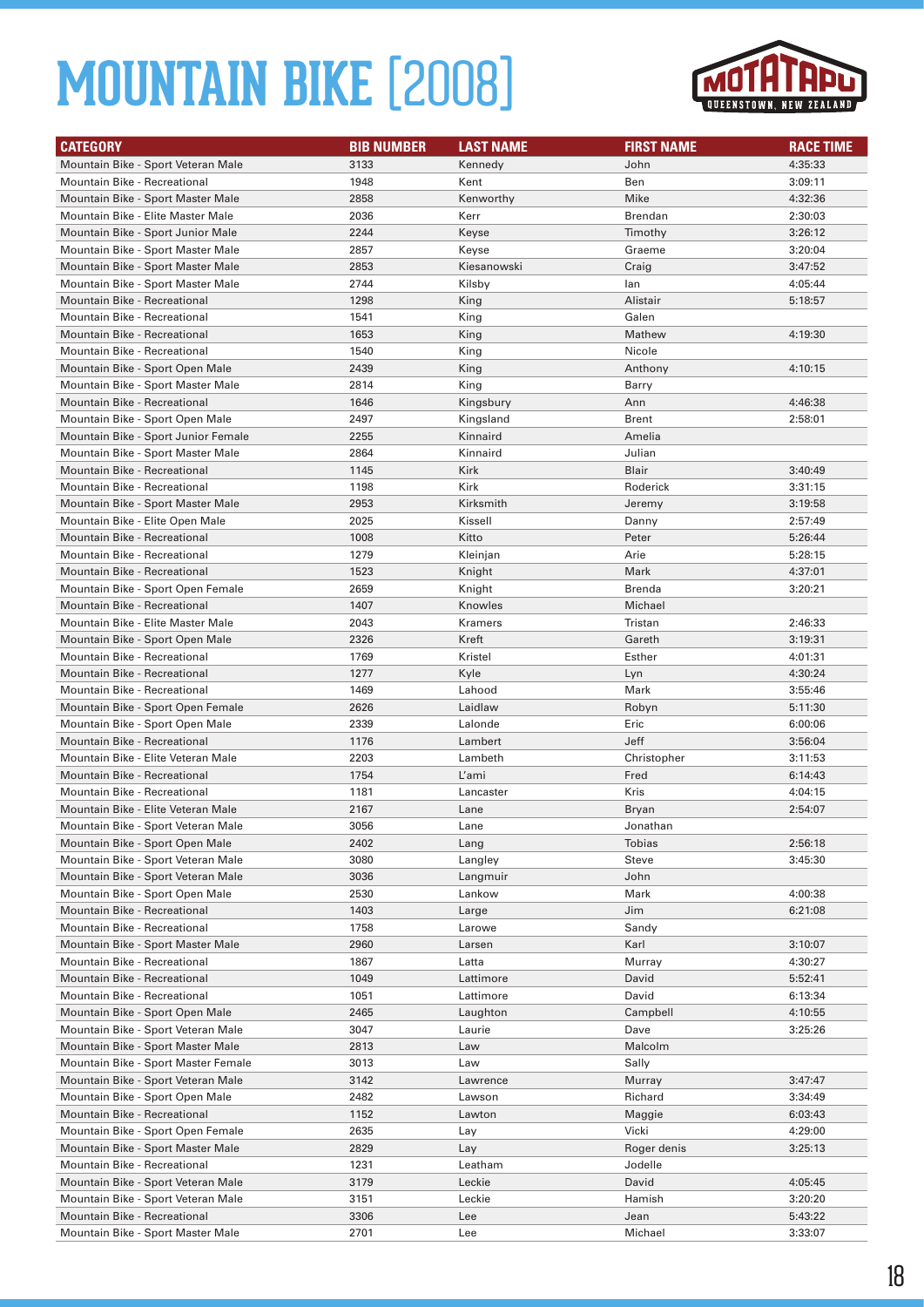# MOUNTAIN BIKE [2008]

| CATEGORY | BIB NUMBER | LAST NAME | FIRST NAME | RACE TIME |
|---|---|---|---|---|
| Mountain Bike - Sport Veteran Male | 3133 | Kennedy | John | 4:35:33 |
| Mountain Bike - Recreational | 1948 | Kent | Ben | 3:09:11 |
| Mountain Bike - Sport Master Male | 2858 | Kenworthy | Mike | 4:32:36 |
| Mountain Bike - Elite Master Male | 2036 | Kerr | Brendan | 2:30:03 |
| Mountain Bike - Sport Junior Male | 2244 | Keyse | Timothy | 3:26:12 |
| Mountain Bike - Sport Master Male | 2857 | Keyse | Graeme | 3:20:04 |
| Mountain Bike - Sport Master Male | 2853 | Kiesanowski | Craig | 3:47:52 |
| Mountain Bike - Sport Master Male | 2744 | Kilsby | Ian | 4:05:44 |
| Mountain Bike - Recreational | 1298 | King | Alistair | 5:18:57 |
| Mountain Bike - Recreational | 1541 | King | Galen | |
| Mountain Bike - Recreational | 1653 | King | Mathew | 4:19:30 |
| Mountain Bike - Recreational | 1540 | King | Nicole | |
| Mountain Bike - Sport Open Male | 2439 | King | Anthony | 4:10:15 |
| Mountain Bike - Sport Master Male | 2814 | King | Barry | |
| Mountain Bike - Recreational | 1646 | Kingsbury | Ann | 4:46:38 |
| Mountain Bike - Sport Open Male | 2497 | Kingsland | Brent | 2:58:01 |
| Mountain Bike - Sport Junior Female | 2255 | Kinnaird | Amelia | |
| Mountain Bike - Sport Master Male | 2864 | Kinnaird | Julian | |
| Mountain Bike - Recreational | 1145 | Kirk | Blair | 3:40:49 |
| Mountain Bike - Recreational | 1198 | Kirk | Roderick | 3:31:15 |
| Mountain Bike - Sport Master Male | 2953 | Kirksmith | Jeremy | 3:19:58 |
| Mountain Bike - Elite Open Male | 2025 | Kissell | Danny | 2:57:49 |
| Mountain Bike - Recreational | 1008 | Kitto | Peter | 5:26:44 |
| Mountain Bike - Recreational | 1279 | Kleinjan | Arie | 5:28:15 |
| Mountain Bike - Recreational | 1523 | Knight | Mark | 4:37:01 |
| Mountain Bike - Sport Open Female | 2659 | Knight | Brenda | 3:20:21 |
| Mountain Bike - Recreational | 1407 | Knowles | Michael | |
| Mountain Bike - Elite Master Male | 2043 | Kramers | Tristan | 2:46:33 |
| Mountain Bike - Sport Open Male | 2326 | Kreft | Gareth | 3:19:31 |
| Mountain Bike - Recreational | 1769 | Kristel | Esther | 4:01:31 |
| Mountain Bike - Recreational | 1277 | Kyle | Lyn | 4:30:24 |
| Mountain Bike - Recreational | 1469 | Lahood | Mark | 3:55:46 |
| Mountain Bike - Sport Open Female | 2626 | Laidlaw | Robyn | 5:11:30 |
| Mountain Bike - Sport Open Male | 2339 | Lalonde | Eric | 6:00:06 |
| Mountain Bike - Recreational | 1176 | Lambert | Jeff | 3:56:04 |
| Mountain Bike - Elite Veteran Male | 2203 | Lambeth | Christopher | 3:11:53 |
| Mountain Bike - Recreational | 1754 | L'ami | Fred | 6:14:43 |
| Mountain Bike - Recreational | 1181 | Lancaster | Kris | 4:04:15 |
| Mountain Bike - Elite Veteran Male | 2167 | Lane | Bryan | 2:54:07 |
| Mountain Bike - Sport Veteran Male | 3056 | Lane | Jonathan | |
| Mountain Bike - Sport Open Male | 2402 | Lang | Tobias | 2:56:18 |
| Mountain Bike - Sport Veteran Male | 3080 | Langley | Steve | 3:45:30 |
| Mountain Bike - Sport Veteran Male | 3036 | Langmuir | John | |
| Mountain Bike - Sport Open Male | 2530 | Lankow | Mark | 4:00:38 |
| Mountain Bike - Recreational | 1403 | Large | Jim | 6:21:08 |
| Mountain Bike - Recreational | 1758 | Larowe | Sandy | |
| Mountain Bike - Sport Master Male | 2960 | Larsen | Karl | 3:10:07 |
| Mountain Bike - Recreational | 1867 | Latta | Murray | 4:30:27 |
| Mountain Bike - Recreational | 1049 | Lattimore | David | 5:52:41 |
| Mountain Bike - Recreational | 1051 | Lattimore | David | 6:13:34 |
| Mountain Bike - Sport Open Male | 2465 | Laughton | Campbell | 4:10:55 |
| Mountain Bike - Sport Veteran Male | 3047 | Laurie | Dave | 3:25:26 |
| Mountain Bike - Sport Master Male | 2813 | Law | Malcolm | |
| Mountain Bike - Sport Master Female | 3013 | Law | Sally | |
| Mountain Bike - Sport Veteran Male | 3142 | Lawrence | Murray | 3:47:47 |
| Mountain Bike - Sport Open Male | 2482 | Lawson | Richard | 3:34:49 |
| Mountain Bike - Recreational | 1152 | Lawton | Maggie | 6:03:43 |
| Mountain Bike - Sport Open Female | 2635 | Lay | Vicki | 4:29:00 |
| Mountain Bike - Sport Master Male | 2829 | Lay | Roger denis | 3:25:13 |
| Mountain Bike - Recreational | 1231 | Leatham | Jodelle | |
| Mountain Bike - Sport Veteran Male | 3179 | Leckie | David | 4:05:45 |
| Mountain Bike - Sport Veteran Male | 3151 | Leckie | Hamish | 3:20:20 |
| Mountain Bike - Recreational | 3306 | Lee | Jean | 5:43:22 |
| Mountain Bike - Sport Master Male | 2701 | Lee | Michael | 3:33:07 |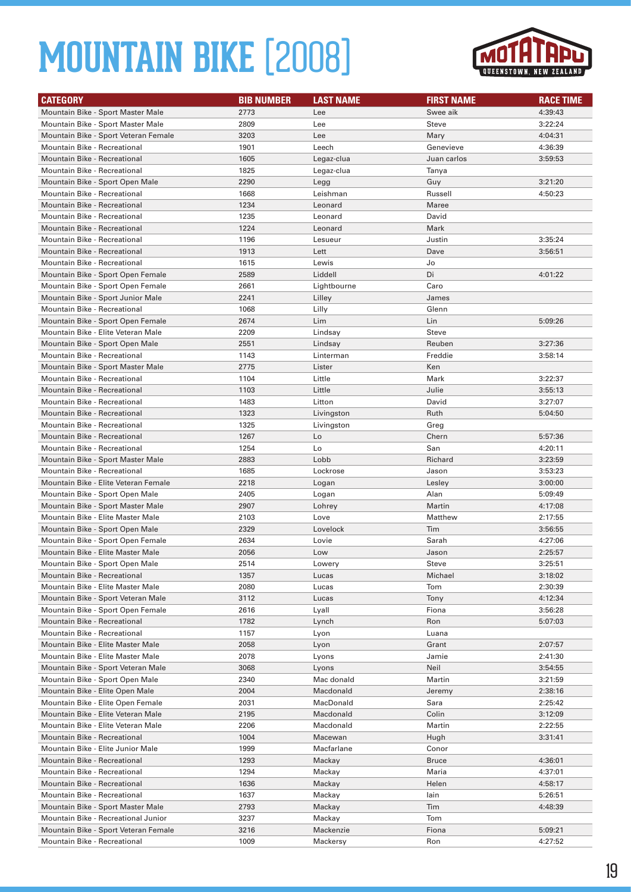# MOUNTAIN BIKE [2008]

| CATEGORY | BIB NUMBER | LAST NAME | FIRST NAME | RACE TIME |
|---|---|---|---|---|
| Mountain Bike - Sport Master Male | 2773 | Lee | Swee aik | 4:39:43 |
| Mountain Bike - Sport Master Male | 2809 | Lee | Steve | 3:22:24 |
| Mountain Bike - Sport Veteran Female | 3203 | Lee | Mary | 4:04:31 |
| Mountain Bike - Recreational | 1901 | Leech | Genevieve | 4:36:39 |
| Mountain Bike - Recreational | 1605 | Legaz-clua | Juan carlos | 3:59:53 |
| Mountain Bike - Recreational | 1825 | Legaz-clua | Tanya | |
| Mountain Bike - Sport Open Male | 2290 | Legg | Guy | 3:21:20 |
| Mountain Bike - Recreational | 1668 | Leishman | Russell | 4:50:23 |
| Mountain Bike - Recreational | 1234 | Leonard | Maree | |
| Mountain Bike - Recreational | 1235 | Leonard | David | |
| Mountain Bike - Recreational | 1224 | Leonard | Mark | |
| Mountain Bike - Recreational | 1196 | Lesueur | Justin | 3:35:24 |
| Mountain Bike - Recreational | 1913 | Lett | Dave | 3:56:51 |
| Mountain Bike - Recreational | 1615 | Lewis | Jo | |
| Mountain Bike - Sport Open Female | 2589 | Liddell | Di | 4:01:22 |
| Mountain Bike - Sport Open Female | 2661 | Lightbourne | Caro | |
| Mountain Bike - Sport Junior Male | 2241 | Lilley | James | |
| Mountain Bike - Recreational | 1068 | Lilly | Glenn | |
| Mountain Bike - Sport Open Female | 2674 | Lim | Lin | 5:09:26 |
| Mountain Bike - Elite Veteran Male | 2209 | Lindsay | Steve | |
| Mountain Bike - Sport Open Male | 2551 | Lindsay | Reuben | 3:27:36 |
| Mountain Bike - Recreational | 1143 | Linterman | Freddie | 3:58:14 |
| Mountain Bike - Sport Master Male | 2775 | Lister | Ken | |
| Mountain Bike - Recreational | 1104 | Little | Mark | 3:22:37 |
| Mountain Bike - Recreational | 1103 | Little | Julie | 3:55:13 |
| Mountain Bike - Recreational | 1483 | Litton | David | 3:27:07 |
| Mountain Bike - Recreational | 1323 | Livingston | Ruth | 5:04:50 |
| Mountain Bike - Recreational | 1325 | Livingston | Greg | |
| Mountain Bike - Recreational | 1267 | Lo | Chern | 5:57:36 |
| Mountain Bike - Recreational | 1254 | Lo | San | 4:20:11 |
| Mountain Bike - Sport Master Male | 2883 | Lobb | Richard | 3:23:59 |
| Mountain Bike - Recreational | 1685 | Lockrose | Jason | 3:53:23 |
| Mountain Bike - Elite Veteran Female | 2218 | Logan | Lesley | 3:00:00 |
| Mountain Bike - Sport Open Male | 2405 | Logan | Alan | 5:09:49 |
| Mountain Bike - Sport Master Male | 2907 | Lohrey | Martin | 4:17:08 |
| Mountain Bike - Elite Master Male | 2103 | Love | Matthew | 2:17:55 |
| Mountain Bike - Sport Open Male | 2329 | Lovelock | Tim | 3:56:55 |
| Mountain Bike - Sport Open Female | 2634 | Lovie | Sarah | 4:27:06 |
| Mountain Bike - Elite Master Male | 2056 | Low | Jason | 2:25:57 |
| Mountain Bike - Sport Open Male | 2514 | Lowery | Steve | 3:25:51 |
| Mountain Bike - Recreational | 1357 | Lucas | Michael | 3:18:02 |
| Mountain Bike - Elite Master Male | 2080 | Lucas | Tom | 2:30:39 |
| Mountain Bike - Sport Veteran Male | 3112 | Lucas | Tony | 4:12:34 |
| Mountain Bike - Sport Open Female | 2616 | Lyall | Fiona | 3:56:28 |
| Mountain Bike - Recreational | 1782 | Lynch | Ron | 5:07:03 |
| Mountain Bike - Recreational | 1157 | Lyon | Luana | |
| Mountain Bike - Elite Master Male | 2058 | Lyon | Grant | 2:07:57 |
| Mountain Bike - Elite Master Male | 2078 | Lyons | Jamie | 2:41:30 |
| Mountain Bike - Sport Veteran Male | 3068 | Lyons | Neil | 3:54:55 |
| Mountain Bike - Sport Open Male | 2340 | Mac donald | Martin | 3:21:59 |
| Mountain Bike - Elite Open Male | 2004 | Macdonald | Jeremy | 2:38:16 |
| Mountain Bike - Elite Open Female | 2031 | MacDonald | Sara | 2:25:42 |
| Mountain Bike - Elite Veteran Male | 2195 | Macdonald | Colin | 3:12:09 |
| Mountain Bike - Elite Veteran Male | 2206 | Macdonald | Martin | 2:22:55 |
| Mountain Bike - Recreational | 1004 | Macewan | Hugh | 3:31:41 |
| Mountain Bike - Elite Junior Male | 1999 | Macfarlane | Conor | |
| Mountain Bike - Recreational | 1293 | Mackay | Bruce | 4:36:01 |
| Mountain Bike - Recreational | 1294 | Mackay | Maria | 4:37:01 |
| Mountain Bike - Recreational | 1636 | Mackay | Helen | 4:58:17 |
| Mountain Bike - Recreational | 1637 | Mackay | Iain | 5:26:51 |
| Mountain Bike - Sport Master Male | 2793 | Mackay | Tim | 4:48:39 |
| Mountain Bike - Recreational Junior | 3237 | Mackay | Tom | |
| Mountain Bike - Sport Veteran Female | 3216 | Mackenzie | Fiona | 5:09:21 |
| Mountain Bike - Recreational | 1009 | Mackersy | Ron | 4:27:52 |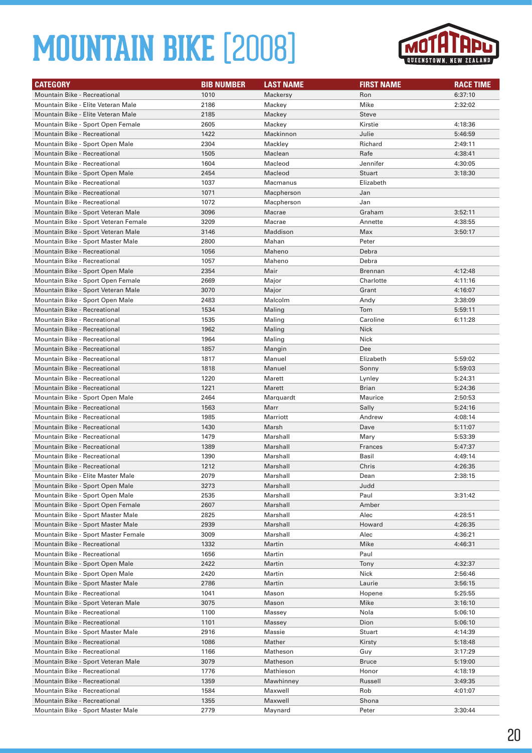# MOUNTAIN BIKE [2008]

| CATEGORY | BIB NUMBER | LAST NAME | FIRST NAME | RACE TIME |
|---|---|---|---|---|
| Mountain Bike - Recreational | 1010 | Mackersy | Ron | 6:37:10 |
| Mountain Bike - Elite Veteran Male | 2186 | Mackey | Mike | 2:32:02 |
| Mountain Bike - Elite Veteran Male | 2185 | Mackey | Steve | |
| Mountain Bike - Sport Open Female | 2605 | Mackey | Kirstie | 4:18:36 |
| Mountain Bike - Recreational | 1422 | Mackinnon | Julie | 5:46:59 |
| Mountain Bike - Sport Open Male | 2304 | Mackley | Richard | 2:49:11 |
| Mountain Bike - Recreational | 1505 | Maclean | Rafe | 4:38:41 |
| Mountain Bike - Recreational | 1604 | Macleod | Jennifer | 4:30:05 |
| Mountain Bike - Sport Open Male | 2454 | Macleod | Stuart | 3:18:30 |
| Mountain Bike - Recreational | 1037 | Macmanus | Elizabeth | |
| Mountain Bike - Recreational | 1071 | Macpherson | Jan | |
| Mountain Bike - Recreational | 1072 | Macpherson | Jan | |
| Mountain Bike - Sport Veteran Male | 3096 | Macrae | Graham | 3:52:11 |
| Mountain Bike - Sport Veteran Female | 3209 | Macrae | Annette | 4:38:55 |
| Mountain Bike - Sport Veteran Male | 3146 | Maddison | Max | 3:50:17 |
| Mountain Bike - Sport Master Male | 2800 | Mahan | Peter | |
| Mountain Bike - Recreational | 1056 | Maheno | Debra | |
| Mountain Bike - Recreational | 1057 | Maheno | Debra | |
| Mountain Bike - Sport Open Male | 2354 | Mair | Brennan | 4:12:48 |
| Mountain Bike - Sport Open Female | 2669 | Major | Charlotte | 4:11:16 |
| Mountain Bike - Sport Veteran Male | 3070 | Major | Grant | 4:16:07 |
| Mountain Bike - Sport Open Male | 2483 | Malcolm | Andy | 3:38:09 |
| Mountain Bike - Recreational | 1534 | Maling | Tom | 5:59:11 |
| Mountain Bike - Recreational | 1535 | Maling | Caroline | 6:11:28 |
| Mountain Bike - Recreational | 1962 | Maling | Nick | |
| Mountain Bike - Recreational | 1964 | Maling | Nick | |
| Mountain Bike - Recreational | 1857 | Mangin | Dee | |
| Mountain Bike - Recreational | 1817 | Manuel | Elizabeth | 5:59:02 |
| Mountain Bike - Recreational | 1818 | Manuel | Sonny | 5:59:03 |
| Mountain Bike - Recreational | 1220 | Marett | Lynley | 5:24:31 |
| Mountain Bike - Recreational | 1221 | Marett | Brian | 5:24:36 |
| Mountain Bike - Sport Open Male | 2464 | Marquardt | Maurice | 2:50:53 |
| Mountain Bike - Recreational | 1563 | Marr | Sally | 5:24:16 |
| Mountain Bike - Recreational | 1985 | Marriott | Andrew | 4:08:14 |
| Mountain Bike - Recreational | 1430 | Marsh | Dave | 5:11:07 |
| Mountain Bike - Recreational | 1479 | Marshall | Mary | 5:53:39 |
| Mountain Bike - Recreational | 1389 | Marshall | Frances | 5:47:37 |
| Mountain Bike - Recreational | 1390 | Marshall | Basil | 4:49:14 |
| Mountain Bike - Recreational | 1212 | Marshall | Chris | 4:26:35 |
| Mountain Bike - Elite Master Male | 2079 | Marshall | Dean | 2:38:15 |
| Mountain Bike - Sport Open Male | 3273 | Marshall | Judd | |
| Mountain Bike - Sport Open Male | 2535 | Marshall | Paul | 3:31:42 |
| Mountain Bike - Sport Open Female | 2607 | Marshall | Amber | |
| Mountain Bike - Sport Master Male | 2825 | Marshall | Alec | 4:28:51 |
| Mountain Bike - Sport Master Male | 2939 | Marshall | Howard | 4:26:35 |
| Mountain Bike - Sport Master Female | 3009 | Marshall | Alec | 4:36:21 |
| Mountain Bike - Recreational | 1332 | Martin | Mike | 4:46:31 |
| Mountain Bike - Recreational | 1656 | Martin | Paul | |
| Mountain Bike - Sport Open Male | 2422 | Martin | Tony | 4:32:37 |
| Mountain Bike - Sport Open Male | 2420 | Martin | Nick | 2:56:46 |
| Mountain Bike - Sport Master Male | 2786 | Martin | Laurie | 3:56:15 |
| Mountain Bike - Recreational | 1041 | Mason | Hopene | 5:25:55 |
| Mountain Bike - Sport Veteran Male | 3075 | Mason | Mike | 3:16:10 |
| Mountain Bike - Recreational | 1100 | Massey | Nola | 5:06:10 |
| Mountain Bike - Recreational | 1101 | Massey | Dion | 5:06:10 |
| Mountain Bike - Sport Master Male | 2916 | Massie | Stuart | 4:14:39 |
| Mountain Bike - Recreational | 1086 | Mather | Kirsty | 5:18:48 |
| Mountain Bike - Recreational | 1166 | Matheson | Guy | 3:17:29 |
| Mountain Bike - Sport Veteran Male | 3079 | Matheson | Bruce | 5:19:00 |
| Mountain Bike - Recreational | 1776 | Mathieson | Honor | 4:18:19 |
| Mountain Bike - Recreational | 1359 | Mawhinney | Russell | 3:49:35 |
| Mountain Bike - Recreational | 1584 | Maxwell | Rob | 4:01:07 |
| Mountain Bike - Recreational | 1355 | Maxwell | Shona | |
| Mountain Bike - Sport Master Male | 2779 | Maynard | Peter | 3:30:44 |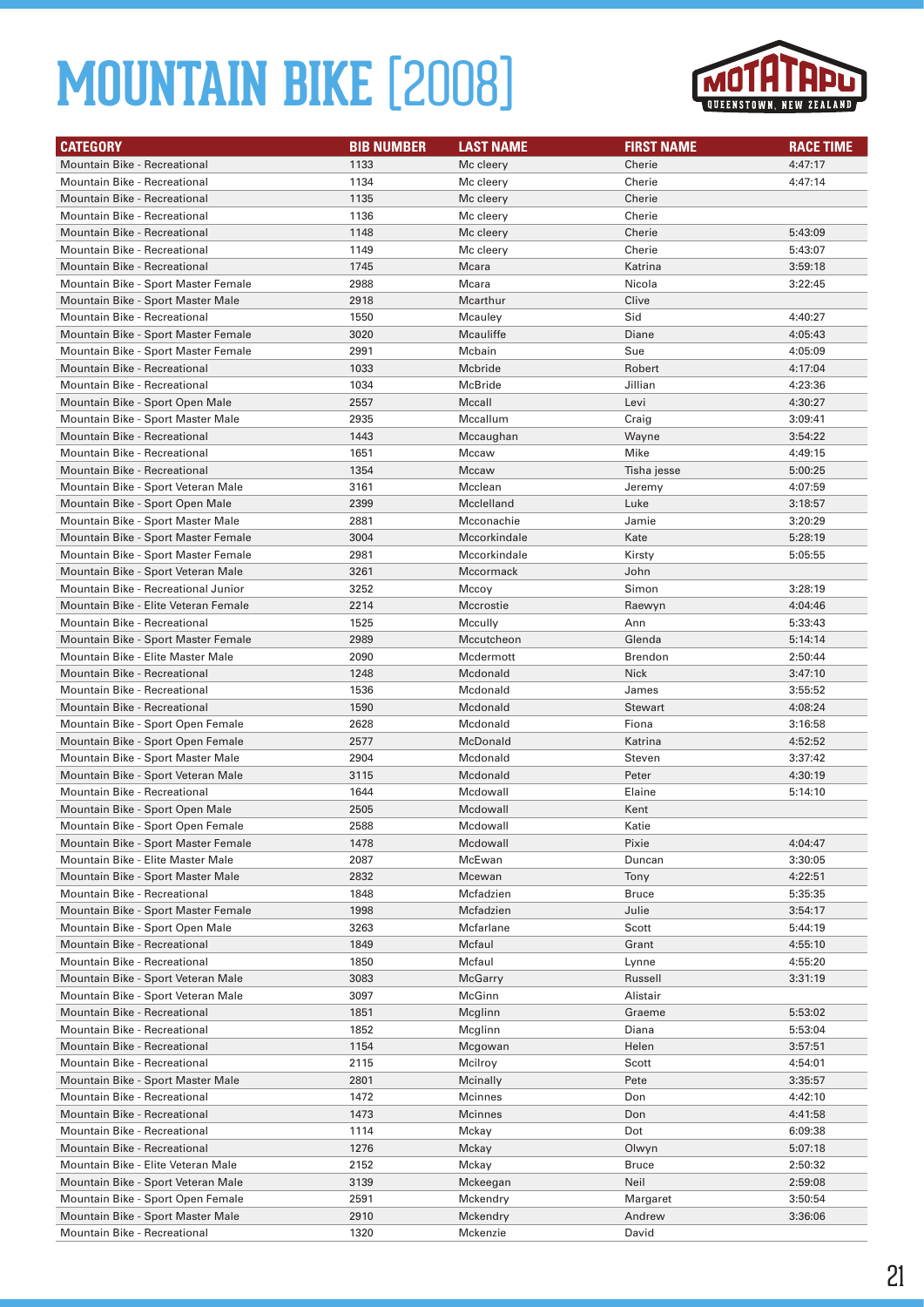# MOUNTAIN BIKE [2008]

MOTATAPU QUEENSTOWN, NEW ZEALAND

| CATEGORY | BIB NUMBER | LAST NAME | FIRST NAME | RACE TIME |
|---|---|---|---|---|
| Mountain Bike - Recreational | 1133 | Mc cleery | Cherie | 4:47:17 |
| Mountain Bike - Recreational | 1134 | Mc cleery | Cherie | 4:47:14 |
| Mountain Bike - Recreational | 1135 | Mc cleery | Cherie | |
| Mountain Bike - Recreational | 1136 | Mc cleery | Cherie | |
| Mountain Bike - Recreational | 1148 | Mc cleery | Cherie | 5:43:09 |
| Mountain Bike - Recreational | 1149 | Mc cleery | Cherie | 5:43:07 |
| Mountain Bike - Recreational | 1745 | Mcara | Katrina | 3:59:18 |
| Mountain Bike - Sport Master Female | 2988 | Mcara | Nicola | 3:22:45 |
| Mountain Bike - Sport Master Male | 2918 | Mcarthur | Clive | |
| Mountain Bike - Recreational | 1550 | Mcauley | Sid | 4:40:27 |
| Mountain Bike - Sport Master Female | 3020 | Mcauliffe | Diane | 4:05:43 |
| Mountain Bike - Sport Master Female | 2991 | Mcbain | Sue | 4:05:09 |
| Mountain Bike - Recreational | 1033 | Mcbride | Robert | 4:17:04 |
| Mountain Bike - Recreational | 1034 | McBride | Jillian | 4:23:36 |
| Mountain Bike - Sport Open Male | 2557 | Mccall | Levi | 4:30:27 |
| Mountain Bike - Sport Master Male | 2935 | Mccallum | Craig | 3:09:41 |
| Mountain Bike - Recreational | 1443 | Mccaughan | Wayne | 3:54:22 |
| Mountain Bike - Recreational | 1651 | Mccaw | Mike | 4:49:15 |
| Mountain Bike - Recreational | 1354 | Mccaw | Tisha jesse | 5:00:25 |
| Mountain Bike - Sport Veteran Male | 3161 | Mcclean | Jeremy | 4:07:59 |
| Mountain Bike - Sport Open Male | 2399 | Mcclelland | Luke | 3:18:57 |
| Mountain Bike - Sport Master Male | 2881 | Mcconachie | Jamie | 3:20:29 |
| Mountain Bike - Sport Master Female | 3004 | Mccorkindale | Kate | 5:28:19 |
| Mountain Bike - Sport Master Female | 2981 | Mccorkindale | Kirsty | 5:05:55 |
| Mountain Bike - Sport Veteran Male | 3261 | Mccormack | John | |
| Mountain Bike - Recreational Junior | 3252 | Mccoy | Simon | 3:28:19 |
| Mountain Bike - Elite Veteran Female | 2214 | Mccrostie | Raewyn | 4:04:46 |
| Mountain Bike - Recreational | 1525 | Mccully | Ann | 5:33:43 |
| Mountain Bike - Sport Master Female | 2989 | Mccutcheon | Glenda | 5:14:14 |
| Mountain Bike - Elite Master Male | 2090 | Mcdermott | Brendon | 2:50:44 |
| Mountain Bike - Recreational | 1248 | Mcdonald | Nick | 3:47:10 |
| Mountain Bike - Recreational | 1536 | Mcdonald | James | 3:55:52 |
| Mountain Bike - Recreational | 1590 | Mcdonald | Stewart | 4:08:24 |
| Mountain Bike - Sport Open Female | 2628 | Mcdonald | Fiona | 3:16:58 |
| Mountain Bike - Sport Open Female | 2577 | McDonald | Katrina | 4:52:52 |
| Mountain Bike - Sport Master Male | 2904 | Mcdonald | Steven | 3:37:42 |
| Mountain Bike - Sport Veteran Male | 3115 | Mcdonald | Peter | 4:30:19 |
| Mountain Bike - Recreational | 1644 | Mcdowall | Elaine | 5:14:10 |
| Mountain Bike - Sport Open Male | 2505 | Mcdowall | Kent | |
| Mountain Bike - Sport Open Female | 2588 | Mcdowall | Katie | |
| Mountain Bike - Sport Master Female | 1478 | Mcdowall | Pixie | 4:04:47 |
| Mountain Bike - Elite Master Male | 2087 | McEwan | Duncan | 3:30:05 |
| Mountain Bike - Sport Master Male | 2832 | Mcewan | Tony | 4:22:51 |
| Mountain Bike - Recreational | 1848 | Mcfadzien | Bruce | 5:35:35 |
| Mountain Bike - Sport Master Female | 1998 | Mcfadzien | Julie | 3:54:17 |
| Mountain Bike - Sport Open Male | 3263 | Mcfarlane | Scott | 5:44:19 |
| Mountain Bike - Recreational | 1849 | Mcfaul | Grant | 4:55:10 |
| Mountain Bike - Recreational | 1850 | Mcfaul | Lynne | 4:55:20 |
| Mountain Bike - Sport Veteran Male | 3083 | McGarry | Russell | 3:31:19 |
| Mountain Bike - Sport Veteran Male | 3097 | McGinn | Alistair | |
| Mountain Bike - Recreational | 1851 | Mcglinn | Graeme | 5:53:02 |
| Mountain Bike - Recreational | 1852 | Mcglinn | Diana | 5:53:04 |
| Mountain Bike - Recreational | 1154 | Mcgowan | Helen | 3:57:51 |
| Mountain Bike - Recreational | 2115 | Mcilroy | Scott | 4:54:01 |
| Mountain Bike - Sport Master Male | 2801 | Mcinally | Pete | 3:35:57 |
| Mountain Bike - Recreational | 1472 | Mcinnes | Don | 4:42:10 |
| Mountain Bike - Recreational | 1473 | Mcinnes | Don | 4:41:58 |
| Mountain Bike - Recreational | 1114 | Mckay | Dot | 6:09:38 |
| Mountain Bike - Recreational | 1276 | Mckay | Olwyn | 5:07:18 |
| Mountain Bike - Elite Veteran Male | 2152 | Mckay | Bruce | 2:50:32 |
| Mountain Bike - Sport Veteran Male | 3139 | Mckeegan | Neil | 2:59:08 |
| Mountain Bike - Sport Open Female | 2591 | Mckendry | Margaret | 3:50:54 |
| Mountain Bike - Sport Master Male | 2910 | Mckendry | Andrew | 3:36:06 |
| Mountain Bike - Recreational | 1320 | Mckenzie | David | |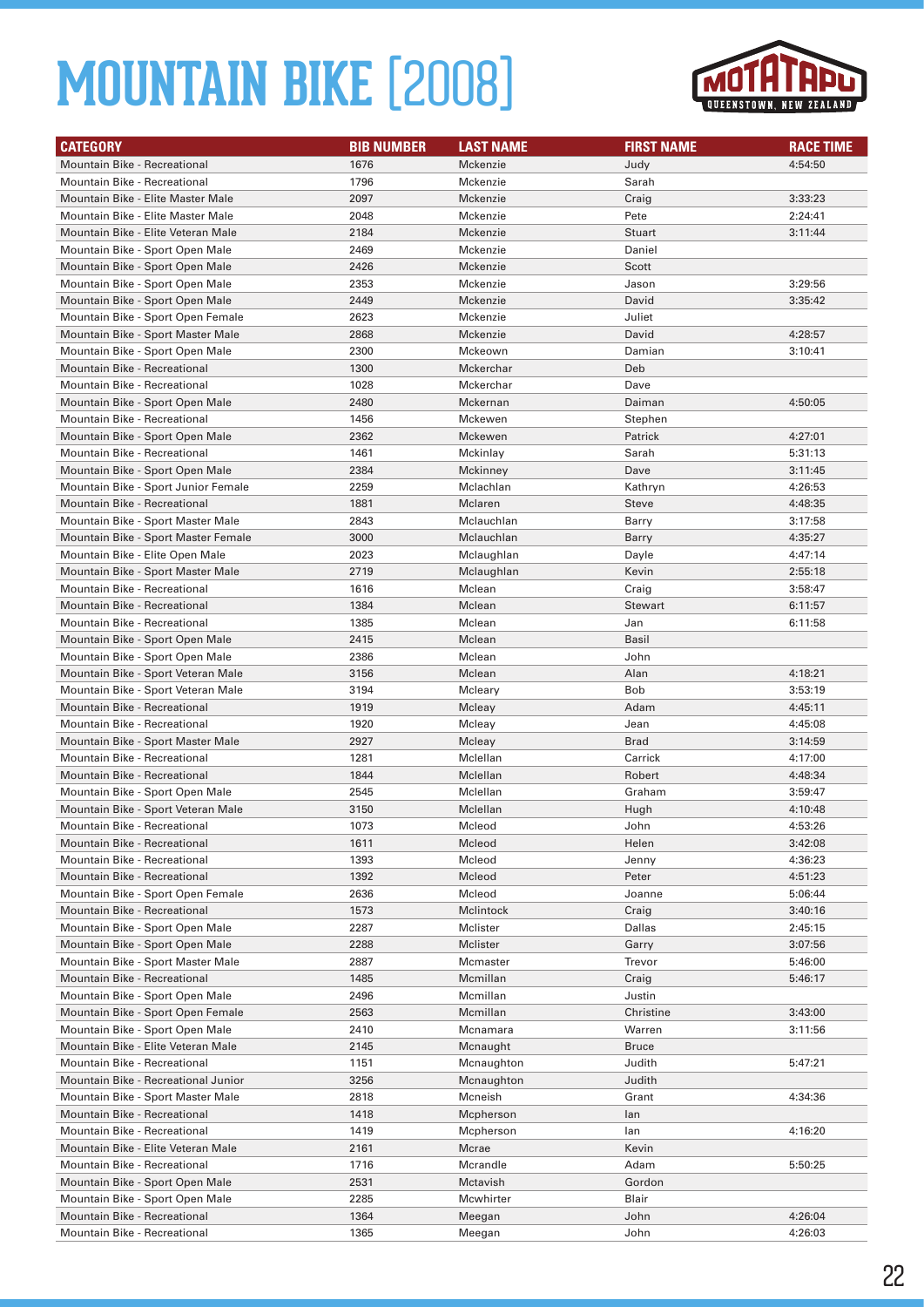# MOUNTAIN BIKE [2008]

| CATEGORY | BIB NUMBER | LAST NAME | FIRST NAME | RACE TIME |
|---|---|---|---|---|
| Mountain Bike - Recreational | 1676 | Mckenzie | Judy | 4:54:50 |
| Mountain Bike - Recreational | 1796 | Mckenzie | Sarah | |
| Mountain Bike - Elite Master Male | 2097 | Mckenzie | Craig | 3:33:23 |
| Mountain Bike - Elite Master Male | 2048 | Mckenzie | Pete | 2:24:41 |
| Mountain Bike - Elite Veteran Male | 2184 | Mckenzie | Stuart | 3:11:44 |
| Mountain Bike - Sport Open Male | 2469 | Mckenzie | Daniel | |
| Mountain Bike - Sport Open Male | 2426 | Mckenzie | Scott | |
| Mountain Bike - Sport Open Male | 2353 | Mckenzie | Jason | 3:29:56 |
| Mountain Bike - Sport Open Male | 2449 | Mckenzie | David | 3:35:42 |
| Mountain Bike - Sport Open Female | 2623 | Mckenzie | Juliet | |
| Mountain Bike - Sport Master Male | 2868 | Mckenzie | David | 4:28:57 |
| Mountain Bike - Sport Open Male | 2300 | Mckeown | Damian | 3:10:41 |
| Mountain Bike - Recreational | 1300 | Mckerchar | Deb | |
| Mountain Bike - Recreational | 1028 | Mckerchar | Dave | |
| Mountain Bike - Sport Open Male | 2480 | Mckernan | Daiman | 4:50:05 |
| Mountain Bike - Recreational | 1456 | Mckewen | Stephen | |
| Mountain Bike - Sport Open Male | 2362 | Mckewen | Patrick | 4:27:01 |
| Mountain Bike - Recreational | 1461 | Mckinlay | Sarah | 5:31:13 |
| Mountain Bike - Sport Open Male | 2384 | Mckinney | Dave | 3:11:45 |
| Mountain Bike - Sport Junior Female | 2259 | Mclachlan | Kathryn | 4:26:53 |
| Mountain Bike - Recreational | 1881 | Mclaren | Steve | 4:48:35 |
| Mountain Bike - Sport Master Male | 2843 | Mclauchlan | Barry | 3:17:58 |
| Mountain Bike - Sport Master Female | 3000 | Mclauchlan | Barry | 4:35:27 |
| Mountain Bike - Elite Open Male | 2023 | Mclaughlan | Dayle | 4:47:14 |
| Mountain Bike - Sport Master Male | 2719 | Mclaughlan | Kevin | 2:55:18 |
| Mountain Bike - Recreational | 1616 | Mclean | Craig | 3:58:47 |
| Mountain Bike - Recreational | 1384 | Mclean | Stewart | 6:11:57 |
| Mountain Bike - Recreational | 1385 | Mclean | Jan | 6:11:58 |
| Mountain Bike - Sport Open Male | 2415 | Mclean | Basil | |
| Mountain Bike - Sport Open Male | 2386 | Mclean | John | |
| Mountain Bike - Sport Veteran Male | 3156 | Mclean | Alan | 4:18:21 |
| Mountain Bike - Sport Veteran Male | 3194 | Mcleary | Bob | 3:53:19 |
| Mountain Bike - Recreational | 1919 | Mcleay | Adam | 4:45:11 |
| Mountain Bike - Recreational | 1920 | Mcleay | Jean | 4:45:08 |
| Mountain Bike - Sport Master Male | 2927 | Mcleay | Brad | 3:14:59 |
| Mountain Bike - Recreational | 1281 | Mclellan | Carrick | 4:17:00 |
| Mountain Bike - Recreational | 1844 | Mclellan | Robert | 4:48:34 |
| Mountain Bike - Sport Open Male | 2545 | Mclellan | Graham | 3:59:47 |
| Mountain Bike - Sport Veteran Male | 3150 | Mclellan | Hugh | 4:10:48 |
| Mountain Bike - Recreational | 1073 | Mcleod | John | 4:53:26 |
| Mountain Bike - Recreational | 1611 | Mcleod | Helen | 3:42:08 |
| Mountain Bike - Recreational | 1393 | Mcleod | Jenny | 4:36:23 |
| Mountain Bike - Recreational | 1392 | Mcleod | Peter | 4:51:23 |
| Mountain Bike - Sport Open Female | 2636 | Mcleod | Joanne | 5:06:44 |
| Mountain Bike - Recreational | 1573 | Mclintock | Craig | 3:40:16 |
| Mountain Bike - Sport Open Male | 2287 | Mclister | Dallas | 2:45:15 |
| Mountain Bike - Sport Open Male | 2288 | Mclister | Garry | 3:07:56 |
| Mountain Bike - Sport Master Male | 2887 | Mcmaster | Trevor | 5:46:00 |
| Mountain Bike - Recreational | 1485 | Mcmillan | Craig | 5:46:17 |
| Mountain Bike - Sport Open Male | 2496 | Mcmillan | Justin | |
| Mountain Bike - Sport Open Female | 2563 | Mcmillan | Christine | 3:43:00 |
| Mountain Bike - Sport Open Male | 2410 | Mcnamara | Warren | 3:11:56 |
| Mountain Bike - Elite Veteran Male | 2145 | Mcnaught | Bruce | |
| Mountain Bike - Recreational | 1151 | Mcnaughton | Judith | 5:47:21 |
| Mountain Bike - Recreational Junior | 3256 | Mcnaughton | Judith | |
| Mountain Bike - Sport Master Male | 2818 | Mcneish | Grant | 4:34:36 |
| Mountain Bike - Recreational | 1418 | Mcpherson | Ian | |
| Mountain Bike - Recreational | 1419 | Mcpherson | Ian | 4:16:20 |
| Mountain Bike - Elite Veteran Male | 2161 | Mcrae | Kevin | |
| Mountain Bike - Recreational | 1716 | Mcrandle | Adam | 5:50:25 |
| Mountain Bike - Sport Open Male | 2531 | Mctavish | Gordon | |
| Mountain Bike - Sport Open Male | 2285 | Mcwhirter | Blair | |
| Mountain Bike - Recreational | 1364 | Meegan | John | 4:26:04 |
| Mountain Bike - Recreational | 1365 | Meegan | John | 4:26:03 |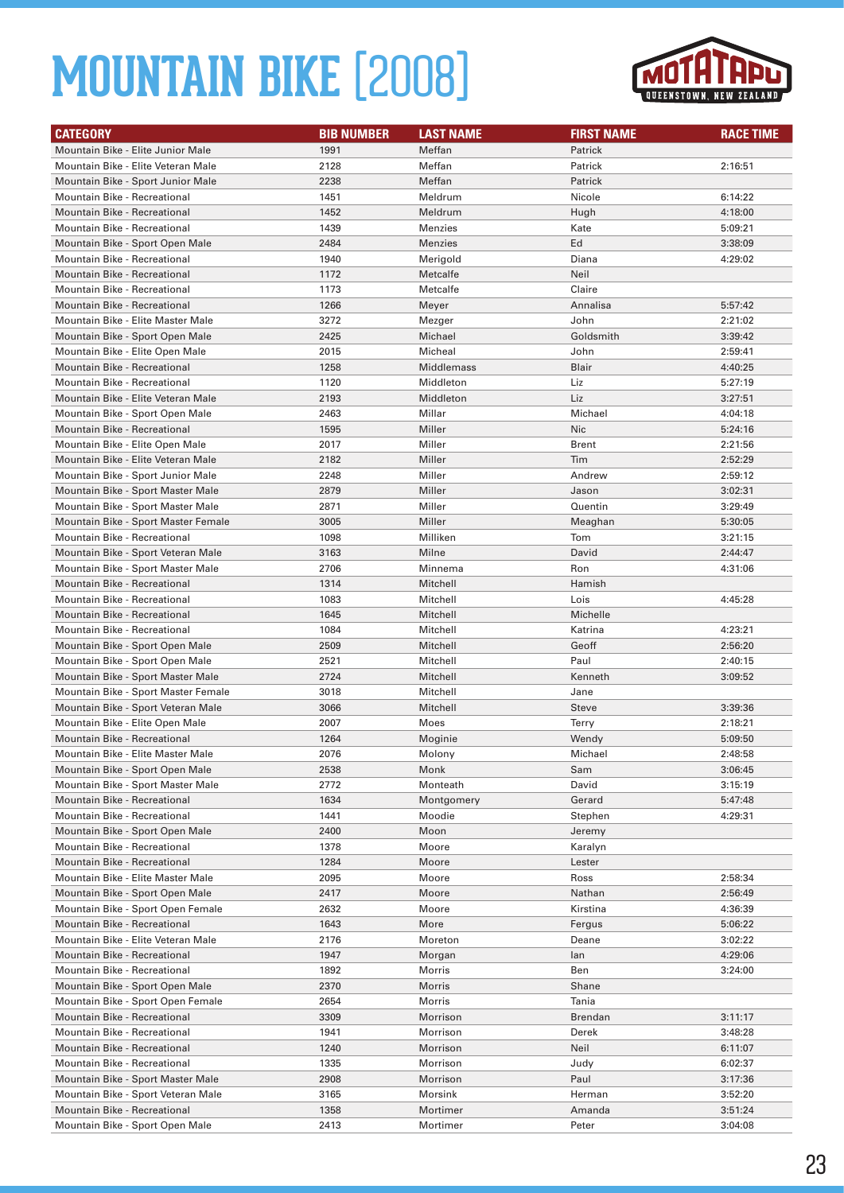# MOUNTAIN BIKE [2008]

| CATEGORY | BIB NUMBER | LAST NAME | FIRST NAME | RACE TIME |
|---|---|---|---|---|
| Mountain Bike - Elite Junior Male | 1991 | Meffan | Patrick | |
| Mountain Bike - Elite Veteran Male | 2128 | Meffan | Patrick | 2:16:51 |
| Mountain Bike - Sport Junior Male | 2238 | Meffan | Patrick | |
| Mountain Bike - Recreational | 1451 | Meldrum | Nicole | 6:14:22 |
| Mountain Bike - Recreational | 1452 | Meldrum | Hugh | 4:18:00 |
| Mountain Bike - Recreational | 1439 | Menzies | Kate | 5:09:21 |
| Mountain Bike - Sport Open Male | 2484 | Menzies | Ed | 3:38:09 |
| Mountain Bike - Recreational | 1940 | Merigold | Diana | 4:29:02 |
| Mountain Bike - Recreational | 1172 | Metcalfe | Neil | |
| Mountain Bike - Recreational | 1173 | Metcalfe | Claire | |
| Mountain Bike - Recreational | 1266 | Meyer | Annalisa | 5:57:42 |
| Mountain Bike - Elite Master Male | 3272 | Mezger | John | 2:21:02 |
| Mountain Bike - Sport Open Male | 2425 | Michael | Goldsmith | 3:39:42 |
| Mountain Bike - Elite Open Male | 2015 | Micheal | John | 2:59:41 |
| Mountain Bike - Recreational | 1258 | Middlemass | Blair | 4:40:25 |
| Mountain Bike - Recreational | 1120 | Middleton | Liz | 5:27:19 |
| Mountain Bike - Elite Veteran Male | 2193 | Middleton | Liz | 3:27:51 |
| Mountain Bike - Sport Open Male | 2463 | Millar | Michael | 4:04:18 |
| Mountain Bike - Recreational | 1595 | Miller | Nic | 5:24:16 |
| Mountain Bike - Elite Open Male | 2017 | Miller | Brent | 2:21:56 |
| Mountain Bike - Elite Veteran Male | 2182 | Miller | Tim | 2:52:29 |
| Mountain Bike - Sport Junior Male | 2248 | Miller | Andrew | 2:59:12 |
| Mountain Bike - Sport Master Male | 2879 | Miller | Jason | 3:02:31 |
| Mountain Bike - Sport Master Male | 2871 | Miller | Quentin | 3:29:49 |
| Mountain Bike - Sport Master Female | 3005 | Miller | Meaghan | 5:30:05 |
| Mountain Bike - Recreational | 1098 | Milliken | Tom | 3:21:15 |
| Mountain Bike - Sport Veteran Male | 3163 | Milne | David | 2:44:47 |
| Mountain Bike - Sport Master Male | 2706 | Minnema | Ron | 4:31:06 |
| Mountain Bike - Recreational | 1314 | Mitchell | Hamish | |
| Mountain Bike - Recreational | 1083 | Mitchell | Lois | 4:45:28 |
| Mountain Bike - Recreational | 1645 | Mitchell | Michelle | |
| Mountain Bike - Recreational | 1084 | Mitchell | Katrina | 4:23:21 |
| Mountain Bike - Sport Open Male | 2509 | Mitchell | Geoff | 2:56:20 |
| Mountain Bike - Sport Open Male | 2521 | Mitchell | Paul | 2:40:15 |
| Mountain Bike - Sport Master Male | 2724 | Mitchell | Kenneth | 3:09:52 |
| Mountain Bike - Sport Master Female | 3018 | Mitchell | Jane | |
| Mountain Bike - Sport Veteran Male | 3066 | Mitchell | Steve | 3:39:36 |
| Mountain Bike - Elite Open Male | 2007 | Moes | Terry | 2:18:21 |
| Mountain Bike - Recreational | 1264 | Moginie | Wendy | 5:09:50 |
| Mountain Bike - Elite Master Male | 2076 | Molony | Michael | 2:48:58 |
| Mountain Bike - Sport Open Male | 2538 | Monk | Sam | 3:06:45 |
| Mountain Bike - Sport Master Male | 2772 | Monteath | David | 3:15:19 |
| Mountain Bike - Recreational | 1634 | Montgomery | Gerard | 5:47:48 |
| Mountain Bike - Recreational | 1441 | Moodie | Stephen | 4:29:31 |
| Mountain Bike - Sport Open Male | 2400 | Moon | Jeremy | |
| Mountain Bike - Recreational | 1378 | Moore | Karalyn | |
| Mountain Bike - Recreational | 1284 | Moore | Lester | |
| Mountain Bike - Elite Master Male | 2095 | Moore | Ross | 2:58:34 |
| Mountain Bike - Sport Open Male | 2417 | Moore | Nathan | 2:56:49 |
| Mountain Bike - Sport Open Female | 2632 | Moore | Kirstina | 4:36:39 |
| Mountain Bike - Recreational | 1643 | More | Fergus | 5:06:22 |
| Mountain Bike - Elite Veteran Male | 2176 | Moreton | Deane | 3:02:22 |
| Mountain Bike - Recreational | 1947 | Morgan | Ian | 4:29:06 |
| Mountain Bike - Recreational | 1892 | Morris | Ben | 3:24:00 |
| Mountain Bike - Sport Open Male | 2370 | Morris | Shane | |
| Mountain Bike - Sport Open Female | 2654 | Morris | Tania | |
| Mountain Bike - Recreational | 3309 | Morrison | Brendan | 3:11:17 |
| Mountain Bike - Recreational | 1941 | Morrison | Derek | 3:48:28 |
| Mountain Bike - Recreational | 1240 | Morrison | Neil | 6:11:07 |
| Mountain Bike - Recreational | 1335 | Morrison | Judy | 6:02:37 |
| Mountain Bike - Sport Master Male | 2908 | Morrison | Paul | 3:17:36 |
| Mountain Bike - Sport Veteran Male | 3165 | Morsink | Herman | 3:52:20 |
| Mountain Bike - Recreational | 1358 | Mortimer | Amanda | 3:51:24 |
| Mountain Bike - Sport Open Male | 2413 | Mortimer | Peter | 3:04:08 |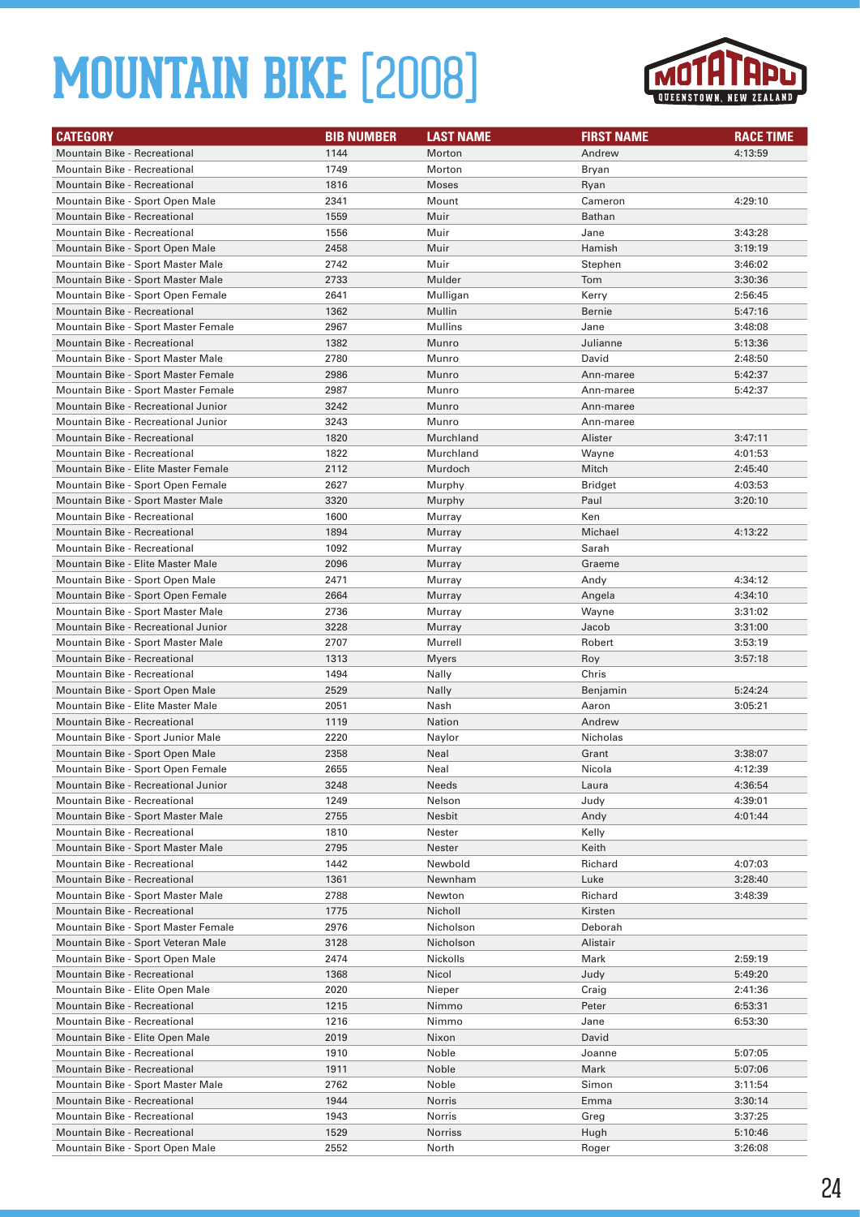# MOUNTAIN BIKE [2008]

MOTATAPU QUEENSTOWN, NEW ZEALAND

| CATEGORY | BIB NUMBER | LAST NAME | FIRST NAME | RACE TIME |
|---|---|---|---|---|
| Mountain Bike - Recreational | 1144 | Morton | Andrew | 4:13:59 |
| Mountain Bike - Recreational | 1749 | Morton | Bryan | |
| Mountain Bike - Recreational | 1816 | Moses | Ryan | |
| Mountain Bike - Sport Open Male | 2341 | Mount | Cameron | 4:29:10 |
| Mountain Bike - Recreational | 1559 | Muir | Bathan | |
| Mountain Bike - Recreational | 1556 | Muir | Jane | 3:43:28 |
| Mountain Bike - Sport Open Male | 2458 | Muir | Hamish | 3:19:19 |
| Mountain Bike - Sport Master Male | 2742 | Muir | Stephen | 3:46:02 |
| Mountain Bike - Sport Master Male | 2733 | Mulder | Tom | 3:30:36 |
| Mountain Bike - Sport Open Female | 2641 | Mulligan | Kerry | 2:56:45 |
| Mountain Bike - Recreational | 1362 | Mullin | Bernie | 5:47:16 |
| Mountain Bike - Sport Master Female | 2967 | Mullins | Jane | 3:48:08 |
| Mountain Bike - Recreational | 1382 | Munro | Julianne | 5:13:36 |
| Mountain Bike - Sport Master Male | 2780 | Munro | David | 2:48:50 |
| Mountain Bike - Sport Master Female | 2986 | Munro | Ann-maree | 5:42:37 |
| Mountain Bike - Sport Master Female | 2987 | Munro | Ann-maree | 5:42:37 |
| Mountain Bike - Recreational Junior | 3242 | Munro | Ann-maree | |
| Mountain Bike - Recreational Junior | 3243 | Munro | Ann-maree | |
| Mountain Bike - Recreational | 1820 | Murchland | Alister | 3:47:11 |
| Mountain Bike - Recreational | 1822 | Murchland | Wayne | 4:01:53 |
| Mountain Bike - Elite Master Female | 2112 | Murdoch | Mitch | 2:45:40 |
| Mountain Bike - Sport Open Female | 2627 | Murphy | Bridget | 4:03:53 |
| Mountain Bike - Sport Master Male | 3320 | Murphy | Paul | 3:20:10 |
| Mountain Bike - Recreational | 1600 | Murray | Ken | |
| Mountain Bike - Recreational | 1894 | Murray | Michael | 4:13:22 |
| Mountain Bike - Recreational | 1092 | Murray | Sarah | |
| Mountain Bike - Elite Master Male | 2096 | Murray | Graeme | |
| Mountain Bike - Sport Open Male | 2471 | Murray | Andy | 4:34:12 |
| Mountain Bike - Sport Open Female | 2664 | Murray | Angela | 4:34:10 |
| Mountain Bike - Sport Master Male | 2736 | Murray | Wayne | 3:31:02 |
| Mountain Bike - Recreational Junior | 3228 | Murray | Jacob | 3:31:00 |
| Mountain Bike - Sport Master Male | 2707 | Murrell | Robert | 3:53:19 |
| Mountain Bike - Recreational | 1313 | Myers | Roy | 3:57:18 |
| Mountain Bike - Recreational | 1494 | Nally | Chris | |
| Mountain Bike - Sport Open Male | 2529 | Nally | Benjamin | 5:24:24 |
| Mountain Bike - Elite Master Male | 2051 | Nash | Aaron | 3:05:21 |
| Mountain Bike - Recreational | 1119 | Nation | Andrew | |
| Mountain Bike - Sport Junior Male | 2220 | Naylor | Nicholas | |
| Mountain Bike - Sport Open Male | 2358 | Neal | Grant | 3:38:07 |
| Mountain Bike - Sport Open Female | 2655 | Neal | Nicola | 4:12:39 |
| Mountain Bike - Recreational Junior | 3248 | Needs | Laura | 4:36:54 |
| Mountain Bike - Recreational | 1249 | Nelson | Judy | 4:39:01 |
| Mountain Bike - Sport Master Male | 2755 | Nesbit | Andy | 4:01:44 |
| Mountain Bike - Recreational | 1810 | Nester | Kelly | |
| Mountain Bike - Sport Master Male | 2795 | Nester | Keith | |
| Mountain Bike - Recreational | 1442 | Newbold | Richard | 4:07:03 |
| Mountain Bike - Recreational | 1361 | Newnham | Luke | 3:28:40 |
| Mountain Bike - Sport Master Male | 2788 | Newton | Richard | 3:48:39 |
| Mountain Bike - Recreational | 1775 | Nicholl | Kirsten | |
| Mountain Bike - Sport Master Female | 2976 | Nicholson | Deborah | |
| Mountain Bike - Sport Veteran Male | 3128 | Nicholson | Alistair | |
| Mountain Bike - Sport Open Male | 2474 | Nickolls | Mark | 2:59:19 |
| Mountain Bike - Recreational | 1368 | Nicol | Judy | 5:49:20 |
| Mountain Bike - Elite Open Male | 2020 | Nieper | Craig | 2:41:36 |
| Mountain Bike - Recreational | 1215 | Nimmo | Peter | 6:53:31 |
| Mountain Bike - Recreational | 1216 | Nimmo | Jane | 6:53:30 |
| Mountain Bike - Elite Open Male | 2019 | Nixon | David | |
| Mountain Bike - Recreational | 1910 | Noble | Joanne | 5:07:05 |
| Mountain Bike - Recreational | 1911 | Noble | Mark | 5:07:06 |
| Mountain Bike - Sport Master Male | 2762 | Noble | Simon | 3:11:54 |
| Mountain Bike - Recreational | 1944 | Norris | Emma | 3:30:14 |
| Mountain Bike - Recreational | 1943 | Norris | Greg | 3:37:25 |
| Mountain Bike - Recreational | 1529 | Norriss | Hugh | 5:10:46 |
| Mountain Bike - Sport Open Male | 2552 | North | Roger | 3:26:08 |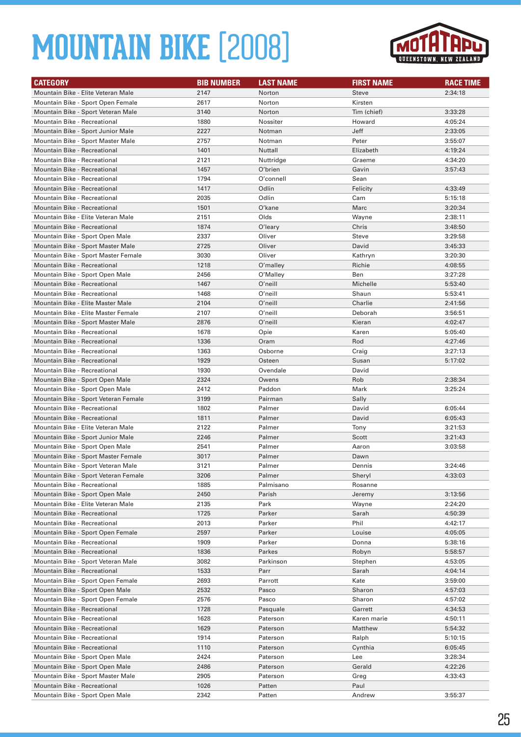# MOUNTAIN BIKE [2008]

MOTATAPU QUEENSTOWN, NEW ZEALAND

| CATEGORY | BIB NUMBER | LAST NAME | FIRST NAME | RACE TIME |
|---|---|---|---|---|
| Mountain Bike - Elite Veteran Male | 2147 | Norton | Steve | 2:34:18 |
| Mountain Bike - Sport Open Female | 2617 | Norton | Kirsten | |
| Mountain Bike - Sport Veteran Male | 3140 | Norton | Tim (chief) | 3:33:28 |
| Mountain Bike - Recreational | 1880 | Nossiter | Howard | 4:05:24 |
| Mountain Bike - Sport Junior Male | 2227 | Notman | Jeff | 2:33:05 |
| Mountain Bike - Sport Master Male | 2757 | Notman | Peter | 3:55:07 |
| Mountain Bike - Recreational | 1401 | Nuttall | Elizabeth | 4:19:24 |
| Mountain Bike - Recreational | 2121 | Nuttridge | Graeme | 4:34:20 |
| Mountain Bike - Recreational | 1457 | O'brien | Gavin | 3:57:43 |
| Mountain Bike - Recreational | 1794 | O'connell | Sean | |
| Mountain Bike - Recreational | 1417 | Odlin | Felicity | 4:33:49 |
| Mountain Bike - Recreational | 2035 | Odlin | Cam | 5:15:18 |
| Mountain Bike - Recreational | 1501 | O'kane | Marc | 3:20:34 |
| Mountain Bike - Elite Veteran Male | 2151 | Olds | Wayne | 2:38:11 |
| Mountain Bike - Recreational | 1874 | O'leary | Chris | 3:48:50 |
| Mountain Bike - Sport Open Male | 2337 | Oliver | Steve | 3:29:58 |
| Mountain Bike - Sport Master Male | 2725 | Oliver | David | 3:45:33 |
| Mountain Bike - Sport Master Female | 3030 | Oliver | Kathryn | 3:20:30 |
| Mountain Bike - Recreational | 1218 | O'malley | Richie | 4:08:55 |
| Mountain Bike - Sport Open Male | 2456 | O'Malley | Ben | 3:27:28 |
| Mountain Bike - Recreational | 1467 | O'neill | Michelle | 5:53:40 |
| Mountain Bike - Recreational | 1468 | O'neill | Shaun | 5:53:41 |
| Mountain Bike - Elite Master Male | 2104 | O'neill | Charlie | 2:41:56 |
| Mountain Bike - Elite Master Female | 2107 | O'neill | Deborah | 3:56:51 |
| Mountain Bike - Sport Master Male | 2876 | O'neill | Kieran | 4:02:47 |
| Mountain Bike - Recreational | 1678 | Opie | Karen | 5:05:40 |
| Mountain Bike - Recreational | 1336 | Oram | Rod | 4:27:46 |
| Mountain Bike - Recreational | 1363 | Osborne | Craig | 3:27:13 |
| Mountain Bike - Recreational | 1929 | Osteen | Susan | 5:17:02 |
| Mountain Bike - Recreational | 1930 | Ovendale | David | |
| Mountain Bike - Sport Open Male | 2324 | Owens | Rob | 2:38:34 |
| Mountain Bike - Sport Open Male | 2412 | Paddon | Mark | 3:25:24 |
| Mountain Bike - Sport Veteran Female | 3199 | Pairman | Sally | |
| Mountain Bike - Recreational | 1802 | Palmer | David | 6:05:44 |
| Mountain Bike - Recreational | 1811 | Palmer | David | 6:05:43 |
| Mountain Bike - Elite Veteran Male | 2122 | Palmer | Tony | 3:21:53 |
| Mountain Bike - Sport Junior Male | 2246 | Palmer | Scott | 3:21:43 |
| Mountain Bike - Sport Open Male | 2541 | Palmer | Aaron | 3:03:58 |
| Mountain Bike - Sport Master Female | 3017 | Palmer | Dawn | |
| Mountain Bike - Sport Veteran Male | 3121 | Palmer | Dennis | 3:24:46 |
| Mountain Bike - Sport Veteran Female | 3206 | Palmer | Sheryl | 4:33:03 |
| Mountain Bike - Recreational | 1885 | Palmisano | Rosanne | |
| Mountain Bike - Sport Open Male | 2450 | Parish | Jeremy | 3:13:56 |
| Mountain Bike - Elite Veteran Male | 2135 | Park | Wayne | 2:24:20 |
| Mountain Bike - Recreational | 1725 | Parker | Sarah | 4:50:39 |
| Mountain Bike - Recreational | 2013 | Parker | Phil | 4:42:17 |
| Mountain Bike - Sport Open Female | 2597 | Parker | Louise | 4:05:05 |
| Mountain Bike - Recreational | 1909 | Parker | Donna | 5:38:16 |
| Mountain Bike - Recreational | 1836 | Parkes | Robyn | 5:58:57 |
| Mountain Bike - Sport Veteran Male | 3082 | Parkinson | Stephen | 4:53:05 |
| Mountain Bike - Recreational | 1533 | Parr | Sarah | 4:04:14 |
| Mountain Bike - Sport Open Female | 2693 | Parrott | Kate | 3:59:00 |
| Mountain Bike - Sport Open Male | 2532 | Pasco | Sharon | 4:57:03 |
| Mountain Bike - Sport Open Female | 2576 | Pasco | Sharon | 4:57:02 |
| Mountain Bike - Recreational | 1728 | Pasquale | Garrett | 4:34:53 |
| Mountain Bike - Recreational | 1628 | Paterson | Karen marie | 4:50:11 |
| Mountain Bike - Recreational | 1629 | Paterson | Matthew | 5:54:32 |
| Mountain Bike - Recreational | 1914 | Paterson | Ralph | 5:10:15 |
| Mountain Bike - Recreational | 1110 | Paterson | Cynthia | 6:05:45 |
| Mountain Bike - Sport Open Male | 2424 | Paterson | Lee | 3:28:34 |
| Mountain Bike - Sport Open Male | 2486 | Paterson | Gerald | 4:22:26 |
| Mountain Bike - Sport Master Male | 2905 | Paterson | Greg | 4:33:43 |
| Mountain Bike - Recreational | 1026 | Patten | Paul | |
| Mountain Bike - Sport Open Male | 2342 | Patten | Andrew | 3:55:37 |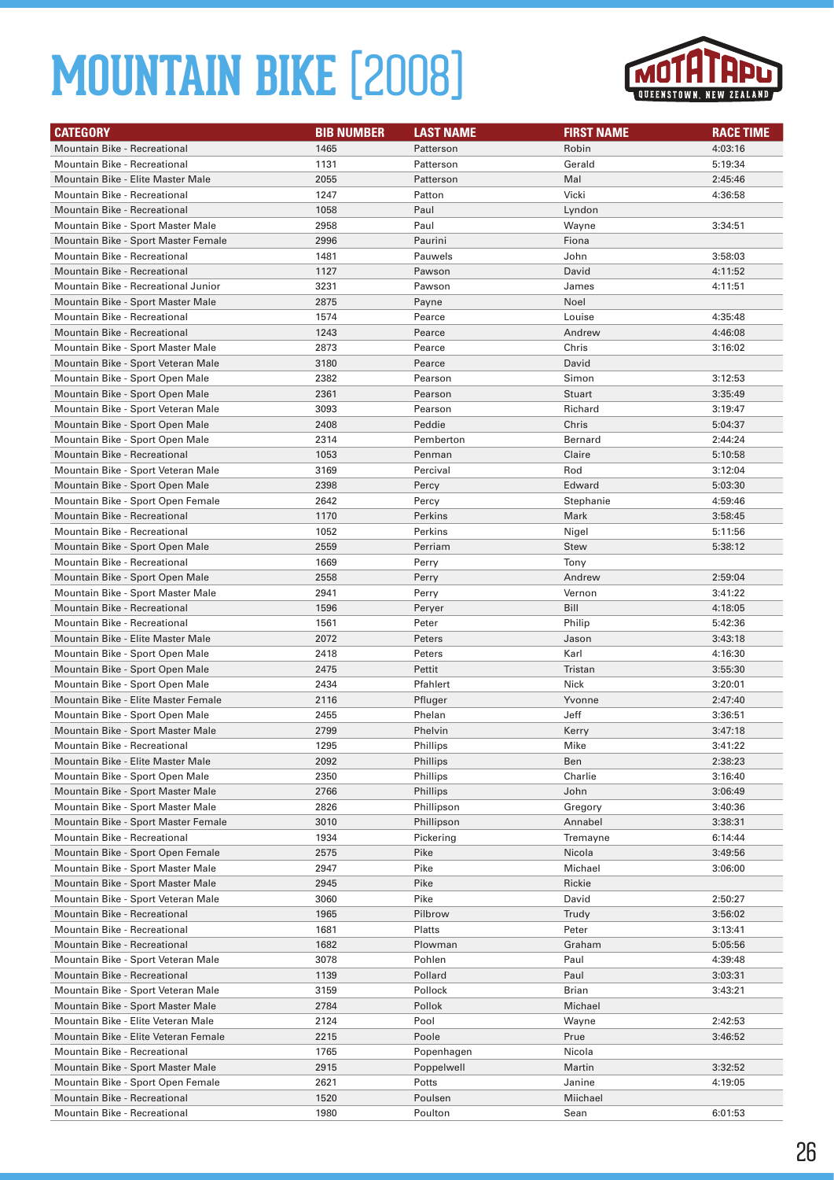# MOUNTAIN BIKE [2008]

| CATEGORY | BIB NUMBER | LAST NAME | FIRST NAME | RACE TIME |
|---|---|---|---|---|
| Mountain Bike - Recreational | 1465 | Patterson | Robin | 4:03:16 |
| Mountain Bike - Recreational | 1131 | Patterson | Gerald | 5:19:34 |
| Mountain Bike - Elite Master Male | 2055 | Patterson | Mal | 2:45:46 |
| Mountain Bike - Recreational | 1247 | Patton | Vicki | 4:36:58 |
| Mountain Bike - Recreational | 1058 | Paul | Lyndon | |
| Mountain Bike - Sport Master Male | 2958 | Paul | Wayne | 3:34:51 |
| Mountain Bike - Sport Master Female | 2996 | Paurini | Fiona | |
| Mountain Bike - Recreational | 1481 | Pauwels | John | 3:58:03 |
| Mountain Bike - Recreational | 1127 | Pawson | David | 4:11:52 |
| Mountain Bike - Recreational Junior | 3231 | Pawson | James | 4:11:51 |
| Mountain Bike - Sport Master Male | 2875 | Payne | Noel | |
| Mountain Bike - Recreational | 1574 | Pearce | Louise | 4:35:48 |
| Mountain Bike - Recreational | 1243 | Pearce | Andrew | 4:46:08 |
| Mountain Bike - Sport Master Male | 2873 | Pearce | Chris | 3:16:02 |
| Mountain Bike - Sport Veteran Male | 3180 | Pearce | David | |
| Mountain Bike - Sport Open Male | 2382 | Pearson | Simon | 3:12:53 |
| Mountain Bike - Sport Open Male | 2361 | Pearson | Stuart | 3:35:49 |
| Mountain Bike - Sport Veteran Male | 3093 | Pearson | Richard | 3:19:47 |
| Mountain Bike - Sport Open Male | 2408 | Peddie | Chris | 5:04:37 |
| Mountain Bike - Sport Open Male | 2314 | Pemberton | Bernard | 2:44:24 |
| Mountain Bike - Recreational | 1053 | Penman | Claire | 5:10:58 |
| Mountain Bike - Sport Veteran Male | 3169 | Percival | Rod | 3:12:04 |
| Mountain Bike - Sport Open Male | 2398 | Percy | Edward | 5:03:30 |
| Mountain Bike - Sport Open Female | 2642 | Percy | Stephanie | 4:59:46 |
| Mountain Bike - Recreational | 1170 | Perkins | Mark | 3:58:45 |
| Mountain Bike - Recreational | 1052 | Perkins | Nigel | 5:11:56 |
| Mountain Bike - Sport Open Male | 2559 | Perriam | Stew | 5:38:12 |
| Mountain Bike - Recreational | 1669 | Perry | Tony | |
| Mountain Bike - Sport Open Male | 2558 | Perry | Andrew | 2:59:04 |
| Mountain Bike - Sport Master Male | 2941 | Perry | Vernon | 3:41:22 |
| Mountain Bike - Recreational | 1596 | Peryer | Bill | 4:18:05 |
| Mountain Bike - Recreational | 1561 | Peter | Philip | 5:42:36 |
| Mountain Bike - Elite Master Male | 2072 | Peters | Jason | 3:43:18 |
| Mountain Bike - Sport Open Male | 2418 | Peters | Karl | 4:16:30 |
| Mountain Bike - Sport Open Male | 2475 | Pettit | Tristan | 3:55:30 |
| Mountain Bike - Sport Open Male | 2434 | Pfahlert | Nick | 3:20:01 |
| Mountain Bike - Elite Master Female | 2116 | Pfluger | Yvonne | 2:47:40 |
| Mountain Bike - Sport Open Male | 2455 | Phelan | Jeff | 3:36:51 |
| Mountain Bike - Sport Master Male | 2799 | Phelvin | Kerry | 3:47:18 |
| Mountain Bike - Recreational | 1295 | Phillips | Mike | 3:41:22 |
| Mountain Bike - Elite Master Male | 2092 | Phillips | Ben | 2:38:23 |
| Mountain Bike - Sport Open Male | 2350 | Phillips | Charlie | 3:16:40 |
| Mountain Bike - Sport Master Male | 2766 | Phillips | John | 3:06:49 |
| Mountain Bike - Sport Master Male | 2826 | Phillipson | Gregory | 3:40:36 |
| Mountain Bike - Sport Master Female | 3010 | Phillipson | Annabel | 3:38:31 |
| Mountain Bike - Recreational | 1934 | Pickering | Tremayne | 6:14:44 |
| Mountain Bike - Sport Open Female | 2575 | Pike | Nicola | 3:49:56 |
| Mountain Bike - Sport Master Male | 2947 | Pike | Michael | 3:06:00 |
| Mountain Bike - Sport Master Male | 2945 | Pike | Rickie | |
| Mountain Bike - Sport Veteran Male | 3060 | Pike | David | 2:50:27 |
| Mountain Bike - Recreational | 1965 | Pilbrow | Trudy | 3:56:02 |
| Mountain Bike - Recreational | 1681 | Platts | Peter | 3:13:41 |
| Mountain Bike - Recreational | 1682 | Plowman | Graham | 5:05:56 |
| Mountain Bike - Sport Veteran Male | 3078 | Pohlen | Paul | 4:39:48 |
| Mountain Bike - Recreational | 1139 | Pollard | Paul | 3:03:31 |
| Mountain Bike - Sport Veteran Male | 3159 | Pollock | Brian | 3:43:21 |
| Mountain Bike - Sport Master Male | 2784 | Pollok | Michael | |
| Mountain Bike - Elite Veteran Male | 2124 | Pool | Wayne | 2:42:53 |
| Mountain Bike - Elite Veteran Female | 2215 | Poole | Prue | 3:46:52 |
| Mountain Bike - Recreational | 1765 | Popenhagen | Nicola | |
| Mountain Bike - Sport Master Male | 2915 | Poppelwell | Martin | 3:32:52 |
| Mountain Bike - Sport Open Female | 2621 | Potts | Janine | 4:19:05 |
| Mountain Bike - Recreational | 1520 | Poulsen | Miichael | |
| Mountain Bike - Recreational | 1980 | Poulton | Sean | 6:01:53 |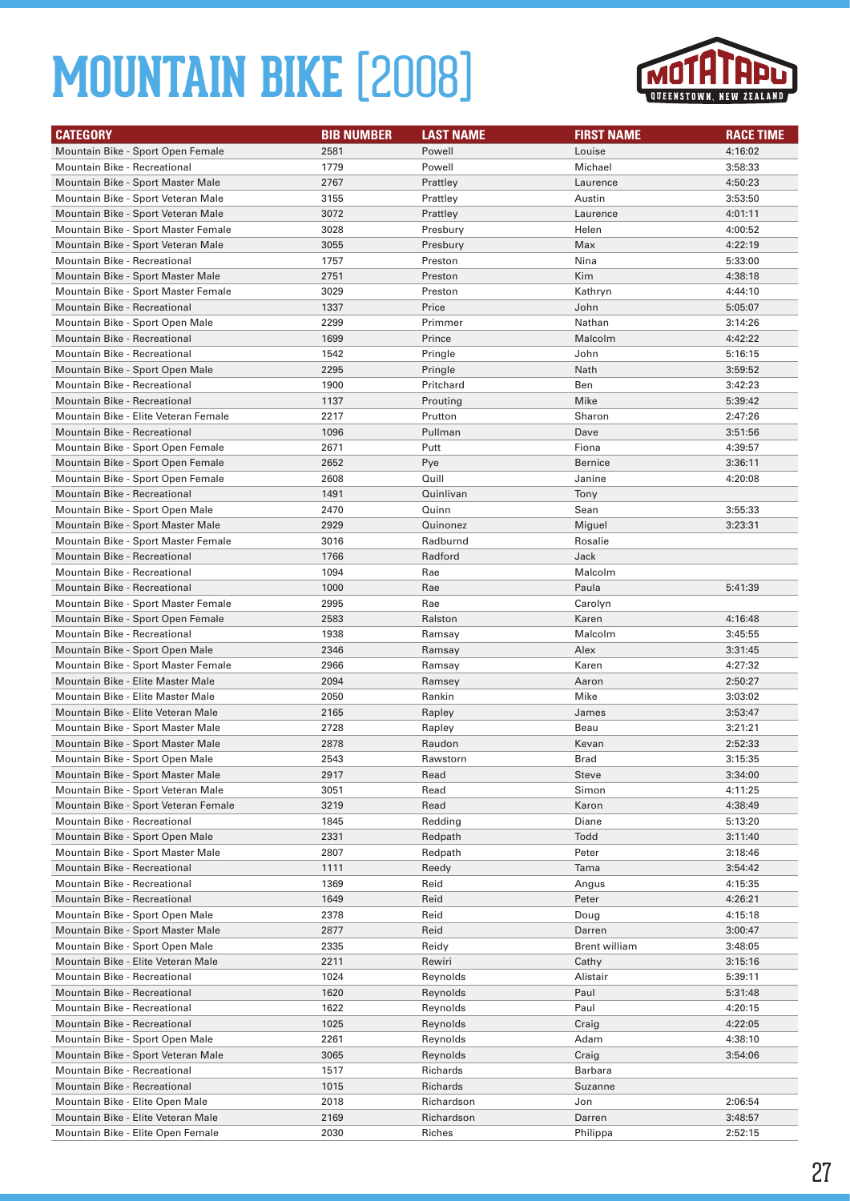# MOUNTAIN BIKE [2008]

MOTATAPU QUEENSTOWN, NEW ZEALAND

| CATEGORY | BIB NUMBER | LAST NAME | FIRST NAME | RACE TIME |
|---|---|---|---|---|
| Mountain Bike - Sport Open Female | 2581 | Powell | Louise | 4:16:02 |
| Mountain Bike - Recreational | 1779 | Powell | Michael | 3:58:33 |
| Mountain Bike - Sport Master Male | 2767 | Prattley | Laurence | 4:50:23 |
| Mountain Bike - Sport Veteran Male | 3155 | Prattley | Austin | 3:53:50 |
| Mountain Bike - Sport Veteran Male | 3072 | Prattley | Laurence | 4:01:11 |
| Mountain Bike - Sport Master Female | 3028 | Presbury | Helen | 4:00:52 |
| Mountain Bike - Sport Veteran Male | 3055 | Presbury | Max | 4:22:19 |
| Mountain Bike - Recreational | 1757 | Preston | Nina | 5:33:00 |
| Mountain Bike - Sport Master Male | 2751 | Preston | Kim | 4:38:18 |
| Mountain Bike - Sport Master Female | 3029 | Preston | Kathryn | 4:44:10 |
| Mountain Bike - Recreational | 1337 | Price | John | 5:05:07 |
| Mountain Bike - Sport Open Male | 2299 | Primmer | Nathan | 3:14:26 |
| Mountain Bike - Recreational | 1699 | Prince | Malcolm | 4:42:22 |
| Mountain Bike - Recreational | 1542 | Pringle | John | 5:16:15 |
| Mountain Bike - Sport Open Male | 2295 | Pringle | Nath | 3:59:52 |
| Mountain Bike - Recreational | 1900 | Pritchard | Ben | 3:42:23 |
| Mountain Bike - Recreational | 1137 | Prouting | Mike | 5:39:42 |
| Mountain Bike - Elite Veteran Female | 2217 | Prutton | Sharon | 2:47:26 |
| Mountain Bike - Recreational | 1096 | Pullman | Dave | 3:51:56 |
| Mountain Bike - Sport Open Female | 2671 | Putt | Fiona | 4:39:57 |
| Mountain Bike - Sport Open Female | 2652 | Pye | Bernice | 3:36:11 |
| Mountain Bike - Sport Open Female | 2608 | Quill | Janine | 4:20:08 |
| Mountain Bike - Recreational | 1491 | Quinlivan | Tony | |
| Mountain Bike - Sport Open Male | 2470 | Quinn | Sean | 3:55:33 |
| Mountain Bike - Sport Master Male | 2929 | Quinonez | Miguel | 3:23:31 |
| Mountain Bike - Sport Master Female | 3016 | Radburnd | Rosalie | |
| Mountain Bike - Recreational | 1766 | Radford | Jack | |
| Mountain Bike - Recreational | 1094 | Rae | Malcolm | |
| Mountain Bike - Recreational | 1000 | Rae | Paula | 5:41:39 |
| Mountain Bike - Sport Master Female | 2995 | Rae | Carolyn | |
| Mountain Bike - Sport Open Female | 2583 | Ralston | Karen | 4:16:48 |
| Mountain Bike - Recreational | 1938 | Ramsay | Malcolm | 3:45:55 |
| Mountain Bike - Sport Open Male | 2346 | Ramsay | Alex | 3:31:45 |
| Mountain Bike - Sport Master Female | 2966 | Ramsay | Karen | 4:27:32 |
| Mountain Bike - Elite Master Male | 2094 | Ramsey | Aaron | 2:50:27 |
| Mountain Bike - Elite Master Male | 2050 | Rankin | Mike | 3:03:02 |
| Mountain Bike - Elite Veteran Male | 2165 | Rapley | James | 3:53:47 |
| Mountain Bike - Sport Master Male | 2728 | Rapley | Beau | 3:21:21 |
| Mountain Bike - Sport Master Male | 2878 | Raudon | Kevan | 2:52:33 |
| Mountain Bike - Sport Open Male | 2543 | Rawstorn | Brad | 3:15:35 |
| Mountain Bike - Sport Master Male | 2917 | Read | Steve | 3:34:00 |
| Mountain Bike - Sport Veteran Male | 3051 | Read | Simon | 4:11:25 |
| Mountain Bike - Sport Veteran Female | 3219 | Read | Karon | 4:38:49 |
| Mountain Bike - Recreational | 1845 | Redding | Diane | 5:13:20 |
| Mountain Bike - Sport Open Male | 2331 | Redpath | Todd | 3:11:40 |
| Mountain Bike - Sport Master Male | 2807 | Redpath | Peter | 3:18:46 |
| Mountain Bike - Recreational | 1111 | Reedy | Tama | 3:54:42 |
| Mountain Bike - Recreational | 1369 | Reid | Angus | 4:15:35 |
| Mountain Bike - Recreational | 1649 | Reid | Peter | 4:26:21 |
| Mountain Bike - Sport Open Male | 2378 | Reid | Doug | 4:15:18 |
| Mountain Bike - Sport Master Male | 2877 | Reid | Darren | 3:00:47 |
| Mountain Bike - Sport Open Male | 2335 | Reidy | Brent william | 3:48:05 |
| Mountain Bike - Elite Veteran Male | 2211 | Rewiri | Cathy | 3:15:16 |
| Mountain Bike - Recreational | 1024 | Reynolds | Alistair | 5:39:11 |
| Mountain Bike - Recreational | 1620 | Reynolds | Paul | 5:31:48 |
| Mountain Bike - Recreational | 1622 | Reynolds | Paul | 4:20:15 |
| Mountain Bike - Recreational | 1025 | Reynolds | Craig | 4:22:05 |
| Mountain Bike - Sport Open Male | 2261 | Reynolds | Adam | 4:38:10 |
| Mountain Bike - Sport Veteran Male | 3065 | Reynolds | Craig | 3:54:06 |
| Mountain Bike - Recreational | 1517 | Richards | Barbara | |
| Mountain Bike - Recreational | 1015 | Richards | Suzanne | |
| Mountain Bike - Elite Open Male | 2018 | Richardson | Jon | 2:06:54 |
| Mountain Bike - Elite Veteran Male | 2169 | Richardson | Darren | 3:48:57 |
| Mountain Bike - Elite Open Female | 2030 | Riches | Philippa | 2:52:15 |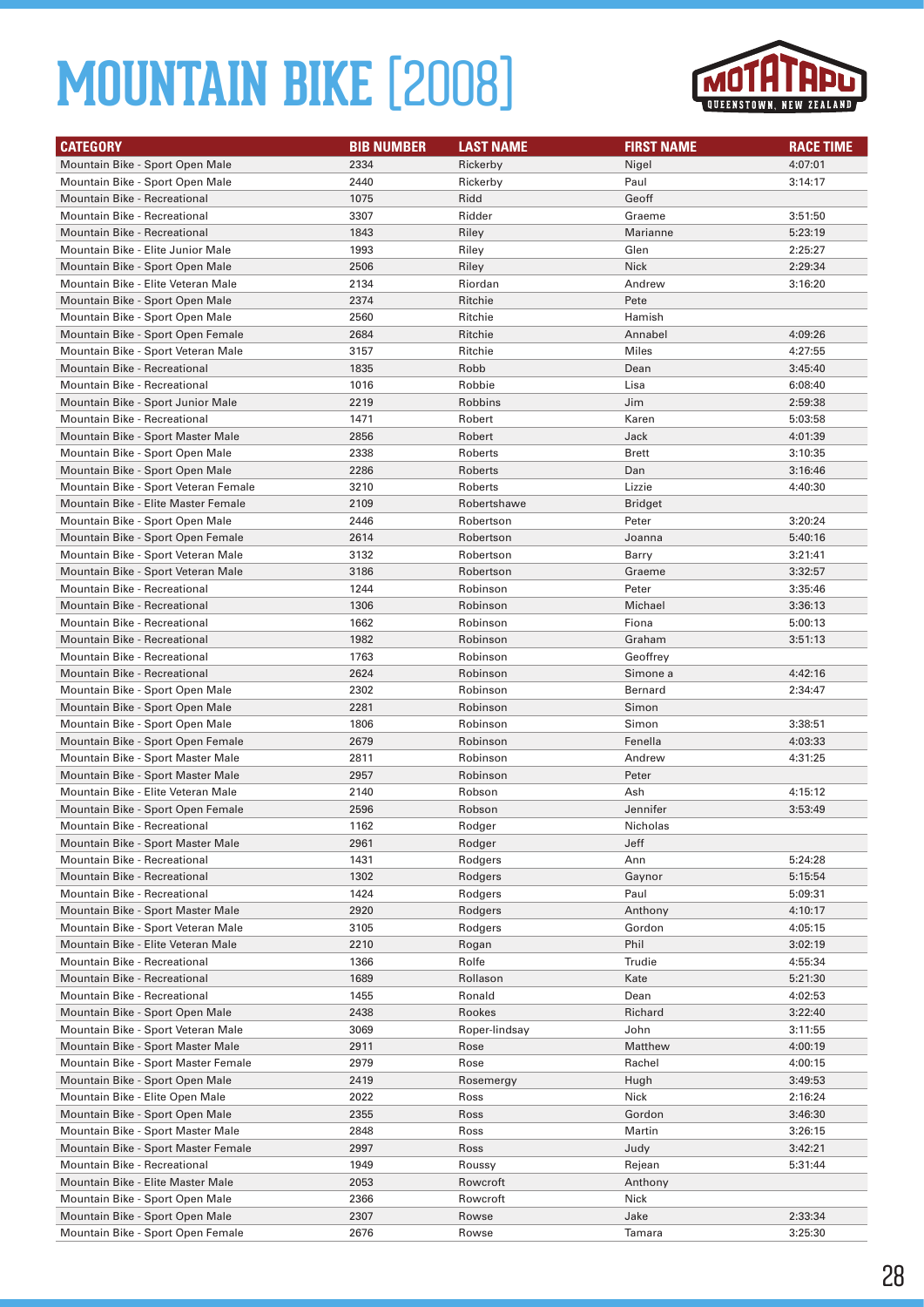# MOUNTAIN BIKE [2008]

| CATEGORY | BIB NUMBER | LAST NAME | FIRST NAME | RACE TIME |
|---|---|---|---|---|
| Mountain Bike - Sport Open Male | 2334 | Rickerby | Nigel | 4:07:01 |
| Mountain Bike - Sport Open Male | 2440 | Rickerby | Paul | 3:14:17 |
| Mountain Bike - Recreational | 1075 | Ridd | Geoff | |
| Mountain Bike - Recreational | 3307 | Ridder | Graeme | 3:51:50 |
| Mountain Bike - Recreational | 1843 | Riley | Marianne | 5:23:19 |
| Mountain Bike - Elite Junior Male | 1993 | Riley | Glen | 2:25:27 |
| Mountain Bike - Sport Open Male | 2506 | Riley | Nick | 2:29:34 |
| Mountain Bike - Elite Veteran Male | 2134 | Riordan | Andrew | 3:16:20 |
| Mountain Bike - Sport Open Male | 2374 | Ritchie | Pete | |
| Mountain Bike - Sport Open Male | 2560 | Ritchie | Hamish | |
| Mountain Bike - Sport Open Female | 2684 | Ritchie | Annabel | 4:09:26 |
| Mountain Bike - Sport Veteran Male | 3157 | Ritchie | Miles | 4:27:55 |
| Mountain Bike - Recreational | 1835 | Robb | Dean | 3:45:40 |
| Mountain Bike - Recreational | 1016 | Robbie | Lisa | 6:08:40 |
| Mountain Bike - Sport Junior Male | 2219 | Robbins | Jim | 2:59:38 |
| Mountain Bike - Recreational | 1471 | Robert | Karen | 5:03:58 |
| Mountain Bike - Sport Master Male | 2856 | Robert | Jack | 4:01:39 |
| Mountain Bike - Sport Open Male | 2338 | Roberts | Brett | 3:10:35 |
| Mountain Bike - Sport Open Male | 2286 | Roberts | Dan | 3:16:46 |
| Mountain Bike - Sport Veteran Female | 3210 | Roberts | Lizzie | 4:40:30 |
| Mountain Bike - Elite Master Female | 2109 | Robertshawe | Bridget | |
| Mountain Bike - Sport Open Male | 2446 | Robertson | Peter | 3:20:24 |
| Mountain Bike - Sport Open Female | 2614 | Robertson | Joanna | 5:40:16 |
| Mountain Bike - Sport Veteran Male | 3132 | Robertson | Barry | 3:21:41 |
| Mountain Bike - Sport Veteran Male | 3186 | Robertson | Graeme | 3:32:57 |
| Mountain Bike - Recreational | 1244 | Robinson | Peter | 3:35:46 |
| Mountain Bike - Recreational | 1306 | Robinson | Michael | 3:36:13 |
| Mountain Bike - Recreational | 1662 | Robinson | Fiona | 5:00:13 |
| Mountain Bike - Recreational | 1982 | Robinson | Graham | 3:51:13 |
| Mountain Bike - Recreational | 1763 | Robinson | Geoffrey | |
| Mountain Bike - Recreational | 2624 | Robinson | Simone a | 4:42:16 |
| Mountain Bike - Sport Open Male | 2302 | Robinson | Bernard | 2:34:47 |
| Mountain Bike - Sport Open Male | 2281 | Robinson | Simon | |
| Mountain Bike - Sport Open Male | 1806 | Robinson | Simon | 3:38:51 |
| Mountain Bike - Sport Open Female | 2679 | Robinson | Fenella | 4:03:33 |
| Mountain Bike - Sport Master Male | 2811 | Robinson | Andrew | 4:31:25 |
| Mountain Bike - Sport Master Male | 2957 | Robinson | Peter | |
| Mountain Bike - Elite Veteran Male | 2140 | Robson | Ash | 4:15:12 |
| Mountain Bike - Sport Open Female | 2596 | Robson | Jennifer | 3:53:49 |
| Mountain Bike - Recreational | 1162 | Rodger | Nicholas | |
| Mountain Bike - Sport Master Male | 2961 | Rodger | Jeff | |
| Mountain Bike - Recreational | 1431 | Rodgers | Ann | 5:24:28 |
| Mountain Bike - Recreational | 1302 | Rodgers | Gaynor | 5:15:54 |
| Mountain Bike - Recreational | 1424 | Rodgers | Paul | 5:09:31 |
| Mountain Bike - Sport Master Male | 2920 | Rodgers | Anthony | 4:10:17 |
| Mountain Bike - Sport Veteran Male | 3105 | Rodgers | Gordon | 4:05:15 |
| Mountain Bike - Elite Veteran Male | 2210 | Rogan | Phil | 3:02:19 |
| Mountain Bike - Recreational | 1366 | Rolfe | Trudie | 4:55:34 |
| Mountain Bike - Recreational | 1689 | Rollason | Kate | 5:21:30 |
| Mountain Bike - Recreational | 1455 | Ronald | Dean | 4:02:53 |
| Mountain Bike - Sport Open Male | 2438 | Rookes | Richard | 3:22:40 |
| Mountain Bike - Sport Veteran Male | 3069 | Roper-lindsay | John | 3:11:55 |
| Mountain Bike - Sport Master Male | 2911 | Rose | Matthew | 4:00:19 |
| Mountain Bike - Sport Master Female | 2979 | Rose | Rachel | 4:00:15 |
| Mountain Bike - Sport Open Male | 2419 | Rosemergy | Hugh | 3:49:53 |
| Mountain Bike - Elite Open Male | 2022 | Ross | Nick | 2:16:24 |
| Mountain Bike - Sport Open Male | 2355 | Ross | Gordon | 3:46:30 |
| Mountain Bike - Sport Master Male | 2848 | Ross | Martin | 3:26:15 |
| Mountain Bike - Sport Master Female | 2997 | Ross | Judy | 3:42:21 |
| Mountain Bike - Recreational | 1949 | Roussy | Rejean | 5:31:44 |
| Mountain Bike - Elite Master Male | 2053 | Rowcroft | Anthony | |
| Mountain Bike - Sport Open Male | 2366 | Rowcroft | Nick | |
| Mountain Bike - Sport Open Male | 2307 | Rowse | Jake | 2:33:34 |
| Mountain Bike - Sport Open Female | 2676 | Rowse | Tamara | 3:25:30 |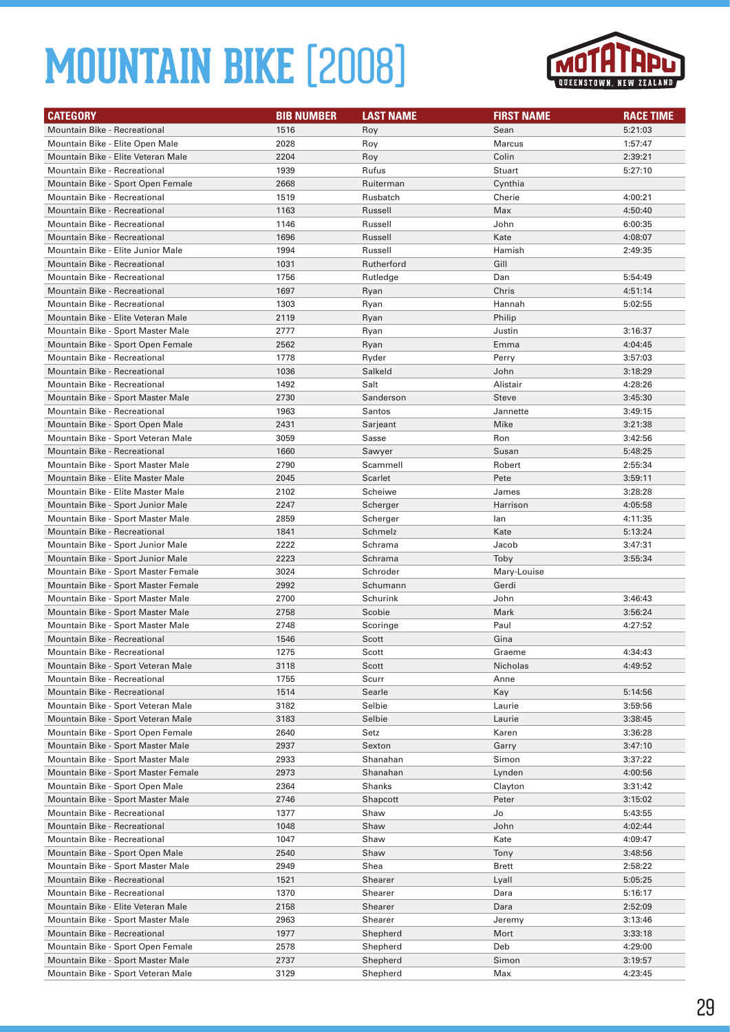# MOUNTAIN BIKE [2008]

| CATEGORY | BIB NUMBER | LAST NAME | FIRST NAME | RACE TIME |
|---|---|---|---|---|
| Mountain Bike - Recreational | 1516 | Roy | Sean | 5:21:03 |
| Mountain Bike - Elite Open Male | 2028 | Roy | Marcus | 1:57:47 |
| Mountain Bike - Elite Veteran Male | 2204 | Roy | Colin | 2:39:21 |
| Mountain Bike - Recreational | 1939 | Rufus | Stuart | 5:27:10 |
| Mountain Bike - Sport Open Female | 2668 | Ruiterman | Cynthia | |
| Mountain Bike - Recreational | 1519 | Rusbatch | Cherie | 4:00:21 |
| Mountain Bike - Recreational | 1163 | Russell | Max | 4:50:40 |
| Mountain Bike - Recreational | 1146 | Russell | John | 6:00:35 |
| Mountain Bike - Recreational | 1696 | Russell | Kate | 4:08:07 |
| Mountain Bike - Elite Junior Male | 1994 | Russell | Hamish | 2:49:35 |
| Mountain Bike - Recreational | 1031 | Rutherford | Gill | |
| Mountain Bike - Recreational | 1756 | Rutledge | Dan | 5:54:49 |
| Mountain Bike - Recreational | 1697 | Ryan | Chris | 4:51:14 |
| Mountain Bike - Recreational | 1303 | Ryan | Hannah | 5:02:55 |
| Mountain Bike - Elite Veteran Male | 2119 | Ryan | Philip | |
| Mountain Bike - Sport Master Male | 2777 | Ryan | Justin | 3:16:37 |
| Mountain Bike - Sport Open Female | 2562 | Ryan | Emma | 4:04:45 |
| Mountain Bike - Recreational | 1778 | Ryder | Perry | 3:57:03 |
| Mountain Bike - Recreational | 1036 | Salkeld | John | 3:18:29 |
| Mountain Bike - Recreational | 1492 | Salt | Alistair | 4:28:26 |
| Mountain Bike - Sport Master Male | 2730 | Sanderson | Steve | 3:45:30 |
| Mountain Bike - Recreational | 1963 | Santos | Jannette | 3:49:15 |
| Mountain Bike - Sport Open Male | 2431 | Sarjeant | Mike | 3:21:38 |
| Mountain Bike - Sport Veteran Male | 3059 | Sasse | Ron | 3:42:56 |
| Mountain Bike - Recreational | 1660 | Sawyer | Susan | 5:48:25 |
| Mountain Bike - Sport Master Male | 2790 | Scammell | Robert | 2:55:34 |
| Mountain Bike - Elite Master Male | 2045 | Scarlet | Pete | 3:59:11 |
| Mountain Bike - Elite Master Male | 2102 | Scheiwe | James | 3:28:28 |
| Mountain Bike - Sport Junior Male | 2247 | Scherger | Harrison | 4:05:58 |
| Mountain Bike - Sport Master Male | 2859 | Scherger | Ian | 4:11:35 |
| Mountain Bike - Recreational | 1841 | Schmelz | Kate | 5:13:24 |
| Mountain Bike - Sport Junior Male | 2222 | Schrama | Jacob | 3:47:31 |
| Mountain Bike - Sport Junior Male | 2223 | Schrama | Toby | 3:55:34 |
| Mountain Bike - Sport Master Female | 3024 | Schroder | Mary-Louise | |
| Mountain Bike - Sport Master Female | 2992 | Schumann | Gerdi | |
| Mountain Bike - Sport Master Male | 2700 | Schurink | John | 3:46:43 |
| Mountain Bike - Sport Master Male | 2758 | Scobie | Mark | 3:56:24 |
| Mountain Bike - Sport Master Male | 2748 | Scoringe | Paul | 4:27:52 |
| Mountain Bike - Recreational | 1546 | Scott | Gina | |
| Mountain Bike - Recreational | 1275 | Scott | Graeme | 4:34:43 |
| Mountain Bike - Sport Veteran Male | 3118 | Scott | Nicholas | 4:49:52 |
| Mountain Bike - Recreational | 1755 | Scurr | Anne | |
| Mountain Bike - Recreational | 1514 | Searle | Kay | 5:14:56 |
| Mountain Bike - Sport Veteran Male | 3182 | Selbie | Laurie | 3:59:56 |
| Mountain Bike - Sport Veteran Male | 3183 | Selbie | Laurie | 3:38:45 |
| Mountain Bike - Sport Open Female | 2640 | Setz | Karen | 3:36:28 |
| Mountain Bike - Sport Master Male | 2937 | Sexton | Garry | 3:47:10 |
| Mountain Bike - Sport Master Male | 2933 | Shanahan | Simon | 3:37:22 |
| Mountain Bike - Sport Master Female | 2973 | Shanahan | Lynden | 4:00:56 |
| Mountain Bike - Sport Open Male | 2364 | Shanks | Clayton | 3:31:42 |
| Mountain Bike - Sport Master Male | 2746 | Shapcott | Peter | 3:15:02 |
| Mountain Bike - Recreational | 1377 | Shaw | Jo | 5:43:55 |
| Mountain Bike - Recreational | 1048 | Shaw | John | 4:02:44 |
| Mountain Bike - Recreational | 1047 | Shaw | Kate | 4:09:47 |
| Mountain Bike - Sport Open Male | 2540 | Shaw | Tony | 3:48:56 |
| Mountain Bike - Sport Master Male | 2949 | Shea | Brett | 2:58:22 |
| Mountain Bike - Recreational | 1521 | Shearer | Lyall | 5:05:25 |
| Mountain Bike - Recreational | 1370 | Shearer | Dara | 5:16:17 |
| Mountain Bike - Elite Veteran Male | 2158 | Shearer | Dara | 2:52:09 |
| Mountain Bike - Sport Master Male | 2963 | Shearer | Jeremy | 3:13:46 |
| Mountain Bike - Recreational | 1977 | Shepherd | Mort | 3:33:18 |
| Mountain Bike - Sport Open Female | 2578 | Shepherd | Deb | 4:29:00 |
| Mountain Bike - Sport Master Male | 2737 | Shepherd | Simon | 3:19:57 |
| Mountain Bike - Sport Veteran Male | 3129 | Shepherd | Max | 4:23:45 |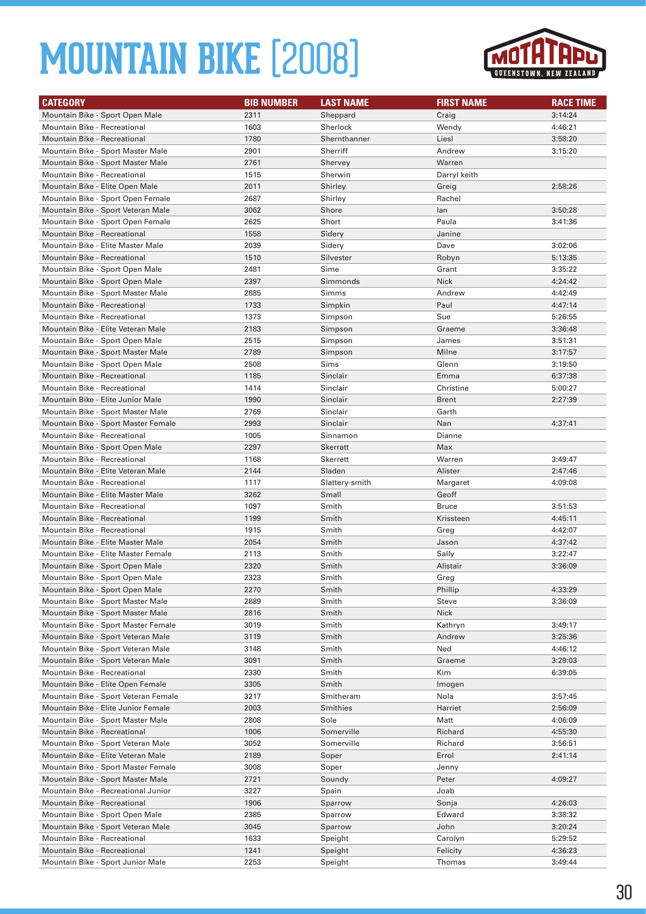# MOUNTAIN BIKE [2008]

| CATEGORY | BIB NUMBER | LAST NAME | FIRST NAME | RACE TIME |
|---|---|---|---|---|
| Mountain Bike - Sport Open Male | 2311 | Sheppard | Craig | 3:14:24 |
| Mountain Bike - Recreational | 1603 | Sherlock | Wendy | 4:46:21 |
| Mountain Bike - Recreational | 1780 | Shernthanner | Liesl | 3:58:20 |
| Mountain Bike - Sport Master Male | 2901 | Sherriff | Andrew | 3:15:20 |
| Mountain Bike - Sport Master Male | 2761 | Shervey | Warren | |
| Mountain Bike - Recreational | 1515 | Sherwin | Darryl keith | |
| Mountain Bike - Elite Open Male | 2011 | Shirley | Greig | 2:58:26 |
| Mountain Bike - Sport Open Female | 2687 | Shirley | Rachel | |
| Mountain Bike - Sport Veteran Male | 3062 | Shore | Ian | 3:50:28 |
| Mountain Bike - Sport Open Female | 2625 | Short | Paula | 3:41:36 |
| Mountain Bike - Recreational | 1558 | Sidery | Janine | |
| Mountain Bike - Elite Master Male | 2039 | Sidery | Dave | 3:02:06 |
| Mountain Bike - Recreational | 1510 | Silvester | Robyn | 5:13:35 |
| Mountain Bike - Sport Open Male | 2481 | Sime | Grant | 3:35:22 |
| Mountain Bike - Sport Open Male | 2397 | Simmonds | Nick | 4:24:42 |
| Mountain Bike - Sport Master Male | 2885 | Simms | Andrew | 4:42:49 |
| Mountain Bike - Recreational | 1733 | Simpkin | Paul | 4:47:14 |
| Mountain Bike - Recreational | 1373 | Simpson | Sue | 5:26:55 |
| Mountain Bike - Elite Veteran Male | 2183 | Simpson | Graeme | 3:36:48 |
| Mountain Bike - Sport Open Male | 2515 | Simpson | James | 3:51:31 |
| Mountain Bike - Sport Master Male | 2789 | Simpson | Milne | 3:17:57 |
| Mountain Bike - Sport Open Male | 2508 | Sims | Glenn | 3:19:50 |
| Mountain Bike - Recreational | 1185 | Sinclair | Emma | 6:37:38 |
| Mountain Bike - Recreational | 1414 | Sinclair | Christine | 5:00:27 |
| Mountain Bike - Elite Junior Male | 1990 | Sinclair | Brent | 2:27:39 |
| Mountain Bike - Sport Master Male | 2769 | Sinclair | Garth | |
| Mountain Bike - Sport Master Female | 2993 | Sinclair | Nan | 4:37:41 |
| Mountain Bike - Recreational | 1005 | Sinnamon | Dianne | |
| Mountain Bike - Sport Open Male | 2297 | Skerratt | Max | |
| Mountain Bike - Recreational | 1168 | Skerrett | Warren | 3:49:47 |
| Mountain Bike - Elite Veteran Male | 2144 | Sladen | Alister | 2:47:46 |
| Mountain Bike - Recreational | 1117 | Slattery-smith | Margaret | 4:09:08 |
| Mountain Bike - Elite Master Male | 3262 | Small | Geoff | |
| Mountain Bike - Recreational | 1097 | Smith | Bruce | 3:51:53 |
| Mountain Bike - Recreational | 1199 | Smith | Krissteen | 4:45:11 |
| Mountain Bike - Recreational | 1915 | Smith | Greg | 4:42:07 |
| Mountain Bike - Elite Master Male | 2054 | Smith | Jason | 4:37:42 |
| Mountain Bike - Elite Master Female | 2113 | Smith | Sally | 3:22:47 |
| Mountain Bike - Sport Open Male | 2320 | Smith | Alistair | 3:36:09 |
| Mountain Bike - Sport Open Male | 2323 | Smith | Greg | |
| Mountain Bike - Sport Open Male | 2270 | Smith | Phillip | 4:33:29 |
| Mountain Bike - Sport Master Male | 2889 | Smith | Steve | 3:36:09 |
| Mountain Bike - Sport Master Male | 2816 | Smith | Nick | |
| Mountain Bike - Sport Master Female | 3019 | Smith | Kathryn | 3:49:17 |
| Mountain Bike - Sport Veteran Male | 3119 | Smith | Andrew | 3:25:36 |
| Mountain Bike - Sport Veteran Male | 3148 | Smith | Ned | 4:46:12 |
| Mountain Bike - Sport Veteran Male | 3091 | Smith | Graeme | 3:29:03 |
| Mountain Bike - Recreational | 2330 | Smith | Kim | 6:39:05 |
| Mountain Bike - Elite Open Female | 3305 | Smith | Imogen | |
| Mountain Bike - Sport Veteran Female | 3217 | Smitheram | Nola | 3:57:45 |
| Mountain Bike - Elite Junior Female | 2003 | Smithies | Harriet | 2:56:09 |
| Mountain Bike - Sport Master Male | 2808 | Sole | Matt | 4:06:09 |
| Mountain Bike - Recreational | 1006 | Somerville | Richard | 4:55:30 |
| Mountain Bike - Sport Veteran Male | 3052 | Somerville | Richard | 3:56:51 |
| Mountain Bike - Elite Veteran Male | 2189 | Soper | Errol | 2:41:14 |
| Mountain Bike - Sport Master Female | 3008 | Soper | Jenny | |
| Mountain Bike - Sport Master Male | 2721 | Soundy | Peter | 4:09:27 |
| Mountain Bike - Recreational Junior | 3227 | Spain | Joab | |
| Mountain Bike - Recreational | 1906 | Sparrow | Sonja | 4:26:03 |
| Mountain Bike - Sport Open Male | 2385 | Sparrow | Edward | 3:38:32 |
| Mountain Bike - Sport Veteran Male | 3045 | Sparrow | John | 3:20:24 |
| Mountain Bike - Recreational | 1633 | Speight | Carolyn | 5:29:52 |
| Mountain Bike - Recreational | 1241 | Speight | Felicity | 4:36:23 |
| Mountain Bike - Sport Junior Male | 2253 | Speight | Thomas | 3:49:44 |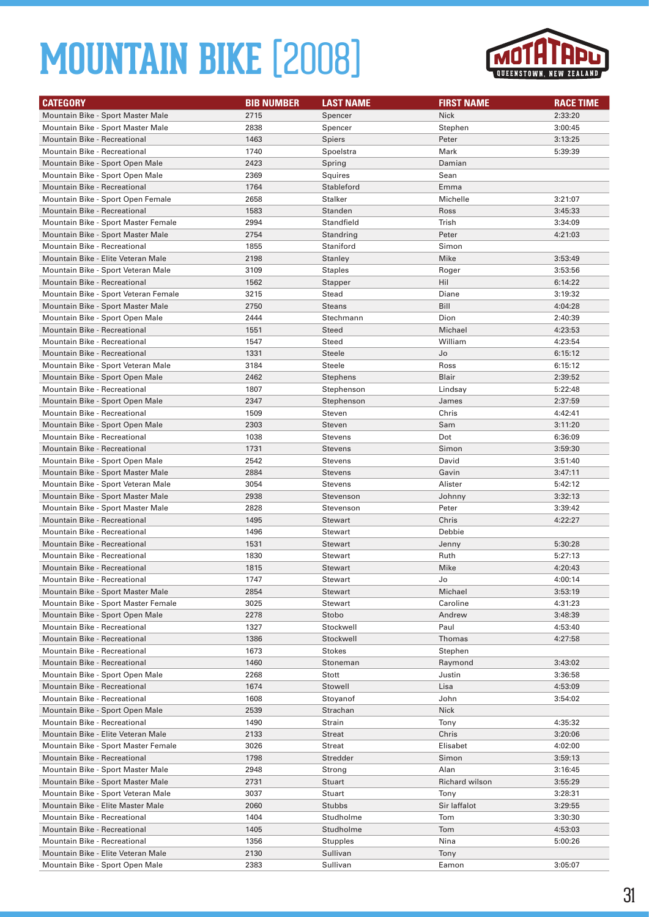# MOUNTAIN BIKE [2008]

| CATEGORY | BIB NUMBER | LAST NAME | FIRST NAME | RACE TIME |
|---|---|---|---|---|
| Mountain Bike - Sport Master Male | 2715 | Spencer | Nick | 2:33:20 |
| Mountain Bike - Sport Master Male | 2838 | Spencer | Stephen | 3:00:45 |
| Mountain Bike - Recreational | 1463 | Spiers | Peter | 3:13:25 |
| Mountain Bike - Recreational | 1740 | Spoelstra | Mark | 5:39:39 |
| Mountain Bike - Sport Open Male | 2423 | Spring | Damian | |
| Mountain Bike - Sport Open Male | 2369 | Squires | Sean | |
| Mountain Bike - Recreational | 1764 | Stableford | Emma | |
| Mountain Bike - Sport Open Female | 2658 | Stalker | Michelle | 3:21:07 |
| Mountain Bike - Recreational | 1583 | Standen | Ross | 3:45:33 |
| Mountain Bike - Sport Master Female | 2994 | Standfield | Trish | 3:34:09 |
| Mountain Bike - Sport Master Male | 2754 | Standring | Peter | 4:21:03 |
| Mountain Bike - Recreational | 1855 | Staniford | Simon | |
| Mountain Bike - Elite Veteran Male | 2198 | Stanley | Mike | 3:53:49 |
| Mountain Bike - Sport Veteran Male | 3109 | Staples | Roger | 3:53:56 |
| Mountain Bike - Recreational | 1562 | Stapper | Hil | 6:14:22 |
| Mountain Bike - Sport Veteran Female | 3215 | Stead | Diane | 3:19:32 |
| Mountain Bike - Sport Master Male | 2750 | Steans | Bill | 4:04:28 |
| Mountain Bike - Sport Open Male | 2444 | Stechmann | Dion | 2:40:39 |
| Mountain Bike - Recreational | 1551 | Steed | Michael | 4:23:53 |
| Mountain Bike - Recreational | 1547 | Steed | William | 4:23:54 |
| Mountain Bike - Recreational | 1331 | Steele | Jo | 6:15:12 |
| Mountain Bike - Sport Veteran Male | 3184 | Steele | Ross | 6:15:12 |
| Mountain Bike - Sport Open Male | 2462 | Stephens | Blair | 2:39:52 |
| Mountain Bike - Recreational | 1807 | Stephenson | Lindsay | 5:22:48 |
| Mountain Bike - Sport Open Male | 2347 | Stephenson | James | 2:37:59 |
| Mountain Bike - Recreational | 1509 | Steven | Chris | 4:42:41 |
| Mountain Bike - Sport Open Male | 2303 | Steven | Sam | 3:11:20 |
| Mountain Bike - Recreational | 1038 | Stevens | Dot | 6:36:09 |
| Mountain Bike - Recreational | 1731 | Stevens | Simon | 3:59:30 |
| Mountain Bike - Sport Open Male | 2542 | Stevens | David | 3:51:40 |
| Mountain Bike - Sport Master Male | 2884 | Stevens | Gavin | 3:47:11 |
| Mountain Bike - Sport Veteran Male | 3054 | Stevens | Alister | 5:42:12 |
| Mountain Bike - Sport Master Male | 2938 | Stevenson | Johnny | 3:32:13 |
| Mountain Bike - Sport Master Male | 2828 | Stevenson | Peter | 3:39:42 |
| Mountain Bike - Recreational | 1495 | Stewart | Chris | 4:22:27 |
| Mountain Bike - Recreational | 1496 | Stewart | Debbie | |
| Mountain Bike - Recreational | 1531 | Stewart | Jenny | 5:30:28 |
| Mountain Bike - Recreational | 1830 | Stewart | Ruth | 5:27:13 |
| Mountain Bike - Recreational | 1815 | Stewart | Mike | 4:20:43 |
| Mountain Bike - Recreational | 1747 | Stewart | Jo | 4:00:14 |
| Mountain Bike - Sport Master Male | 2854 | Stewart | Michael | 3:53:19 |
| Mountain Bike - Sport Master Female | 3025 | Stewart | Caroline | 4:31:23 |
| Mountain Bike - Sport Open Male | 2278 | Stobo | Andrew | 3:48:39 |
| Mountain Bike - Recreational | 1327 | Stockwell | Paul | 4:53:40 |
| Mountain Bike - Recreational | 1386 | Stockwell | Thomas | 4:27:58 |
| Mountain Bike - Recreational | 1673 | Stokes | Stephen | |
| Mountain Bike - Recreational | 1460 | Stoneman | Raymond | 3:43:02 |
| Mountain Bike - Sport Open Male | 2268 | Stott | Justin | 3:36:58 |
| Mountain Bike - Recreational | 1674 | Stowell | Lisa | 4:53:09 |
| Mountain Bike - Recreational | 1608 | Stoyanof | John | 3:54:02 |
| Mountain Bike - Sport Open Male | 2539 | Strachan | Nick | |
| Mountain Bike - Recreational | 1490 | Strain | Tony | 4:35:32 |
| Mountain Bike - Elite Veteran Male | 2133 | Streat | Chris | 3:20:06 |
| Mountain Bike - Sport Master Female | 3026 | Streat | Elisabet | 4:02:00 |
| Mountain Bike - Recreational | 1798 | Stredder | Simon | 3:59:13 |
| Mountain Bike - Sport Master Male | 2948 | Strong | Alan | 3:16:45 |
| Mountain Bike - Sport Master Male | 2731 | Stuart | Richard wilson | 3:55:29 |
| Mountain Bike - Sport Veteran Male | 3037 | Stuart | Tony | 3:28:31 |
| Mountain Bike - Elite Master Male | 2060 | Stubbs | Sir laffalot | 3:29:55 |
| Mountain Bike - Recreational | 1404 | Studholme | Tom | 3:30:30 |
| Mountain Bike - Recreational | 1405 | Studholme | Tom | 4:53:03 |
| Mountain Bike - Recreational | 1356 | Stupples | Nina | 5:00:26 |
| Mountain Bike - Elite Veteran Male | 2130 | Sullivan | Tony | |
| Mountain Bike - Sport Open Male | 2383 | Sullivan | Eamon | 3:05:07 |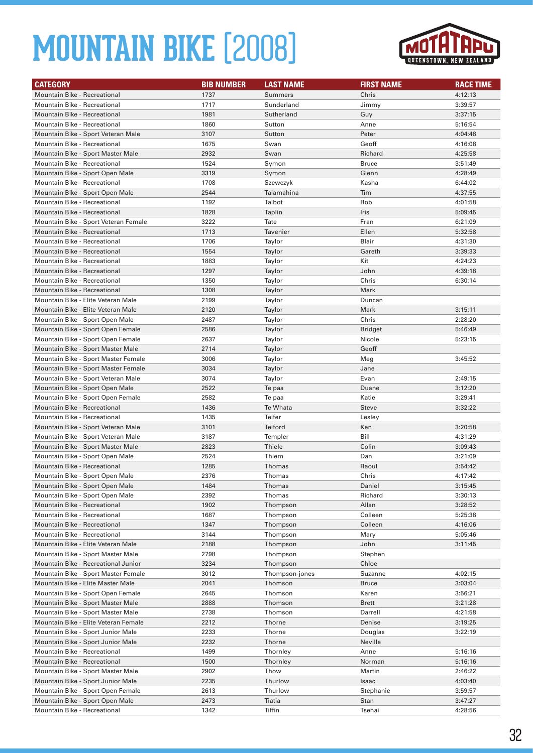# MOUNTAIN BIKE [2008]

| CATEGORY | BIB NUMBER | LAST NAME | FIRST NAME | RACE TIME |
|---|---|---|---|---|
| Mountain Bike - Recreational | 1737 | Summers | Chris | 4:12:13 |
| Mountain Bike - Recreational | 1717 | Sunderland | Jimmy | 3:39:57 |
| Mountain Bike - Recreational | 1981 | Sutherland | Guy | 3:37:15 |
| Mountain Bike - Recreational | 1860 | Sutton | Anne | 5:16:54 |
| Mountain Bike - Sport Veteran Male | 3107 | Sutton | Peter | 4:04:48 |
| Mountain Bike - Recreational | 1675 | Swan | Geoff | 4:16:08 |
| Mountain Bike - Sport Master Male | 2932 | Swan | Richard | 4:25:58 |
| Mountain Bike - Recreational | 1524 | Symon | Bruce | 3:51:49 |
| Mountain Bike - Sport Open Male | 3319 | Symon | Glenn | 4:28:49 |
| Mountain Bike - Recreational | 1708 | Szewczyk | Kasha | 6:44:02 |
| Mountain Bike - Sport Open Male | 2544 | Talamahina | Tim | 4:37:55 |
| Mountain Bike - Recreational | 1192 | Talbot | Rob | 4:01:58 |
| Mountain Bike - Recreational | 1828 | Taplin | Iris | 5:09:45 |
| Mountain Bike - Sport Veteran Female | 3222 | Tate | Fran | 6:21:09 |
| Mountain Bike - Recreational | 1713 | Tavenier | Ellen | 5:32:58 |
| Mountain Bike - Recreational | 1706 | Taylor | Blair | 4:31:30 |
| Mountain Bike - Recreational | 1554 | Taylor | Gareth | 3:39:33 |
| Mountain Bike - Recreational | 1883 | Taylor | Kit | 4:24:23 |
| Mountain Bike - Recreational | 1297 | Taylor | John | 4:39:18 |
| Mountain Bike - Recreational | 1350 | Taylor | Chris | 6:30:14 |
| Mountain Bike - Recreational | 1308 | Taylor | Mark | |
| Mountain Bike - Elite Veteran Male | 2199 | Taylor | Duncan | |
| Mountain Bike - Elite Veteran Male | 2120 | Taylor | Mark | 3:15:11 |
| Mountain Bike - Sport Open Male | 2487 | Taylor | Chris | 2:28:20 |
| Mountain Bike - Sport Open Female | 2586 | Taylor | Bridget | 5:46:49 |
| Mountain Bike - Sport Open Female | 2637 | Taylor | Nicole | 5:23:15 |
| Mountain Bike - Sport Master Male | 2714 | Taylor | Geoff | |
| Mountain Bike - Sport Master Female | 3006 | Taylor | Meg | 3:45:52 |
| Mountain Bike - Sport Master Female | 3034 | Taylor | Jane | |
| Mountain Bike - Sport Veteran Male | 3074 | Taylor | Evan | 2:49:15 |
| Mountain Bike - Sport Open Male | 2522 | Te paa | Duane | 3:12:20 |
| Mountain Bike - Sport Open Female | 2582 | Te paa | Katie | 3:29:41 |
| Mountain Bike - Recreational | 1436 | Te Whata | Steve | 3:32:22 |
| Mountain Bike - Recreational | 1435 | Telfer | Lesley | |
| Mountain Bike - Sport Veteran Male | 3101 | Telford | Ken | 3:20:58 |
| Mountain Bike - Sport Veteran Male | 3187 | Templer | Bill | 4:31:29 |
| Mountain Bike - Sport Master Male | 2823 | Thiele | Colin | 3:09:43 |
| Mountain Bike - Sport Open Male | 2524 | Thiem | Dan | 3:21:09 |
| Mountain Bike - Recreational | 1285 | Thomas | Raoul | 3:54:42 |
| Mountain Bike - Sport Open Male | 2376 | Thomas | Chris | 4:17:42 |
| Mountain Bike - Sport Open Male | 1484 | Thomas | Daniel | 3:15:45 |
| Mountain Bike - Sport Open Male | 2392 | Thomas | Richard | 3:30:13 |
| Mountain Bike - Recreational | 1902 | Thompson | Allan | 3:28:52 |
| Mountain Bike - Recreational | 1687 | Thompson | Colleen | 5:25:38 |
| Mountain Bike - Recreational | 1347 | Thompson | Colleen | 4:16:06 |
| Mountain Bike - Recreational | 3144 | Thompson | Mary | 5:05:46 |
| Mountain Bike - Elite Veteran Male | 2188 | Thompson | John | 3:11:45 |
| Mountain Bike - Sport Master Male | 2798 | Thompson | Stephen | |
| Mountain Bike - Recreational Junior | 3234 | Thompson | Chloe | |
| Mountain Bike - Sport Master Female | 3012 | Thompson-jones | Suzanne | 4:02:15 |
| Mountain Bike - Elite Master Male | 2041 | Thomson | Bruce | 3:03:04 |
| Mountain Bike - Sport Open Female | 2645 | Thomson | Karen | 3:56:21 |
| Mountain Bike - Sport Master Male | 2888 | Thomson | Brett | 3:21:28 |
| Mountain Bike - Sport Master Male | 2738 | Thomson | Darrell | 4:21:58 |
| Mountain Bike - Elite Veteran Female | 2212 | Thorne | Denise | 3:19:25 |
| Mountain Bike - Sport Junior Male | 2233 | Thorne | Douglas | 3:22:19 |
| Mountain Bike - Sport Junior Male | 2232 | Thorne | Neville | |
| Mountain Bike - Recreational | 1499 | Thornley | Anne | 5:16:16 |
| Mountain Bike - Recreational | 1500 | Thornley | Norman | 5:16:16 |
| Mountain Bike - Sport Master Male | 2902 | Thow | Martin | 2:46:22 |
| Mountain Bike - Sport Junior Male | 2235 | Thurlow | Isaac | 4:03:40 |
| Mountain Bike - Sport Open Female | 2613 | Thurlow | Stephanie | 3:59:57 |
| Mountain Bike - Sport Open Male | 2473 | Tiatia | Stan | 3:47:27 |
| Mountain Bike - Recreational | 1342 | Tiffin | Tsehai | 4:28:56 |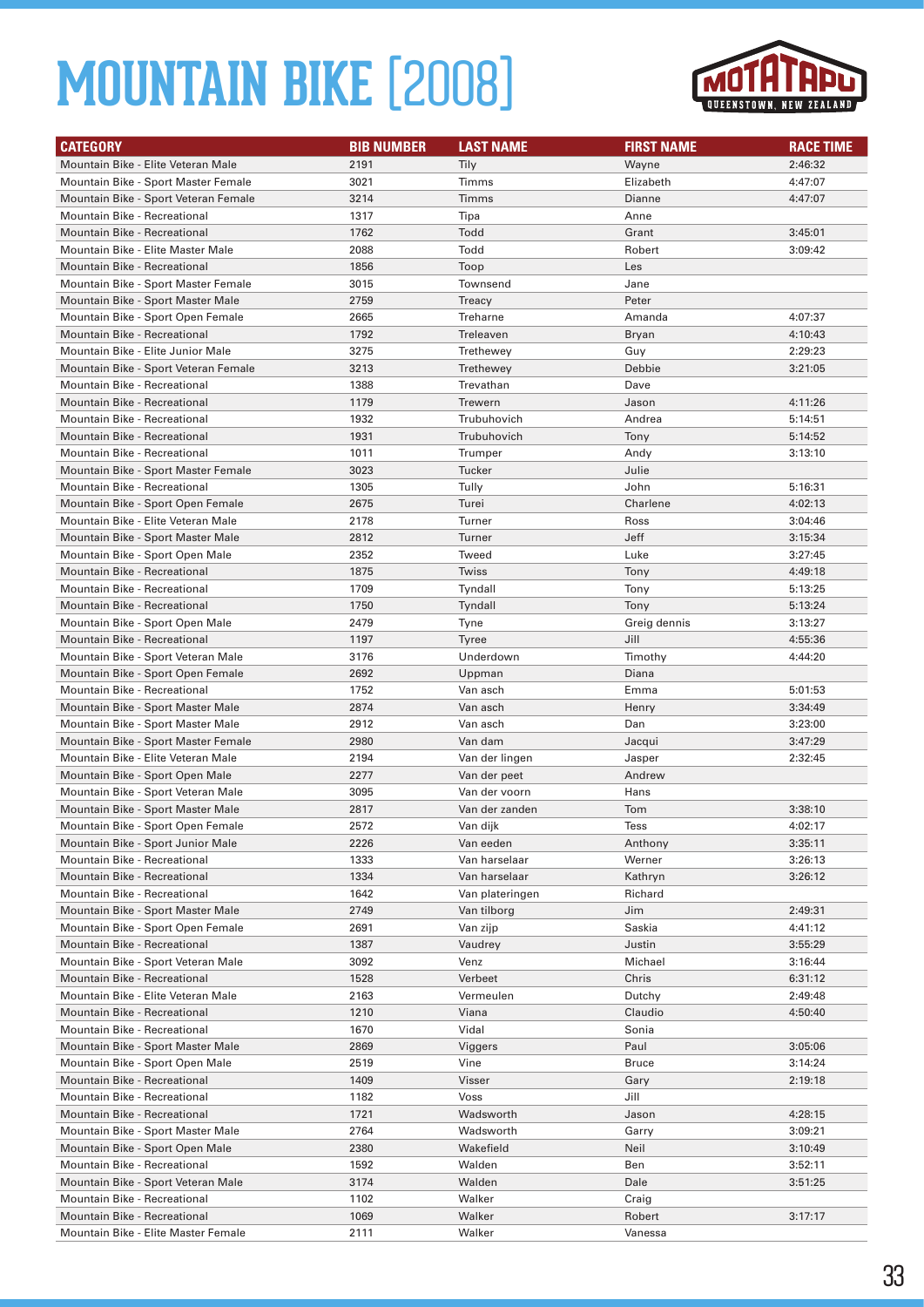# MOUNTAIN BIKE [2008]

| CATEGORY | BIB NUMBER | LAST NAME | FIRST NAME | RACE TIME |
|---|---|---|---|---|
| Mountain Bike - Elite Veteran Male | 2191 | Tily | Wayne | 2:46:32 |
| Mountain Bike - Sport Master Female | 3021 | Timms | Elizabeth | 4:47:07 |
| Mountain Bike - Sport Veteran Female | 3214 | Timms | Dianne | 4:47:07 |
| Mountain Bike - Recreational | 1317 | Tipa | Anne | |
| Mountain Bike - Recreational | 1762 | Todd | Grant | 3:45:01 |
| Mountain Bike - Elite Master Male | 2088 | Todd | Robert | 3:09:42 |
| Mountain Bike - Recreational | 1856 | Toop | Les | |
| Mountain Bike - Sport Master Female | 3015 | Townsend | Jane | |
| Mountain Bike - Sport Master Male | 2759 | Treacy | Peter | |
| Mountain Bike - Sport Open Female | 2665 | Treharne | Amanda | 4:07:37 |
| Mountain Bike - Recreational | 1792 | Treleaven | Bryan | 4:10:43 |
| Mountain Bike - Elite Junior Male | 3275 | Trethewey | Guy | 2:29:23 |
| Mountain Bike - Sport Veteran Female | 3213 | Trethewey | Debbie | 3:21:05 |
| Mountain Bike - Recreational | 1388 | Trevathan | Dave | |
| Mountain Bike - Recreational | 1179 | Trewern | Jason | 4:11:26 |
| Mountain Bike - Recreational | 1932 | Trubuhovich | Andrea | 5:14:51 |
| Mountain Bike - Recreational | 1931 | Trubuhovich | Tony | 5:14:52 |
| Mountain Bike - Recreational | 1011 | Trumper | Andy | 3:13:10 |
| Mountain Bike - Sport Master Female | 3023 | Tucker | Julie | |
| Mountain Bike - Recreational | 1305 | Tully | John | 5:16:31 |
| Mountain Bike - Sport Open Female | 2675 | Turei | Charlene | 4:02:13 |
| Mountain Bike - Elite Veteran Male | 2178 | Turner | Ross | 3:04:46 |
| Mountain Bike - Sport Master Male | 2812 | Turner | Jeff | 3:15:34 |
| Mountain Bike - Sport Open Male | 2352 | Tweed | Luke | 3:27:45 |
| Mountain Bike - Recreational | 1875 | Twiss | Tony | 4:49:18 |
| Mountain Bike - Recreational | 1709 | Tyndall | Tony | 5:13:25 |
| Mountain Bike - Recreational | 1750 | Tyndall | Tony | 5:13:24 |
| Mountain Bike - Sport Open Male | 2479 | Tyne | Greig dennis | 3:13:27 |
| Mountain Bike - Recreational | 1197 | Tyree | Jill | 4:55:36 |
| Mountain Bike - Sport Veteran Male | 3176 | Underdown | Timothy | 4:44:20 |
| Mountain Bike - Sport Open Female | 2692 | Uppman | Diana | |
| Mountain Bike - Recreational | 1752 | Van asch | Emma | 5:01:53 |
| Mountain Bike - Sport Master Male | 2874 | Van asch | Henry | 3:34:49 |
| Mountain Bike - Sport Master Male | 2912 | Van asch | Dan | 3:23:00 |
| Mountain Bike - Sport Master Female | 2980 | Van dam | Jacqui | 3:47:29 |
| Mountain Bike - Elite Veteran Male | 2194 | Van der lingen | Jasper | 2:32:45 |
| Mountain Bike - Sport Open Male | 2277 | Van der peet | Andrew | |
| Mountain Bike - Sport Veteran Male | 3095 | Van der voorn | Hans | |
| Mountain Bike - Sport Master Male | 2817 | Van der zanden | Tom | 3:38:10 |
| Mountain Bike - Sport Open Female | 2572 | Van dijk | Tess | 4:02:17 |
| Mountain Bike - Sport Junior Male | 2226 | Van eeden | Anthony | 3:35:11 |
| Mountain Bike - Recreational | 1333 | Van harselaar | Werner | 3:26:13 |
| Mountain Bike - Recreational | 1334 | Van harselaar | Kathryn | 3:26:12 |
| Mountain Bike - Recreational | 1642 | Van plateringen | Richard | |
| Mountain Bike - Sport Master Male | 2749 | Van tilborg | Jim | 2:49:31 |
| Mountain Bike - Sport Open Female | 2691 | Van zijp | Saskia | 4:41:12 |
| Mountain Bike - Recreational | 1387 | Vaudrey | Justin | 3:55:29 |
| Mountain Bike - Sport Veteran Male | 3092 | Venz | Michael | 3:16:44 |
| Mountain Bike - Recreational | 1528 | Verbeet | Chris | 6:31:12 |
| Mountain Bike - Elite Veteran Male | 2163 | Vermeulen | Dutchy | 2:49:48 |
| Mountain Bike - Recreational | 1210 | Viana | Claudio | 4:50:40 |
| Mountain Bike - Recreational | 1670 | Vidal | Sonia | |
| Mountain Bike - Sport Master Male | 2869 | Viggers | Paul | 3:05:06 |
| Mountain Bike - Sport Open Male | 2519 | Vine | Bruce | 3:14:24 |
| Mountain Bike - Recreational | 1409 | Visser | Gary | 2:19:18 |
| Mountain Bike - Recreational | 1182 | Voss | Jill | |
| Mountain Bike - Recreational | 1721 | Wadsworth | Jason | 4:28:15 |
| Mountain Bike - Sport Master Male | 2764 | Wadsworth | Garry | 3:09:21 |
| Mountain Bike - Sport Open Male | 2380 | Wakefield | Neil | 3:10:49 |
| Mountain Bike - Recreational | 1592 | Walden | Ben | 3:52:11 |
| Mountain Bike - Sport Veteran Male | 3174 | Walden | Dale | 3:51:25 |
| Mountain Bike - Recreational | 1102 | Walker | Craig | |
| Mountain Bike - Recreational | 1069 | Walker | Robert | 3:17:17 |
| Mountain Bike - Elite Master Female | 2111 | Walker | Vanessa | |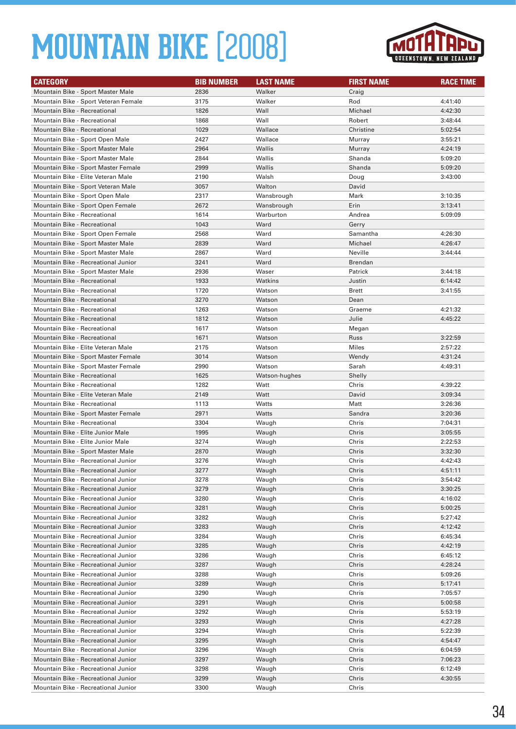# MOUNTAIN BIKE [2008]

| CATEGORY | BIB NUMBER | LAST NAME | FIRST NAME | RACE TIME |
|---|---|---|---|---|
| Mountain Bike - Sport Master Male | 2836 | Walker | Craig | |
| Mountain Bike - Sport Veteran Female | 3175 | Walker | Rod | 4:41:40 |
| Mountain Bike - Recreational | 1826 | Wall | Michael | 4:42:30 |
| Mountain Bike - Recreational | 1868 | Wall | Robert | 3:48:44 |
| Mountain Bike - Recreational | 1029 | Wallace | Christine | 5:02:54 |
| Mountain Bike - Sport Open Male | 2427 | Wallace | Murray | 3:55:21 |
| Mountain Bike - Sport Master Male | 2964 | Wallis | Murray | 4:24:19 |
| Mountain Bike - Sport Master Male | 2844 | Wallis | Shanda | 5:09:20 |
| Mountain Bike - Sport Master Female | 2999 | Wallis | Shanda | 5:09:20 |
| Mountain Bike - Elite Veteran Male | 2190 | Walsh | Doug | 3:43:00 |
| Mountain Bike - Sport Veteran Male | 3057 | Walton | David | |
| Mountain Bike - Sport Open Male | 2317 | Wansbrough | Mark | 3:10:35 |
| Mountain Bike - Sport Open Female | 2672 | Wansbrough | Erin | 3:13:41 |
| Mountain Bike - Recreational | 1614 | Warburton | Andrea | 5:09:09 |
| Mountain Bike - Recreational | 1043 | Ward | Gerry | |
| Mountain Bike - Sport Open Female | 2568 | Ward | Samantha | 4:26:30 |
| Mountain Bike - Sport Master Male | 2839 | Ward | Michael | 4:26:47 |
| Mountain Bike - Sport Master Male | 2867 | Ward | Neville | 3:44:44 |
| Mountain Bike - Recreational Junior | 3241 | Ward | Brendan | |
| Mountain Bike - Sport Master Male | 2936 | Waser | Patrick | 3:44:18 |
| Mountain Bike - Recreational | 1933 | Watkins | Justin | 6:14:42 |
| Mountain Bike - Recreational | 1720 | Watson | Brett | 3:41:55 |
| Mountain Bike - Recreational | 3270 | Watson | Dean | |
| Mountain Bike - Recreational | 1263 | Watson | Graeme | 4:21:32 |
| Mountain Bike - Recreational | 1812 | Watson | Julie | 4:45:22 |
| Mountain Bike - Recreational | 1617 | Watson | Megan | |
| Mountain Bike - Recreational | 1671 | Watson | Russ | 3:22:59 |
| Mountain Bike - Elite Veteran Male | 2175 | Watson | Miles | 2:57:22 |
| Mountain Bike - Sport Master Female | 3014 | Watson | Wendy | 4:31:24 |
| Mountain Bike - Sport Master Female | 2990 | Watson | Sarah | 4:49:31 |
| Mountain Bike - Recreational | 1625 | Watson-hughes | Shelly | |
| Mountain Bike - Recreational | 1282 | Watt | Chris | 4:39:22 |
| Mountain Bike - Elite Veteran Male | 2149 | Watt | David | 3:09:34 |
| Mountain Bike - Recreational | 1113 | Watts | Matt | 3:26:36 |
| Mountain Bike - Sport Master Female | 2971 | Watts | Sandra | 3:20:36 |
| Mountain Bike - Recreational | 3304 | Waugh | Chris | 7:04:31 |
| Mountain Bike - Elite Junior Male | 1995 | Waugh | Chris | 3:05:55 |
| Mountain Bike - Elite Junior Male | 3274 | Waugh | Chris | 2:22:53 |
| Mountain Bike - Sport Master Male | 2870 | Waugh | Chris | 3:32:30 |
| Mountain Bike - Recreational Junior | 3276 | Waugh | Chris | 4:42:43 |
| Mountain Bike - Recreational Junior | 3277 | Waugh | Chris | 4:51:11 |
| Mountain Bike - Recreational Junior | 3278 | Waugh | Chris | 3:54:42 |
| Mountain Bike - Recreational Junior | 3279 | Waugh | Chris | 3:30:25 |
| Mountain Bike - Recreational Junior | 3280 | Waugh | Chris | 4:16:02 |
| Mountain Bike - Recreational Junior | 3281 | Waugh | Chris | 5:00:25 |
| Mountain Bike - Recreational Junior | 3282 | Waugh | Chris | 5:27:42 |
| Mountain Bike - Recreational Junior | 3283 | Waugh | Chris | 4:12:42 |
| Mountain Bike - Recreational Junior | 3284 | Waugh | Chris | 6:45:34 |
| Mountain Bike - Recreational Junior | 3285 | Waugh | Chris | 4:42:19 |
| Mountain Bike - Recreational Junior | 3286 | Waugh | Chris | 6:45:12 |
| Mountain Bike - Recreational Junior | 3287 | Waugh | Chris | 4:28:24 |
| Mountain Bike - Recreational Junior | 3288 | Waugh | Chris | 5:09:26 |
| Mountain Bike - Recreational Junior | 3289 | Waugh | Chris | 5:17:41 |
| Mountain Bike - Recreational Junior | 3290 | Waugh | Chris | 7:05:57 |
| Mountain Bike - Recreational Junior | 3291 | Waugh | Chris | 5:00:58 |
| Mountain Bike - Recreational Junior | 3292 | Waugh | Chris | 5:53:19 |
| Mountain Bike - Recreational Junior | 3293 | Waugh | Chris | 4:27:28 |
| Mountain Bike - Recreational Junior | 3294 | Waugh | Chris | 5:22:39 |
| Mountain Bike - Recreational Junior | 3295 | Waugh | Chris | 4:54:47 |
| Mountain Bike - Recreational Junior | 3296 | Waugh | Chris | 6:04:59 |
| Mountain Bike - Recreational Junior | 3297 | Waugh | Chris | 7:06:23 |
| Mountain Bike - Recreational Junior | 3298 | Waugh | Chris | 6:12:49 |
| Mountain Bike - Recreational Junior | 3299 | Waugh | Chris | 4:30:55 |
| Mountain Bike - Recreational Junior | 3300 | Waugh | Chris | |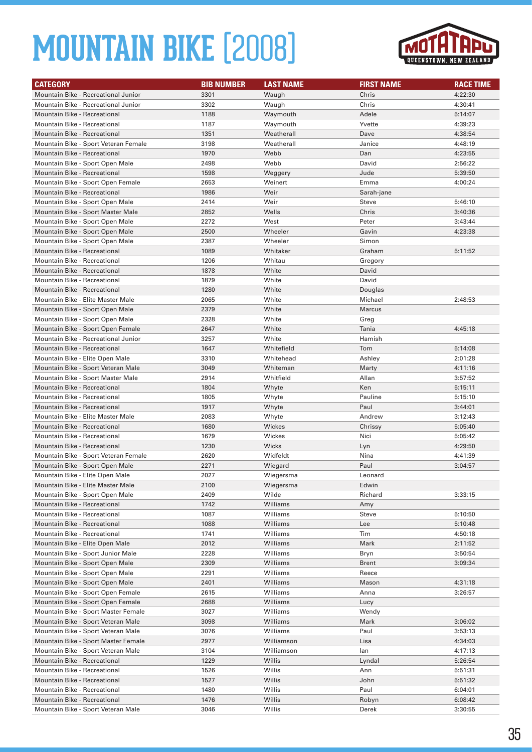# MOUNTAIN BIKE [2008]

| CATEGORY | BIB NUMBER | LAST NAME | FIRST NAME | RACE TIME |
|---|---|---|---|---|
| Mountain Bike - Recreational Junior | 3301 | Waugh | Chris | 4:22:30 |
| Mountain Bike - Recreational Junior | 3302 | Waugh | Chris | 4:30:41 |
| Mountain Bike - Recreational | 1188 | Waymouth | Adele | 5:14:07 |
| Mountain Bike - Recreational | 1187 | Waymouth | Yvette | 4:39:23 |
| Mountain Bike - Recreational | 1351 | Weatherall | Dave | 4:38:54 |
| Mountain Bike - Sport Veteran Female | 3198 | Weatherall | Janice | 4:48:19 |
| Mountain Bike - Recreational | 1970 | Webb | Dan | 4:23:55 |
| Mountain Bike - Sport Open Male | 2498 | Webb | David | 2:56:22 |
| Mountain Bike - Recreational | 1598 | Weggery | Jude | 5:39:50 |
| Mountain Bike - Sport Open Female | 2653 | Weinert | Emma | 4:00:24 |
| Mountain Bike - Recreational | 1986 | Weir | Sarah-jane | |
| Mountain Bike - Sport Open Male | 2414 | Weir | Steve | 5:46:10 |
| Mountain Bike - Sport Master Male | 2852 | Wells | Chris | 3:40:36 |
| Mountain Bike - Sport Open Male | 2272 | West | Peter | 3:43:44 |
| Mountain Bike - Sport Open Male | 2500 | Wheeler | Gavin | 4:23:38 |
| Mountain Bike - Sport Open Male | 2387 | Wheeler | Simon | |
| Mountain Bike - Recreational | 1089 | Whitaker | Graham | 5:11:52 |
| Mountain Bike - Recreational | 1206 | Whitau | Gregory | |
| Mountain Bike - Recreational | 1878 | White | David | |
| Mountain Bike - Recreational | 1879 | White | David | |
| Mountain Bike - Recreational | 1280 | White | Douglas | |
| Mountain Bike - Elite Master Male | 2065 | White | Michael | 2:48:53 |
| Mountain Bike - Sport Open Male | 2379 | White | Marcus | |
| Mountain Bike - Sport Open Male | 2328 | White | Greg | |
| Mountain Bike - Sport Open Female | 2647 | White | Tania | 4:45:18 |
| Mountain Bike - Recreational Junior | 3257 | White | Hamish | |
| Mountain Bike - Recreational | 1647 | Whitefield | Tom | 5:14:08 |
| Mountain Bike - Elite Open Male | 3310 | Whitehead | Ashley | 2:01:28 |
| Mountain Bike - Sport Veteran Male | 3049 | Whiteman | Marty | 4:11:16 |
| Mountain Bike - Sport Master Male | 2914 | Whitfield | Allan | 3:57:52 |
| Mountain Bike - Recreational | 1804 | Whyte | Ken | 5:15:11 |
| Mountain Bike - Recreational | 1805 | Whyte | Pauline | 5:15:10 |
| Mountain Bike - Recreational | 1917 | Whyte | Paul | 3:44:01 |
| Mountain Bike - Elite Master Male | 2083 | Whyte | Andrew | 3:12:43 |
| Mountain Bike - Recreational | 1680 | Wickes | Chrissy | 5:05:40 |
| Mountain Bike - Recreational | 1679 | Wickes | Nici | 5:05:42 |
| Mountain Bike - Recreational | 1230 | Wicks | Lyn | 4:29:50 |
| Mountain Bike - Sport Veteran Female | 2620 | Widfeldt | Nina | 4:41:39 |
| Mountain Bike - Sport Open Male | 2271 | Wiegard | Paul | 3:04:57 |
| Mountain Bike - Elite Open Male | 2027 | Wiegersma | Leonard | |
| Mountain Bike - Elite Master Male | 2100 | Wiegersma | Edwin | |
| Mountain Bike - Sport Open Male | 2409 | Wilde | Richard | 3:33:15 |
| Mountain Bike - Recreational | 1742 | Williams | Amy | |
| Mountain Bike - Recreational | 1087 | Williams | Steve | 5:10:50 |
| Mountain Bike - Recreational | 1088 | Williams | Lee | 5:10:48 |
| Mountain Bike - Recreational | 1741 | Williams | Tim | 4:50:18 |
| Mountain Bike - Elite Open Male | 2012 | Williams | Mark | 2:11:52 |
| Mountain Bike - Sport Junior Male | 2228 | Williams | Bryn | 3:50:54 |
| Mountain Bike - Sport Open Male | 2309 | Williams | Brent | 3:09:34 |
| Mountain Bike - Sport Open Male | 2291 | Williams | Reece | |
| Mountain Bike - Sport Open Male | 2401 | Williams | Mason | 4:31:18 |
| Mountain Bike - Sport Open Female | 2615 | Williams | Anna | 3:26:57 |
| Mountain Bike - Sport Open Female | 2688 | Williams | Lucy | |
| Mountain Bike - Sport Master Female | 3027 | Williams | Wendy | |
| Mountain Bike - Sport Veteran Male | 3098 | Williams | Mark | 3:06:02 |
| Mountain Bike - Sport Veteran Male | 3076 | Williams | Paul | 3:53:13 |
| Mountain Bike - Sport Master Female | 2977 | Williamson | Lisa | 4:34:03 |
| Mountain Bike - Sport Veteran Male | 3104 | Williamson | Ian | 4:17:13 |
| Mountain Bike - Recreational | 1229 | Willis | Lyndal | 5:26:54 |
| Mountain Bike - Recreational | 1526 | Willis | Ann | 5:51:31 |
| Mountain Bike - Recreational | 1527 | Willis | John | 5:51:32 |
| Mountain Bike - Recreational | 1480 | Willis | Paul | 6:04:01 |
| Mountain Bike - Recreational | 1476 | Willis | Robyn | 6:08:42 |
| Mountain Bike - Sport Veteran Male | 3046 | Willis | Derek | 3:30:55 |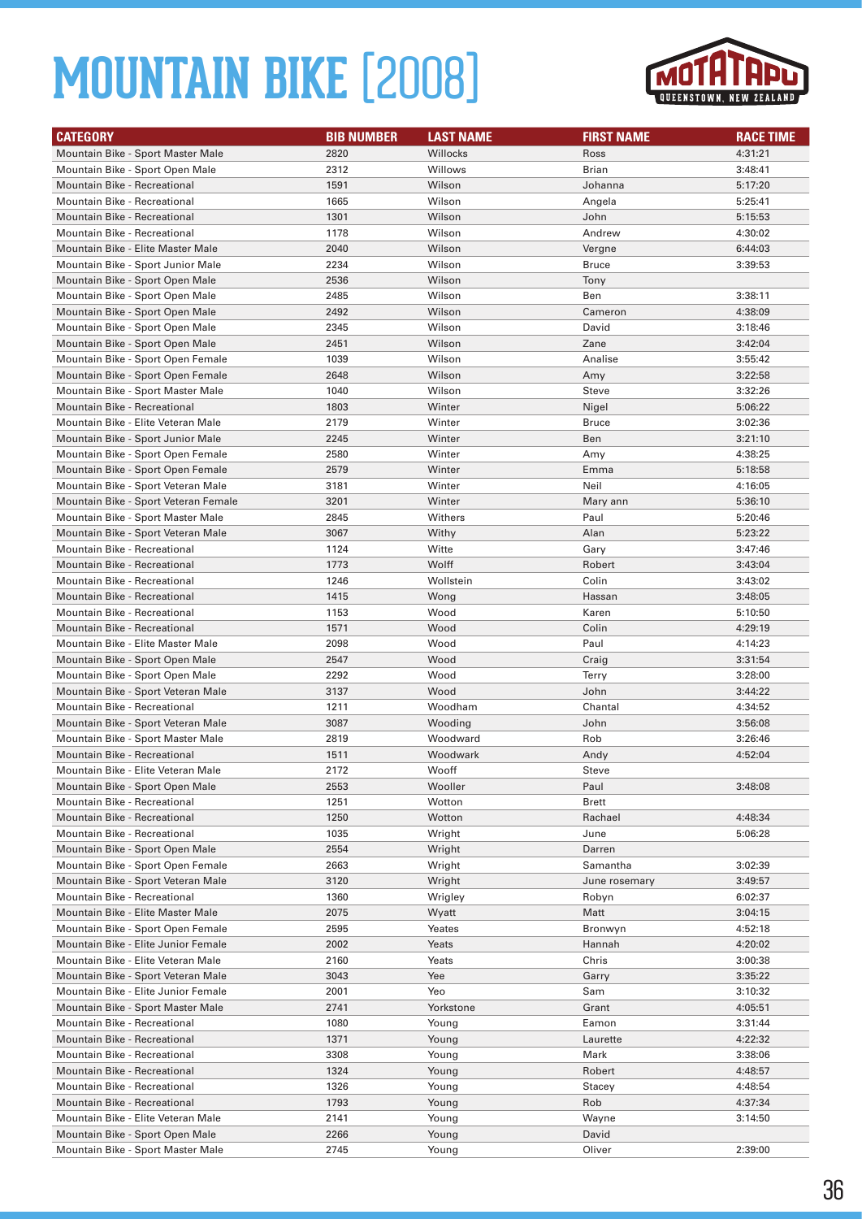# MOUNTAIN BIKE [2008]

MOTATAPU QUEENSTOWN, NEW ZEALAND

| CATEGORY | BIB NUMBER | LAST NAME | FIRST NAME | RACE TIME |
|---|---|---|---|---|
| Mountain Bike - Sport Master Male | 2820 | Willocks | Ross | 4:31:21 |
| Mountain Bike - Sport Open Male | 2312 | Willows | Brian | 3:48:41 |
| Mountain Bike - Recreational | 1591 | Wilson | Johanna | 5:17:20 |
| Mountain Bike - Recreational | 1665 | Wilson | Angela | 5:25:41 |
| Mountain Bike - Recreational | 1301 | Wilson | John | 5:15:53 |
| Mountain Bike - Recreational | 1178 | Wilson | Andrew | 4:30:02 |
| Mountain Bike - Elite Master Male | 2040 | Wilson | Vergne | 6:44:03 |
| Mountain Bike - Sport Junior Male | 2234 | Wilson | Bruce | 3:39:53 |
| Mountain Bike - Sport Open Male | 2536 | Wilson | Tony | |
| Mountain Bike - Sport Open Male | 2485 | Wilson | Ben | 3:38:11 |
| Mountain Bike - Sport Open Male | 2492 | Wilson | Cameron | 4:38:09 |
| Mountain Bike - Sport Open Male | 2345 | Wilson | David | 3:18:46 |
| Mountain Bike - Sport Open Male | 2451 | Wilson | Zane | 3:42:04 |
| Mountain Bike - Sport Open Female | 1039 | Wilson | Analise | 3:55:42 |
| Mountain Bike - Sport Open Female | 2648 | Wilson | Amy | 3:22:58 |
| Mountain Bike - Sport Master Male | 1040 | Wilson | Steve | 3:32:26 |
| Mountain Bike - Recreational | 1803 | Winter | Nigel | 5:06:22 |
| Mountain Bike - Elite Veteran Male | 2179 | Winter | Bruce | 3:02:36 |
| Mountain Bike - Sport Junior Male | 2245 | Winter | Ben | 3:21:10 |
| Mountain Bike - Sport Open Female | 2580 | Winter | Amy | 4:38:25 |
| Mountain Bike - Sport Open Female | 2579 | Winter | Emma | 5:18:58 |
| Mountain Bike - Sport Veteran Male | 3181 | Winter | Neil | 4:16:05 |
| Mountain Bike - Sport Veteran Female | 3201 | Winter | Mary ann | 5:36:10 |
| Mountain Bike - Sport Master Male | 2845 | Withers | Paul | 5:20:46 |
| Mountain Bike - Sport Veteran Male | 3067 | Withy | Alan | 5:23:22 |
| Mountain Bike - Recreational | 1124 | Witte | Gary | 3:47:46 |
| Mountain Bike - Recreational | 1773 | Wolff | Robert | 3:43:04 |
| Mountain Bike - Recreational | 1246 | Wollstein | Colin | 3:43:02 |
| Mountain Bike - Recreational | 1415 | Wong | Hassan | 3:48:05 |
| Mountain Bike - Recreational | 1153 | Wood | Karen | 5:10:50 |
| Mountain Bike - Recreational | 1571 | Wood | Colin | 4:29:19 |
| Mountain Bike - Elite Master Male | 2098 | Wood | Paul | 4:14:23 |
| Mountain Bike - Sport Open Male | 2547 | Wood | Craig | 3:31:54 |
| Mountain Bike - Sport Open Male | 2292 | Wood | Terry | 3:28:00 |
| Mountain Bike - Sport Veteran Male | 3137 | Wood | John | 3:44:22 |
| Mountain Bike - Recreational | 1211 | Woodham | Chantal | 4:34:52 |
| Mountain Bike - Sport Veteran Male | 3087 | Wooding | John | 3:56:08 |
| Mountain Bike - Sport Master Male | 2819 | Woodward | Rob | 3:26:46 |
| Mountain Bike - Recreational | 1511 | Woodwark | Andy | 4:52:04 |
| Mountain Bike - Elite Veteran Male | 2172 | Wooff | Steve | |
| Mountain Bike - Sport Open Male | 2553 | Wooller | Paul | 3:48:08 |
| Mountain Bike - Recreational | 1251 | Wotton | Brett | |
| Mountain Bike - Recreational | 1250 | Wotton | Rachael | 4:48:34 |
| Mountain Bike - Recreational | 1035 | Wright | June | 5:06:28 |
| Mountain Bike - Sport Open Male | 2554 | Wright | Darren | |
| Mountain Bike - Sport Open Female | 2663 | Wright | Samantha | 3:02:39 |
| Mountain Bike - Sport Veteran Male | 3120 | Wright | June rosemary | 3:49:57 |
| Mountain Bike - Recreational | 1360 | Wrigley | Robyn | 6:02:37 |
| Mountain Bike - Elite Master Male | 2075 | Wyatt | Matt | 3:04:15 |
| Mountain Bike - Sport Open Female | 2595 | Yeates | Bronwyn | 4:52:18 |
| Mountain Bike - Elite Junior Female | 2002 | Yeats | Hannah | 4:20:02 |
| Mountain Bike - Elite Veteran Male | 2160 | Yeats | Chris | 3:00:38 |
| Mountain Bike - Sport Veteran Male | 3043 | Yee | Garry | 3:35:22 |
| Mountain Bike - Elite Junior Female | 2001 | Yeo | Sam | 3:10:32 |
| Mountain Bike - Sport Master Male | 2741 | Yorkstone | Grant | 4:05:51 |
| Mountain Bike - Recreational | 1080 | Young | Eamon | 3:31:44 |
| Mountain Bike - Recreational | 1371 | Young | Laurette | 4:22:32 |
| Mountain Bike - Recreational | 3308 | Young | Mark | 3:38:06 |
| Mountain Bike - Recreational | 1324 | Young | Robert | 4:48:57 |
| Mountain Bike - Recreational | 1326 | Young | Stacey | 4:48:54 |
| Mountain Bike - Recreational | 1793 | Young | Rob | 4:37:34 |
| Mountain Bike - Elite Veteran Male | 2141 | Young | Wayne | 3:14:50 |
| Mountain Bike - Sport Open Male | 2266 | Young | David | |
| Mountain Bike - Sport Master Male | 2745 | Young | Oliver | 2:39:00 |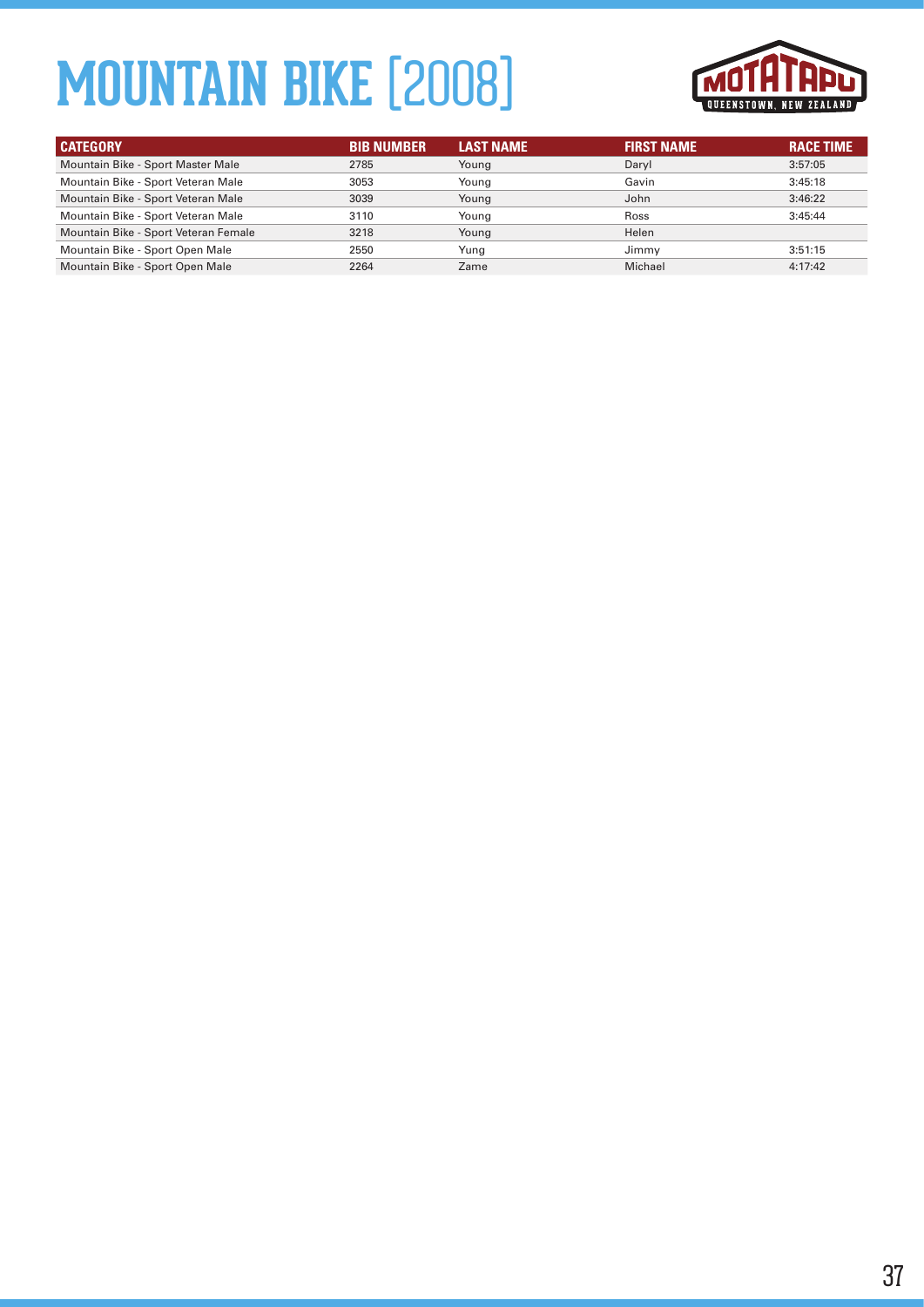# MOUNTAIN BIKE [2008]

| CATEGORY | BIB NUMBER | LAST NAME | FIRST NAME | RACE TIME |
| --- | --- | --- | --- | --- |
| Mountain Bike - Sport Master Male | 2785 | Young | Daryl | 3:57:05 |
| Mountain Bike - Sport Veteran Male | 3053 | Young | Gavin | 3:45:18 |
| Mountain Bike - Sport Veteran Male | 3039 | Young | John | 3:46:22 |
| Mountain Bike - Sport Veteran Male | 3110 | Young | Ross | 3:45:44 |
| Mountain Bike - Sport Veteran Female | 3218 | Young | Helen | |
| Mountain Bike - Sport Open Male | 2550 | Yung | Jimmy | 3:51:15 |
| Mountain Bike - Sport Open Male | 2264 | Zame | Michael | 4:17:42 |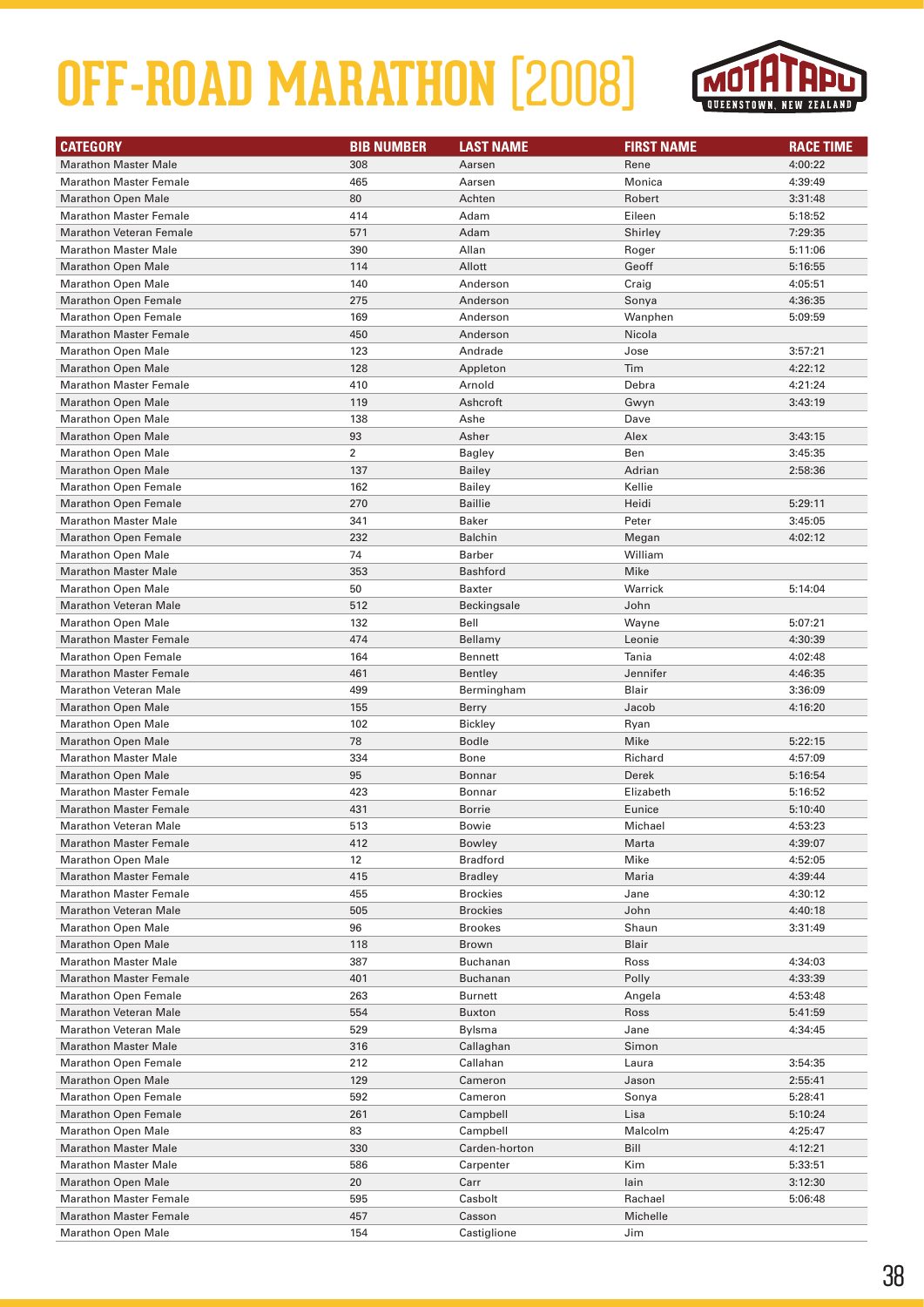# OFF-ROAD MARATHON [2008]

MOTATAPU QUEENSTOWN, NEW ZEALAND

| CATEGORY | BIB NUMBER | LAST NAME | FIRST NAME | RACE TIME |
|---|---|---|---|---|
| Marathon Master Male | 308 | Aarsen | Rene | 4:00:22 |
| Marathon Master Female | 465 | Aarsen | Monica | 4:39:49 |
| Marathon Open Male | 80 | Achten | Robert | 3:31:48 |
| Marathon Master Female | 414 | Adam | Eileen | 5:18:52 |
| Marathon Veteran Female | 571 | Adam | Shirley | 7:29:35 |
| Marathon Master Male | 390 | Allan | Roger | 5:11:06 |
| Marathon Open Male | 114 | Allott | Geoff | 5:16:55 |
| Marathon Open Male | 140 | Anderson | Craig | 4:05:51 |
| Marathon Open Female | 275 | Anderson | Sonya | 4:36:35 |
| Marathon Open Female | 169 | Anderson | Wanphen | 5:09:59 |
| Marathon Master Female | 450 | Anderson | Nicola | |
| Marathon Open Male | 123 | Andrade | Jose | 3:57:21 |
| Marathon Open Male | 128 | Appleton | Tim | 4:22:12 |
| Marathon Master Female | 410 | Arnold | Debra | 4:21:24 |
| Marathon Open Male | 119 | Ashcroft | Gwyn | 3:43:19 |
| Marathon Open Male | 138 | Ashe | Dave | |
| Marathon Open Male | 93 | Asher | Alex | 3:43:15 |
| Marathon Open Male | 2 | Bagley | Ben | 3:45:35 |
| Marathon Open Male | 137 | Bailey | Adrian | 2:58:36 |
| Marathon Open Female | 162 | Bailey | Kellie | |
| Marathon Open Female | 270 | Baillie | Heidi | 5:29:11 |
| Marathon Master Male | 341 | Baker | Peter | 3:45:05 |
| Marathon Open Female | 232 | Balchin | Megan | 4:02:12 |
| Marathon Open Male | 74 | Barber | William | |
| Marathon Master Male | 353 | Bashford | Mike | |
| Marathon Open Male | 50 | Baxter | Warrick | 5:14:04 |
| Marathon Veteran Male | 512 | Beckingsale | John | |
| Marathon Open Male | 132 | Bell | Wayne | 5:07:21 |
| Marathon Master Female | 474 | Bellamy | Leonie | 4:30:39 |
| Marathon Open Female | 164 | Bennett | Tania | 4:02:48 |
| Marathon Master Female | 461 | Bentley | Jennifer | 4:46:35 |
| Marathon Veteran Male | 499 | Bermingham | Blair | 3:36:09 |
| Marathon Open Male | 155 | Berry | Jacob | 4:16:20 |
| Marathon Open Male | 102 | Bickley | Ryan | |
| Marathon Open Male | 78 | Bodle | Mike | 5:22:15 |
| Marathon Master Male | 334 | Bone | Richard | 4:57:09 |
| Marathon Open Male | 95 | Bonnar | Derek | 5:16:54 |
| Marathon Master Female | 423 | Bonnar | Elizabeth | 5:16:52 |
| Marathon Master Female | 431 | Borrie | Eunice | 5:10:40 |
| Marathon Veteran Male | 513 | Bowie | Michael | 4:53:23 |
| Marathon Master Female | 412 | Bowley | Marta | 4:39:07 |
| Marathon Open Male | 12 | Bradford | Mike | 4:52:05 |
| Marathon Master Female | 415 | Bradley | Maria | 4:39:44 |
| Marathon Master Female | 455 | Brockies | Jane | 4:30:12 |
| Marathon Veteran Male | 505 | Brockies | John | 4:40:18 |
| Marathon Open Male | 96 | Brookes | Shaun | 3:31:49 |
| Marathon Open Male | 118 | Brown | Blair | |
| Marathon Master Male | 387 | Buchanan | Ross | 4:34:03 |
| Marathon Master Female | 401 | Buchanan | Polly | 4:33:39 |
| Marathon Open Female | 263 | Burnett | Angela | 4:53:48 |
| Marathon Veteran Male | 554 | Buxton | Ross | 5:41:59 |
| Marathon Veteran Male | 529 | Bylsma | Jane | 4:34:45 |
| Marathon Master Male | 316 | Callaghan | Simon | |
| Marathon Open Female | 212 | Callahan | Laura | 3:54:35 |
| Marathon Open Male | 129 | Cameron | Jason | 2:55:41 |
| Marathon Open Female | 592 | Cameron | Sonya | 5:28:41 |
| Marathon Open Female | 261 | Campbell | Lisa | 5:10:24 |
| Marathon Open Male | 83 | Campbell | Malcolm | 4:25:47 |
| Marathon Master Male | 330 | Carden-horton | Bill | 4:12:21 |
| Marathon Master Male | 586 | Carpenter | Kim | 5:33:51 |
| Marathon Open Male | 20 | Carr | Iain | 3:12:30 |
| Marathon Master Female | 595 | Casbolt | Rachael | 5:06:48 |
| Marathon Master Female | 457 | Casson | Michelle | |
| Marathon Open Male | 154 | Castiglione | Jim | |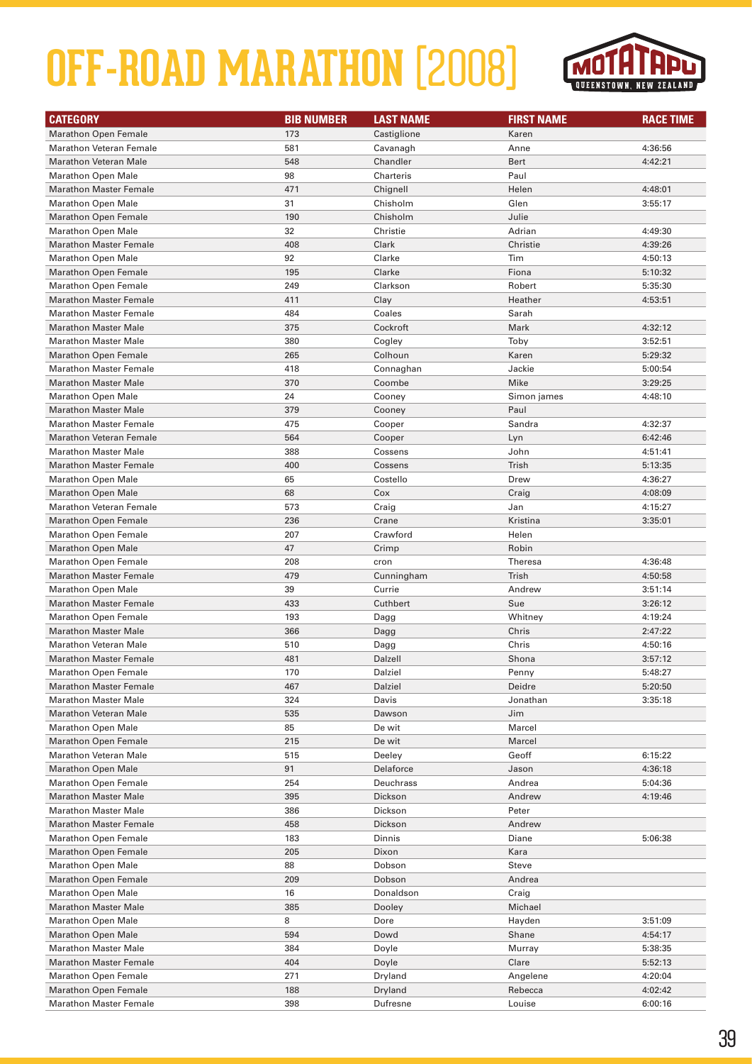# OFF-ROAD MARATHON [2008]

| CATEGORY | BIB NUMBER | LAST NAME | FIRST NAME | RACE TIME |
|---|---|---|---|---|
| Marathon Open Female | 173 | Castiglione | Karen | |
| Marathon Veteran Female | 581 | Cavanagh | Anne | 4:36:56 |
| Marathon Veteran Male | 548 | Chandler | Bert | 4:42:21 |
| Marathon Open Male | 98 | Charteris | Paul | |
| Marathon Master Female | 471 | Chignell | Helen | 4:48:01 |
| Marathon Open Male | 31 | Chisholm | Glen | 3:55:17 |
| Marathon Open Female | 190 | Chisholm | Julie | |
| Marathon Open Male | 32 | Christie | Adrian | 4:49:30 |
| Marathon Master Female | 408 | Clark | Christie | 4:39:26 |
| Marathon Open Male | 92 | Clarke | Tim | 4:50:13 |
| Marathon Open Female | 195 | Clarke | Fiona | 5:10:32 |
| Marathon Open Female | 249 | Clarkson | Robert | 5:35:30 |
| Marathon Master Female | 411 | Clay | Heather | 4:53:51 |
| Marathon Master Female | 484 | Coales | Sarah | |
| Marathon Master Male | 375 | Cockroft | Mark | 4:32:12 |
| Marathon Master Male | 380 | Cogley | Toby | 3:52:51 |
| Marathon Open Female | 265 | Colhoun | Karen | 5:29:32 |
| Marathon Master Female | 418 | Connaghan | Jackie | 5:00:54 |
| Marathon Master Male | 370 | Coombe | Mike | 3:29:25 |
| Marathon Open Male | 24 | Cooney | Simon james | 4:48:10 |
| Marathon Master Male | 379 | Cooney | Paul | |
| Marathon Master Female | 475 | Cooper | Sandra | 4:32:37 |
| Marathon Veteran Female | 564 | Cooper | Lyn | 6:42:46 |
| Marathon Master Male | 388 | Cossens | John | 4:51:41 |
| Marathon Master Female | 400 | Cossens | Trish | 5:13:35 |
| Marathon Open Male | 65 | Costello | Drew | 4:36:27 |
| Marathon Open Male | 68 | Cox | Craig | 4:08:09 |
| Marathon Veteran Female | 573 | Craig | Jan | 4:15:27 |
| Marathon Open Female | 236 | Crane | Kristina | 3:35:01 |
| Marathon Open Female | 207 | Crawford | Helen | |
| Marathon Open Male | 47 | Crimp | Robin | |
| Marathon Open Female | 208 | cron | Theresa | 4:36:48 |
| Marathon Master Female | 479 | Cunningham | Trish | 4:50:58 |
| Marathon Open Male | 39 | Currie | Andrew | 3:51:14 |
| Marathon Master Female | 433 | Cuthbert | Sue | 3:26:12 |
| Marathon Open Female | 193 | Dagg | Whitney | 4:19:24 |
| Marathon Master Male | 366 | Dagg | Chris | 2:47:22 |
| Marathon Veteran Male | 510 | Dagg | Chris | 4:50:16 |
| Marathon Master Female | 481 | Dalzell | Shona | 3:57:12 |
| Marathon Open Female | 170 | Dalziel | Penny | 5:48:27 |
| Marathon Master Female | 467 | Dalziel | Deidre | 5:20:50 |
| Marathon Master Male | 324 | Davis | Jonathan | 3:35:18 |
| Marathon Veteran Male | 535 | Dawson | Jim | |
| Marathon Open Male | 85 | De wit | Marcel | |
| Marathon Open Female | 215 | De wit | Marcel | |
| Marathon Veteran Male | 515 | Deeley | Geoff | 6:15:22 |
| Marathon Open Male | 91 | Delaforce | Jason | 4:36:18 |
| Marathon Open Female | 254 | Deuchrass | Andrea | 5:04:36 |
| Marathon Master Male | 395 | Dickson | Andrew | 4:19:46 |
| Marathon Master Male | 386 | Dickson | Peter | |
| Marathon Master Female | 458 | Dickson | Andrew | |
| Marathon Open Female | 183 | Dinnis | Diane | 5:06:38 |
| Marathon Open Female | 205 | Dixon | Kara | |
| Marathon Open Male | 88 | Dobson | Steve | |
| Marathon Open Female | 209 | Dobson | Andrea | |
| Marathon Open Male | 16 | Donaldson | Craig | |
| Marathon Master Male | 385 | Dooley | Michael | |
| Marathon Open Male | 8 | Dore | Hayden | 3:51:09 |
| Marathon Open Male | 594 | Dowd | Shane | 4:54:17 |
| Marathon Master Male | 384 | Doyle | Murray | 5:38:35 |
| Marathon Master Female | 404 | Doyle | Clare | 5:52:13 |
| Marathon Open Female | 271 | Dryland | Angelene | 4:20:04 |
| Marathon Open Female | 188 | Dryland | Rebecca | 4:02:42 |
| Marathon Master Female | 398 | Dufresne | Louise | 6:00:16 |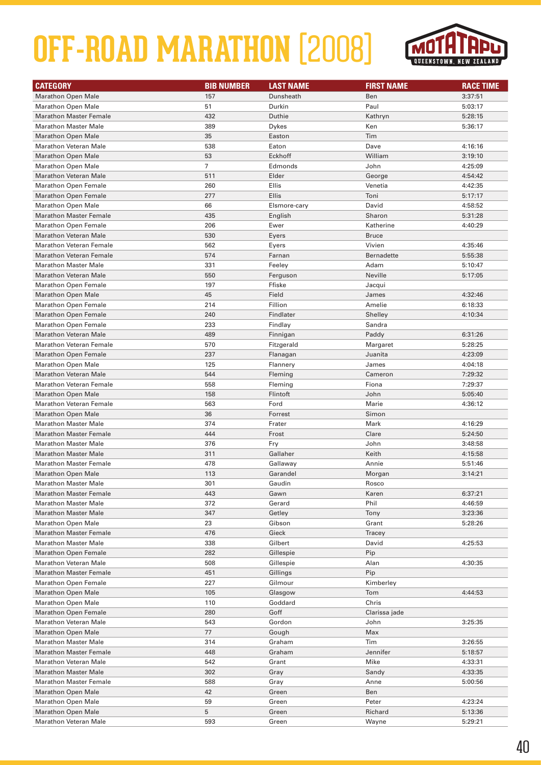# OFF-ROAD MARATHON [2008]

| CATEGORY | BIB NUMBER | LAST NAME | FIRST NAME | RACE TIME |
|---|---|---|---|---|
| Marathon Open Male | 157 | Dunsheath | Ben | 3:37:51 |
| Marathon Open Male | 51 | Durkin | Paul | 5:03:17 |
| Marathon Master Female | 432 | Duthie | Kathryn | 5:28:15 |
| Marathon Master Male | 389 | Dykes | Ken | 5:36:17 |
| Marathon Open Male | 35 | Easton | Tim | |
| Marathon Veteran Male | 538 | Eaton | Dave | 4:16:16 |
| Marathon Open Male | 53 | Eckhoff | William | 3:19:10 |
| Marathon Open Male | 7 | Edmonds | John | 4:25:09 |
| Marathon Veteran Male | 511 | Elder | George | 4:54:42 |
| Marathon Open Female | 260 | Ellis | Venetia | 4:42:35 |
| Marathon Open Female | 277 | Ellis | Toni | 5:17:17 |
| Marathon Open Male | 66 | Elsmore-cary | David | 4:58:52 |
| Marathon Master Female | 435 | English | Sharon | 5:31:28 |
| Marathon Open Female | 206 | Ewer | Katherine | 4:40:29 |
| Marathon Veteran Male | 530 | Eyers | Bruce | |
| Marathon Veteran Female | 562 | Eyers | Vivien | 4:35:46 |
| Marathon Veteran Female | 574 | Farnan | Bernadette | 5:55:38 |
| Marathon Master Male | 331 | Feeley | Adam | 5:10:47 |
| Marathon Veteran Male | 550 | Ferguson | Neville | 5:17:05 |
| Marathon Open Female | 197 | Ffiske | Jacqui | |
| Marathon Open Male | 45 | Field | James | 4:32:46 |
| Marathon Open Female | 214 | Fillion | Amelie | 6:18:33 |
| Marathon Open Female | 240 | Findlater | Shelley | 4:10:34 |
| Marathon Open Female | 233 | Findlay | Sandra | |
| Marathon Veteran Male | 489 | Finnigan | Paddy | 6:31:26 |
| Marathon Veteran Female | 570 | Fitzgerald | Margaret | 5:28:25 |
| Marathon Open Female | 237 | Flanagan | Juanita | 4:23:09 |
| Marathon Open Male | 125 | Flannery | James | 4:04:18 |
| Marathon Veteran Male | 544 | Fleming | Cameron | 7:29:32 |
| Marathon Veteran Female | 558 | Fleming | Fiona | 7:29:37 |
| Marathon Open Male | 158 | Flintoft | John | 5:05:40 |
| Marathon Veteran Female | 563 | Ford | Marie | 4:36:12 |
| Marathon Open Male | 36 | Forrest | Simon | |
| Marathon Master Male | 374 | Frater | Mark | 4:16:29 |
| Marathon Master Female | 444 | Frost | Clare | 5:24:50 |
| Marathon Master Male | 376 | Fry | John | 3:48:58 |
| Marathon Master Male | 311 | Gallaher | Keith | 4:15:58 |
| Marathon Master Female | 478 | Gallaway | Annie | 5:51:46 |
| Marathon Open Male | 113 | Garandel | Morgan | 3:14:21 |
| Marathon Master Male | 301 | Gaudin | Rosco | |
| Marathon Master Female | 443 | Gawn | Karen | 6:37:21 |
| Marathon Master Male | 372 | Gerard | Phil | 4:46:59 |
| Marathon Master Male | 347 | Getley | Tony | 3:23:36 |
| Marathon Open Male | 23 | Gibson | Grant | 5:28:26 |
| Marathon Master Female | 476 | Gieck | Tracey | |
| Marathon Master Male | 338 | Gilbert | David | 4:25:53 |
| Marathon Open Female | 282 | Gillespie | Pip | |
| Marathon Veteran Male | 508 | Gillespie | Alan | 4:30:35 |
| Marathon Master Female | 451 | Gillings | Pip | |
| Marathon Open Female | 227 | Gilmour | Kimberley | |
| Marathon Open Male | 105 | Glasgow | Tom | 4:44:53 |
| Marathon Open Male | 110 | Goddard | Chris | |
| Marathon Open Female | 280 | Goff | Clarissa jade | |
| Marathon Veteran Male | 543 | Gordon | John | 3:25:35 |
| Marathon Open Male | 77 | Gough | Max | |
| Marathon Master Male | 314 | Graham | Tim | 3:26:55 |
| Marathon Master Female | 448 | Graham | Jennifer | 5:18:57 |
| Marathon Veteran Male | 542 | Grant | Mike | 4:33:31 |
| Marathon Master Male | 302 | Gray | Sandy | 4:33:35 |
| Marathon Master Female | 588 | Gray | Anne | 5:00:56 |
| Marathon Open Male | 42 | Green | Ben | |
| Marathon Open Male | 59 | Green | Peter | 4:23:24 |
| Marathon Open Male | 5 | Green | Richard | 5:13:36 |
| Marathon Veteran Male | 593 | Green | Wayne | 5:29:21 |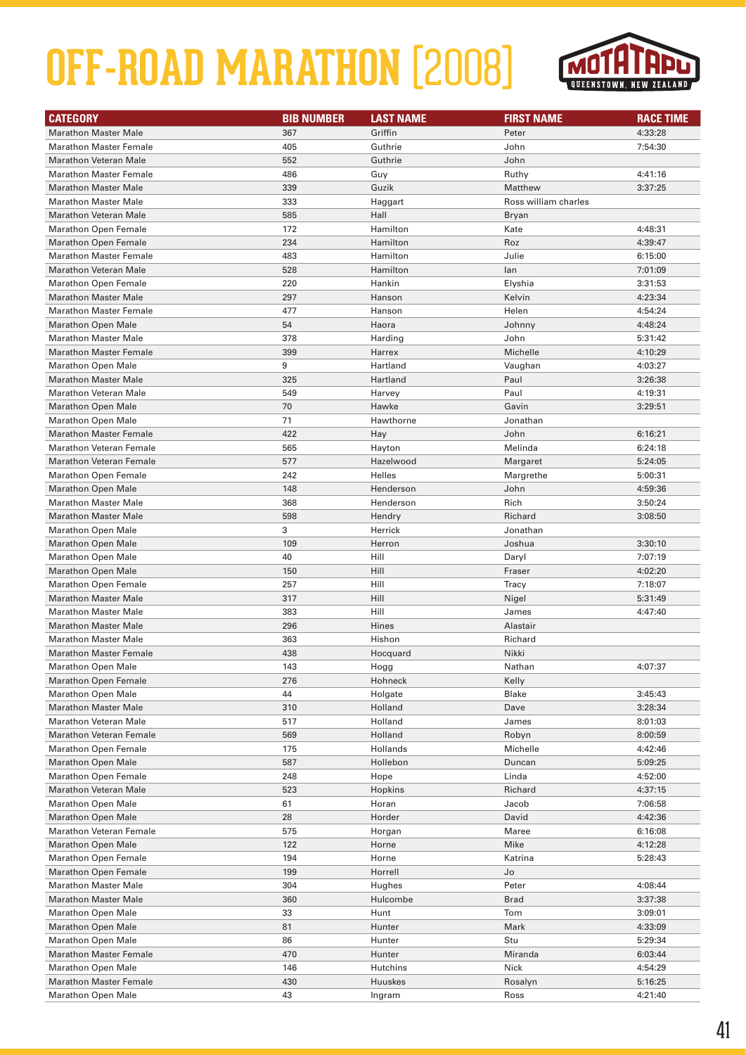# OFF-ROAD MARATHON [2008]

| CATEGORY | BIB NUMBER | LAST NAME | FIRST NAME | RACE TIME |
|---|---|---|---|---|
| Marathon Master Male | 367 | Griffin | Peter | 4:33:28 |
| Marathon Master Female | 405 | Guthrie | John | 7:54:30 |
| Marathon Veteran Male | 552 | Guthrie | John | |
| Marathon Master Female | 486 | Guy | Ruthy | 4:41:16 |
| Marathon Master Male | 339 | Guzik | Matthew | 3:37:25 |
| Marathon Master Male | 333 | Haggart | Ross william charles | |
| Marathon Veteran Male | 585 | Hall | Bryan | |
| Marathon Open Female | 172 | Hamilton | Kate | 4:48:31 |
| Marathon Open Female | 234 | Hamilton | Roz | 4:39:47 |
| Marathon Master Female | 483 | Hamilton | Julie | 6:15:00 |
| Marathon Veteran Male | 528 | Hamilton | Ian | 7:01:09 |
| Marathon Open Female | 220 | Hankin | Elyshia | 3:31:53 |
| Marathon Master Male | 297 | Hanson | Kelvin | 4:23:34 |
| Marathon Master Female | 477 | Hanson | Helen | 4:54:24 |
| Marathon Open Male | 54 | Haora | Johnny | 4:48:24 |
| Marathon Master Male | 378 | Harding | John | 5:31:42 |
| Marathon Master Female | 399 | Harrex | Michelle | 4:10:29 |
| Marathon Open Male | 9 | Hartland | Vaughan | 4:03:27 |
| Marathon Master Male | 325 | Hartland | Paul | 3:26:38 |
| Marathon Veteran Male | 549 | Harvey | Paul | 4:19:31 |
| Marathon Open Male | 70 | Hawke | Gavin | 3:29:51 |
| Marathon Open Male | 71 | Hawthorne | Jonathan | |
| Marathon Master Female | 422 | Hay | John | 6:16:21 |
| Marathon Veteran Female | 565 | Hayton | Melinda | 6:24:18 |
| Marathon Veteran Female | 577 | Hazelwood | Margaret | 5:24:05 |
| Marathon Open Female | 242 | Helles | Margrethe | 5:00:31 |
| Marathon Open Male | 148 | Henderson | John | 4:59:36 |
| Marathon Master Male | 368 | Henderson | Rich | 3:50:24 |
| Marathon Master Male | 598 | Hendry | Richard | 3:08:50 |
| Marathon Open Male | 3 | Herrick | Jonathan | |
| Marathon Open Male | 109 | Herron | Joshua | 3:30:10 |
| Marathon Open Male | 40 | Hill | Daryl | 7:07:19 |
| Marathon Open Male | 150 | Hill | Fraser | 4:02:20 |
| Marathon Open Female | 257 | Hill | Tracy | 7:18:07 |
| Marathon Master Male | 317 | Hill | Nigel | 5:31:49 |
| Marathon Master Male | 383 | Hill | James | 4:47:40 |
| Marathon Master Male | 296 | Hines | Alastair | |
| Marathon Master Male | 363 | Hishon | Richard | |
| Marathon Master Female | 438 | Hocquard | Nikki | |
| Marathon Open Male | 143 | Hogg | Nathan | 4:07:37 |
| Marathon Open Female | 276 | Hohneck | Kelly | |
| Marathon Open Male | 44 | Holgate | Blake | 3:45:43 |
| Marathon Master Male | 310 | Holland | Dave | 3:28:34 |
| Marathon Veteran Male | 517 | Holland | James | 8:01:03 |
| Marathon Veteran Female | 569 | Holland | Robyn | 8:00:59 |
| Marathon Open Female | 175 | Hollands | Michelle | 4:42:46 |
| Marathon Open Male | 587 | Hollebon | Duncan | 5:09:25 |
| Marathon Open Female | 248 | Hope | Linda | 4:52:00 |
| Marathon Veteran Male | 523 | Hopkins | Richard | 4:37:15 |
| Marathon Open Male | 61 | Horan | Jacob | 7:06:58 |
| Marathon Open Male | 28 | Horder | David | 4:42:36 |
| Marathon Veteran Female | 575 | Horgan | Maree | 6:16:08 |
| Marathon Open Male | 122 | Horne | Mike | 4:12:28 |
| Marathon Open Female | 194 | Horne | Katrina | 5:28:43 |
| Marathon Open Female | 199 | Horrell | Jo | |
| Marathon Master Male | 304 | Hughes | Peter | 4:08:44 |
| Marathon Master Male | 360 | Hulcombe | Brad | 3:37:38 |
| Marathon Open Male | 33 | Hunt | Tom | 3:09:01 |
| Marathon Open Male | 81 | Hunter | Mark | 4:33:09 |
| Marathon Open Male | 86 | Hunter | Stu | 5:29:34 |
| Marathon Master Female | 470 | Hunter | Miranda | 6:03:44 |
| Marathon Open Male | 146 | Hutchins | Nick | 4:54:29 |
| Marathon Master Female | 430 | Huuskes | Rosalyn | 5:16:25 |
| Marathon Open Male | 43 | Ingram | Ross | 4:21:40 |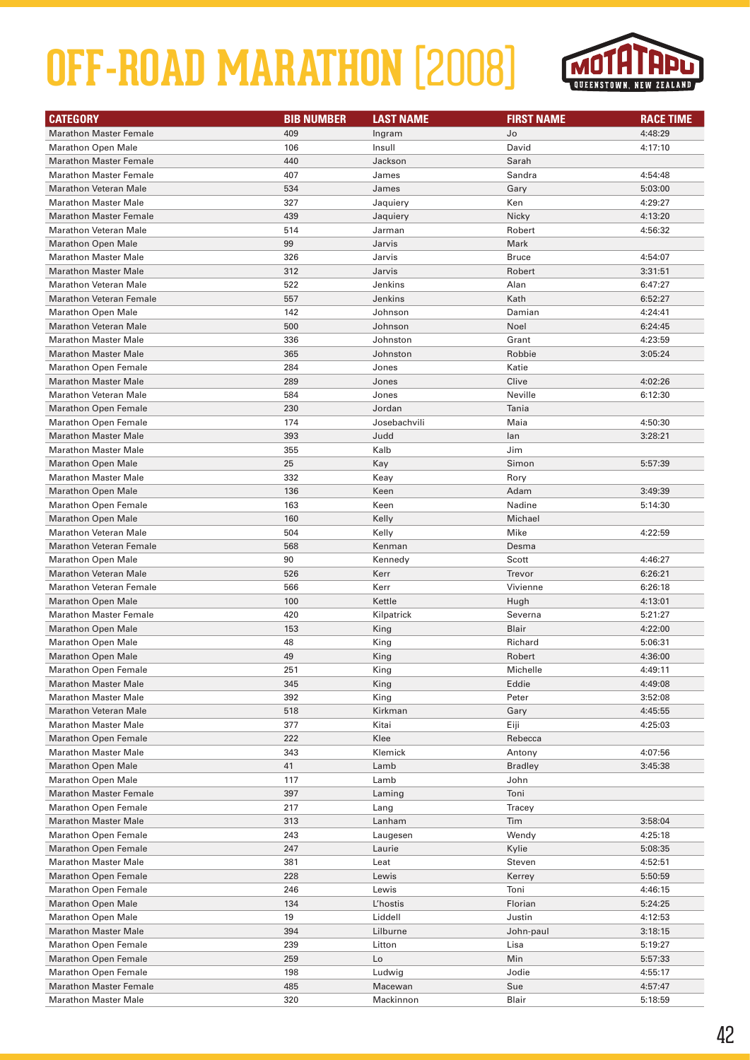# OFF-ROAD MARATHON [2008]

MOTATAPU QUEENSTOWN, NEW ZEALAND

| CATEGORY | BIB NUMBER | LAST NAME | FIRST NAME | RACE TIME |
|---|---|---|---|---|
| Marathon Master Female | 409 | Ingram | Jo | 4:48:29 |
| Marathon Open Male | 106 | Insull | David | 4:17:10 |
| Marathon Master Female | 440 | Jackson | Sarah | |
| Marathon Master Female | 407 | James | Sandra | 4:54:48 |
| Marathon Veteran Male | 534 | James | Gary | 5:03:00 |
| Marathon Master Male | 327 | Jaquiery | Ken | 4:29:27 |
| Marathon Master Female | 439 | Jaquiery | Nicky | 4:13:20 |
| Marathon Veteran Male | 514 | Jarman | Robert | 4:56:32 |
| Marathon Open Male | 99 | Jarvis | Mark | |
| Marathon Master Male | 326 | Jarvis | Bruce | 4:54:07 |
| Marathon Master Male | 312 | Jarvis | Robert | 3:31:51 |
| Marathon Veteran Male | 522 | Jenkins | Alan | 6:47:27 |
| Marathon Veteran Female | 557 | Jenkins | Kath | 6:52:27 |
| Marathon Open Male | 142 | Johnson | Damian | 4:24:41 |
| Marathon Veteran Male | 500 | Johnson | Noel | 6:24:45 |
| Marathon Master Male | 336 | Johnston | Grant | 4:23:59 |
| Marathon Master Male | 365 | Johnston | Robbie | 3:05:24 |
| Marathon Open Female | 284 | Jones | Katie | |
| Marathon Master Male | 289 | Jones | Clive | 4:02:26 |
| Marathon Veteran Male | 584 | Jones | Neville | 6:12:30 |
| Marathon Open Female | 230 | Jordan | Tania | |
| Marathon Open Female | 174 | Josebachvili | Maia | 4:50:30 |
| Marathon Master Male | 393 | Judd | Ian | 3:28:21 |
| Marathon Master Male | 355 | Kalb | Jim | |
| Marathon Open Male | 25 | Kay | Simon | 5:57:39 |
| Marathon Master Male | 332 | Keay | Rory | |
| Marathon Open Male | 136 | Keen | Adam | 3:49:39 |
| Marathon Open Female | 163 | Keen | Nadine | 5:14:30 |
| Marathon Open Male | 160 | Kelly | Michael | |
| Marathon Veteran Male | 504 | Kelly | Mike | 4:22:59 |
| Marathon Veteran Female | 568 | Kenman | Desma | |
| Marathon Open Male | 90 | Kennedy | Scott | 4:46:27 |
| Marathon Veteran Male | 526 | Kerr | Trevor | 6:26:21 |
| Marathon Veteran Female | 566 | Kerr | Vivienne | 6:26:18 |
| Marathon Open Male | 100 | Kettle | Hugh | 4:13:01 |
| Marathon Master Female | 420 | Kilpatrick | Severna | 5:21:27 |
| Marathon Open Male | 153 | King | Blair | 4:22:00 |
| Marathon Open Male | 48 | King | Richard | 5:06:31 |
| Marathon Open Male | 49 | King | Robert | 4:36:00 |
| Marathon Open Female | 251 | King | Michelle | 4:49:11 |
| Marathon Master Male | 345 | King | Eddie | 4:49:08 |
| Marathon Master Male | 392 | King | Peter | 3:52:08 |
| Marathon Veteran Male | 518 | Kirkman | Gary | 4:45:55 |
| Marathon Master Male | 377 | Kitai | Eiji | 4:25:03 |
| Marathon Open Female | 222 | Klee | Rebecca | |
| Marathon Master Male | 343 | Klemick | Antony | 4:07:56 |
| Marathon Open Male | 41 | Lamb | Bradley | 3:45:38 |
| Marathon Open Male | 117 | Lamb | John | |
| Marathon Master Female | 397 | Laming | Toni | |
| Marathon Open Female | 217 | Lang | Tracey | |
| Marathon Master Male | 313 | Lanham | Tim | 3:58:04 |
| Marathon Open Female | 243 | Laugesen | Wendy | 4:25:18 |
| Marathon Open Female | 247 | Laurie | Kylie | 5:08:35 |
| Marathon Master Male | 381 | Leat | Steven | 4:52:51 |
| Marathon Open Female | 228 | Lewis | Kerrey | 5:50:59 |
| Marathon Open Female | 246 | Lewis | Toni | 4:46:15 |
| Marathon Open Male | 134 | L'hostis | Florian | 5:24:25 |
| Marathon Open Male | 19 | Liddell | Justin | 4:12:53 |
| Marathon Master Male | 394 | Lilburne | John-paul | 3:18:15 |
| Marathon Open Female | 239 | Litton | Lisa | 5:19:27 |
| Marathon Open Female | 259 | Lo | Min | 5:57:33 |
| Marathon Open Female | 198 | Ludwig | Jodie | 4:55:17 |
| Marathon Master Female | 485 | Macewan | Sue | 4:57:47 |
| Marathon Master Male | 320 | Mackinnon | Blair | 5:18:59 |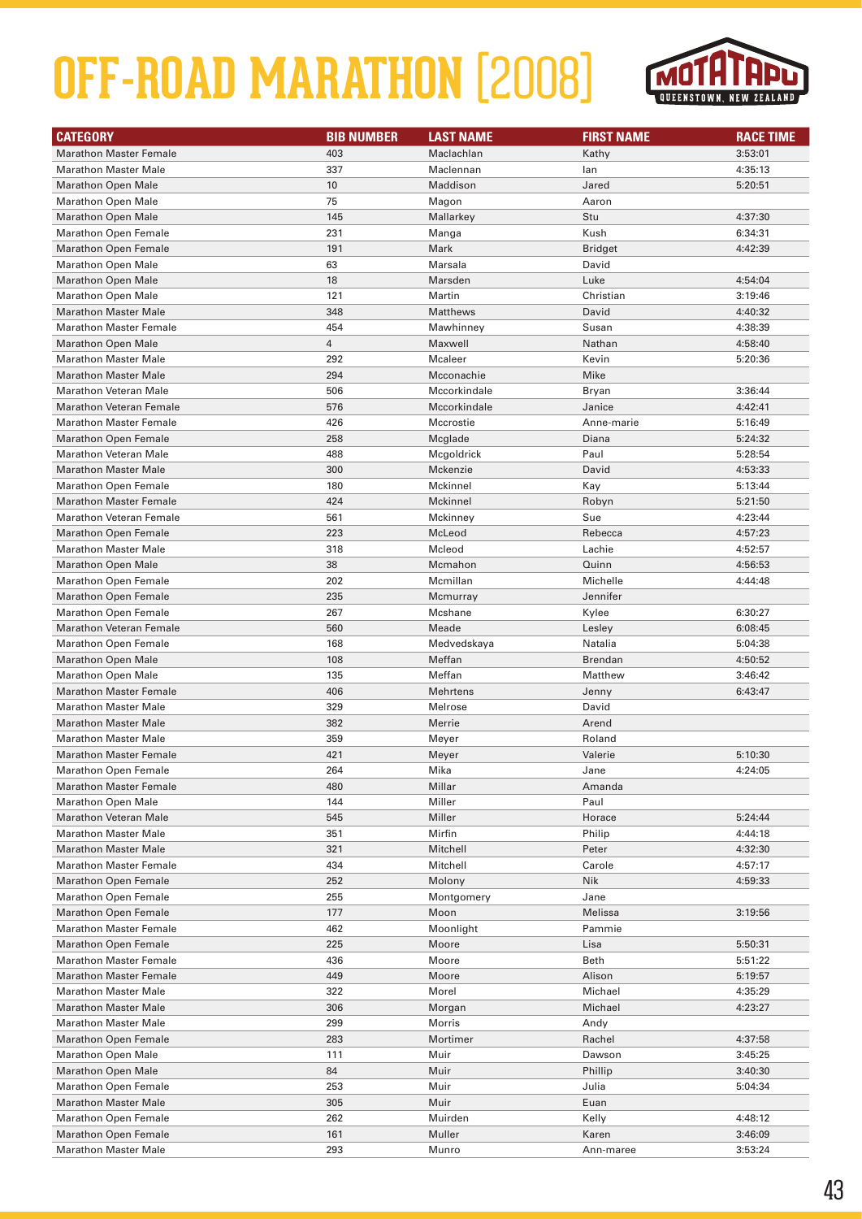# OFF-ROAD MARATHON [2008]

MOTATAPU QUEENSTOWN, NEW ZEALAND

| CATEGORY | BIB NUMBER | LAST NAME | FIRST NAME | RACE TIME |
|---|---|---|---|---|
| Marathon Master Female | 403 | Maclachlan | Kathy | 3:53:01 |
| Marathon Master Male | 337 | Maclennan | Ian | 4:35:13 |
| Marathon Open Male | 10 | Maddison | Jared | 5:20:51 |
| Marathon Open Male | 75 | Magon | Aaron | |
| Marathon Open Male | 145 | Mallarkey | Stu | 4:37:30 |
| Marathon Open Female | 231 | Manga | Kush | 6:34:31 |
| Marathon Open Female | 191 | Mark | Bridget | 4:42:39 |
| Marathon Open Male | 63 | Marsala | David | |
| Marathon Open Male | 18 | Marsden | Luke | 4:54:04 |
| Marathon Open Male | 121 | Martin | Christian | 3:19:46 |
| Marathon Master Male | 348 | Matthews | David | 4:40:32 |
| Marathon Master Female | 454 | Mawhinney | Susan | 4:38:39 |
| Marathon Open Male | 4 | Maxwell | Nathan | 4:58:40 |
| Marathon Master Male | 292 | Mcaleer | Kevin | 5:20:36 |
| Marathon Master Male | 294 | Mcconachie | Mike | |
| Marathon Veteran Male | 506 | Mccorkindale | Bryan | 3:36:44 |
| Marathon Veteran Female | 576 | Mccorkindale | Janice | 4:42:41 |
| Marathon Master Female | 426 | Mccrostie | Anne-marie | 5:16:49 |
| Marathon Open Female | 258 | Mcglade | Diana | 5:24:32 |
| Marathon Veteran Male | 488 | Mcgoldrick | Paul | 5:28:54 |
| Marathon Master Male | 300 | Mckenzie | David | 4:53:33 |
| Marathon Open Female | 180 | Mckinnel | Kay | 5:13:44 |
| Marathon Master Female | 424 | Mckinnel | Robyn | 5:21:50 |
| Marathon Veteran Female | 561 | Mckinney | Sue | 4:23:44 |
| Marathon Open Female | 223 | McLeod | Rebecca | 4:57:23 |
| Marathon Master Male | 318 | Mcleod | Lachie | 4:52:57 |
| Marathon Open Male | 38 | Mcmahon | Quinn | 4:56:53 |
| Marathon Open Female | 202 | Mcmillan | Michelle | 4:44:48 |
| Marathon Open Female | 235 | Mcmurray | Jennifer | |
| Marathon Open Female | 267 | Mcshane | Kylee | 6:30:27 |
| Marathon Veteran Female | 560 | Meade | Lesley | 6:08:45 |
| Marathon Open Female | 168 | Medvedskaya | Natalia | 5:04:38 |
| Marathon Open Male | 108 | Meffan | Brendan | 4:50:52 |
| Marathon Open Male | 135 | Meffan | Matthew | 3:46:42 |
| Marathon Master Female | 406 | Mehrtens | Jenny | 6:43:47 |
| Marathon Master Male | 329 | Melrose | David | |
| Marathon Master Male | 382 | Merrie | Arend | |
| Marathon Master Male | 359 | Meyer | Roland | |
| Marathon Master Female | 421 | Meyer | Valerie | 5:10:30 |
| Marathon Open Female | 264 | Mika | Jane | 4:24:05 |
| Marathon Master Female | 480 | Millar | Amanda | |
| Marathon Open Male | 144 | Miller | Paul | |
| Marathon Veteran Male | 545 | Miller | Horace | 5:24:44 |
| Marathon Master Male | 351 | Mirfin | Philip | 4:44:18 |
| Marathon Master Male | 321 | Mitchell | Peter | 4:32:30 |
| Marathon Master Female | 434 | Mitchell | Carole | 4:57:17 |
| Marathon Open Female | 252 | Molony | Nik | 4:59:33 |
| Marathon Open Female | 255 | Montgomery | Jane | |
| Marathon Open Female | 177 | Moon | Melissa | 3:19:56 |
| Marathon Master Female | 462 | Moonlight | Pammie | |
| Marathon Open Female | 225 | Moore | Lisa | 5:50:31 |
| Marathon Master Female | 436 | Moore | Beth | 5:51:22 |
| Marathon Master Female | 449 | Moore | Alison | 5:19:57 |
| Marathon Master Male | 322 | Morel | Michael | 4:35:29 |
| Marathon Master Male | 306 | Morgan | Michael | 4:23:27 |
| Marathon Master Male | 299 | Morris | Andy | |
| Marathon Open Female | 283 | Mortimer | Rachel | 4:37:58 |
| Marathon Open Male | 111 | Muir | Dawson | 3:45:25 |
| Marathon Open Male | 84 | Muir | Phillip | 3:40:30 |
| Marathon Open Female | 253 | Muir | Julia | 5:04:34 |
| Marathon Master Male | 305 | Muir | Euan | |
| Marathon Open Female | 262 | Muirden | Kelly | 4:48:12 |
| Marathon Open Female | 161 | Muller | Karen | 3:46:09 |
| Marathon Master Male | 293 | Munro | Ann-maree | 3:53:24 |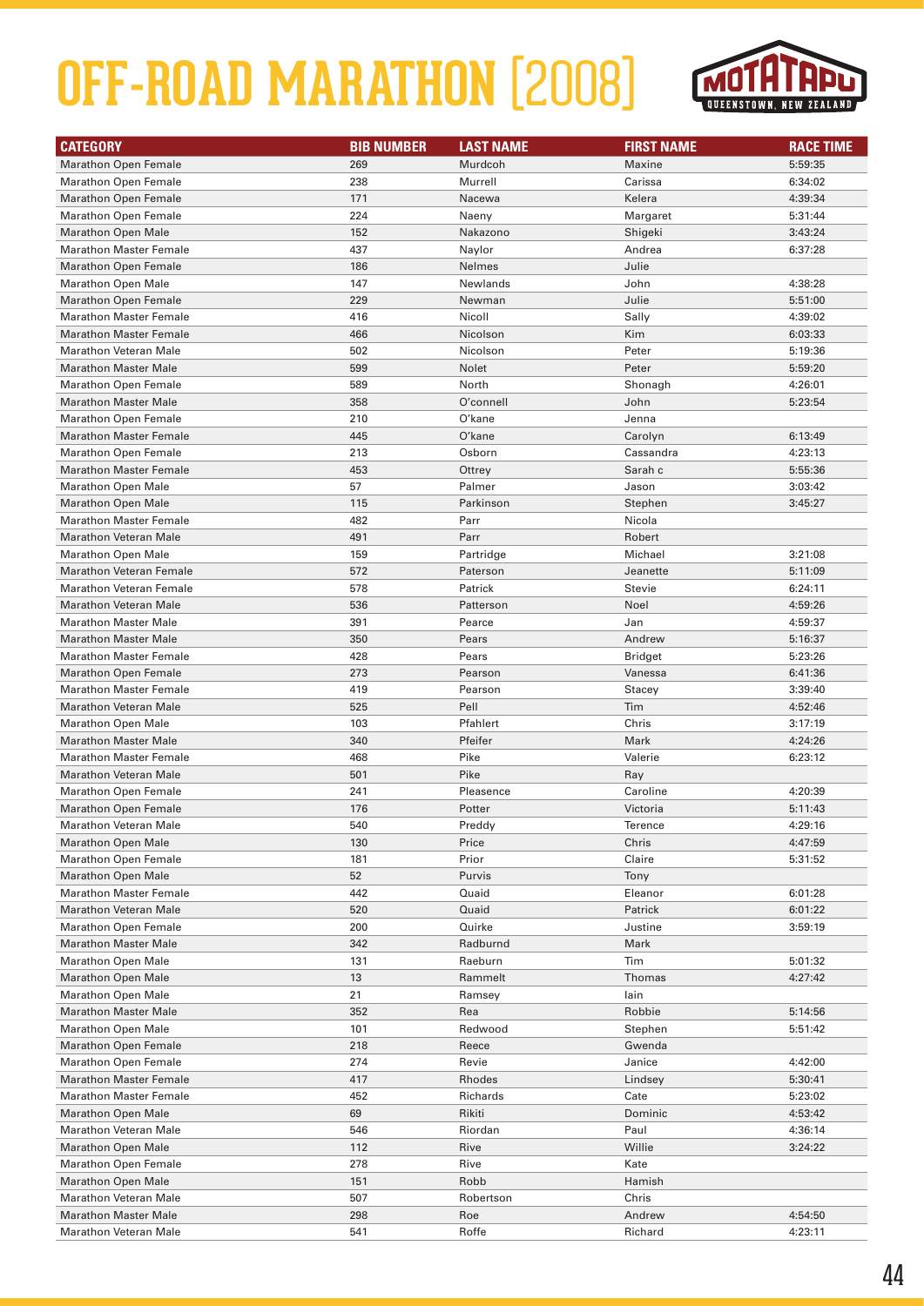# OFF-ROAD MARATHON [2008]

MOTATAPU QUEENSTOWN, NEW ZEALAND

| CATEGORY | BIB NUMBER | LAST NAME | FIRST NAME | RACE TIME |
|---|---|---|---|---|
| Marathon Open Female | 269 | Murdcoh | Maxine | 5:59:35 |
| Marathon Open Female | 238 | Murrell | Carissa | 6:34:02 |
| Marathon Open Female | 171 | Nacewa | Kelera | 4:39:34 |
| Marathon Open Female | 224 | Naeny | Margaret | 5:31:44 |
| Marathon Open Male | 152 | Nakazono | Shigeki | 3:43:24 |
| Marathon Master Female | 437 | Naylor | Andrea | 6:37:28 |
| Marathon Open Female | 186 | Nelmes | Julie | |
| Marathon Open Male | 147 | Newlands | John | 4:38:28 |
| Marathon Open Female | 229 | Newman | Julie | 5:51:00 |
| Marathon Master Female | 416 | Nicoll | Sally | 4:39:02 |
| Marathon Master Female | 466 | Nicolson | Kim | 6:03:33 |
| Marathon Veteran Male | 502 | Nicolson | Peter | 5:19:36 |
| Marathon Master Male | 599 | Nolet | Peter | 5:59:20 |
| Marathon Open Female | 589 | North | Shonagh | 4:26:01 |
| Marathon Master Male | 358 | O'connell | John | 5:23:54 |
| Marathon Open Female | 210 | O'kane | Jenna | |
| Marathon Master Female | 445 | O'kane | Carolyn | 6:13:49 |
| Marathon Open Female | 213 | Osborn | Cassandra | 4:23:13 |
| Marathon Master Female | 453 | Ottrey | Sarah c | 5:55:36 |
| Marathon Open Male | 57 | Palmer | Jason | 3:03:42 |
| Marathon Open Male | 115 | Parkinson | Stephen | 3:45:27 |
| Marathon Master Female | 482 | Parr | Nicola | |
| Marathon Veteran Male | 491 | Parr | Robert | |
| Marathon Open Male | 159 | Partridge | Michael | 3:21:08 |
| Marathon Veteran Female | 572 | Paterson | Jeanette | 5:11:09 |
| Marathon Veteran Female | 578 | Patrick | Stevie | 6:24:11 |
| Marathon Veteran Male | 536 | Patterson | Noel | 4:59:26 |
| Marathon Master Male | 391 | Pearce | Jan | 4:59:37 |
| Marathon Master Male | 350 | Pears | Andrew | 5:16:37 |
| Marathon Master Female | 428 | Pears | Bridget | 5:23:26 |
| Marathon Open Female | 273 | Pearson | Vanessa | 6:41:36 |
| Marathon Master Female | 419 | Pearson | Stacey | 3:39:40 |
| Marathon Veteran Male | 525 | Pell | Tim | 4:52:46 |
| Marathon Open Male | 103 | Pfahlert | Chris | 3:17:19 |
| Marathon Master Male | 340 | Pfeifer | Mark | 4:24:26 |
| Marathon Master Female | 468 | Pike | Valerie | 6:23:12 |
| Marathon Veteran Male | 501 | Pike | Ray | |
| Marathon Open Female | 241 | Pleasence | Caroline | 4:20:39 |
| Marathon Open Female | 176 | Potter | Victoria | 5:11:43 |
| Marathon Veteran Male | 540 | Preddy | Terence | 4:29:16 |
| Marathon Open Male | 130 | Price | Chris | 4:47:59 |
| Marathon Open Female | 181 | Prior | Claire | 5:31:52 |
| Marathon Open Male | 52 | Purvis | Tony | |
| Marathon Master Female | 442 | Quaid | Eleanor | 6:01:28 |
| Marathon Veteran Male | 520 | Quaid | Patrick | 6:01:22 |
| Marathon Open Female | 200 | Quirke | Justine | 3:59:19 |
| Marathon Master Male | 342 | Radburnd | Mark | |
| Marathon Open Male | 131 | Raeburn | Tim | 5:01:32 |
| Marathon Open Male | 13 | Rammelt | Thomas | 4:27:42 |
| Marathon Open Male | 21 | Ramsey | Iain | |
| Marathon Master Male | 352 | Rea | Robbie | 5:14:56 |
| Marathon Open Male | 101 | Redwood | Stephen | 5:51:42 |
| Marathon Open Female | 218 | Reece | Gwenda | |
| Marathon Open Female | 274 | Revie | Janice | 4:42:00 |
| Marathon Master Female | 417 | Rhodes | Lindsey | 5:30:41 |
| Marathon Master Female | 452 | Richards | Cate | 5:23:02 |
| Marathon Open Male | 69 | Rikiti | Dominic | 4:53:42 |
| Marathon Veteran Male | 546 | Riordan | Paul | 4:36:14 |
| Marathon Open Male | 112 | Rive | Willie | 3:24:22 |
| Marathon Open Female | 278 | Rive | Kate | |
| Marathon Open Male | 151 | Robb | Hamish | |
| Marathon Veteran Male | 507 | Robertson | Chris | |
| Marathon Master Male | 298 | Roe | Andrew | 4:54:50 |
| Marathon Veteran Male | 541 | Roffe | Richard | 4:23:11 |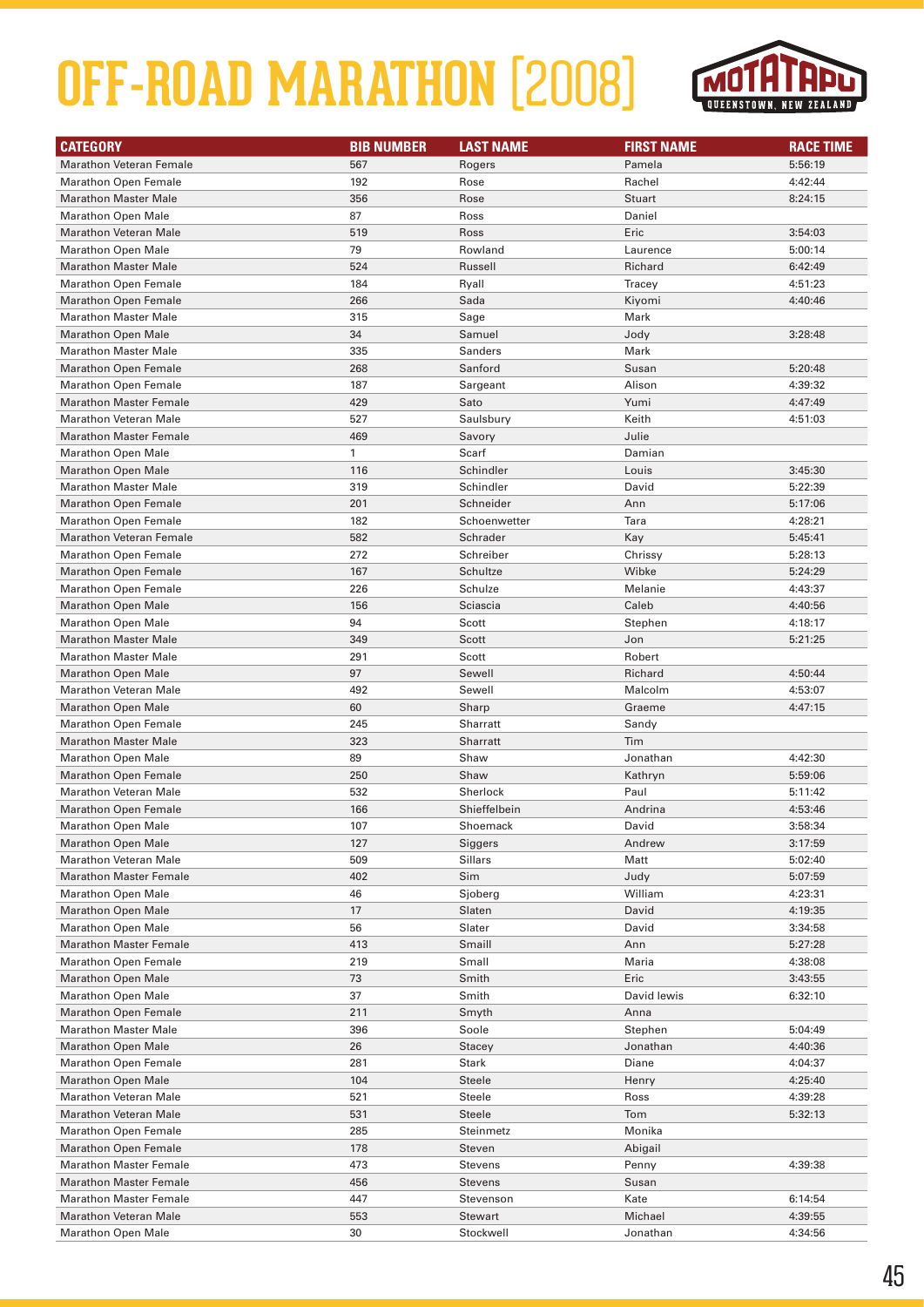# OFF-ROAD MARATHON [2008]

MOTATAPU QUEENSTOWN, NEW ZEALAND

| CATEGORY | BIB NUMBER | LAST NAME | FIRST NAME | RACE TIME |
|---|---|---|---|---|
| Marathon Veteran Female | 567 | Rogers | Pamela | 5:56:19 |
| Marathon Open Female | 192 | Rose | Rachel | 4:42:44 |
| Marathon Master Male | 356 | Rose | Stuart | 8:24:15 |
| Marathon Open Male | 87 | Ross | Daniel | |
| Marathon Veteran Male | 519 | Ross | Eric | 3:54:03 |
| Marathon Open Male | 79 | Rowland | Laurence | 5:00:14 |
| Marathon Master Male | 524 | Russell | Richard | 6:42:49 |
| Marathon Open Female | 184 | Ryall | Tracey | 4:51:23 |
| Marathon Open Female | 266 | Sada | Kiyomi | 4:40:46 |
| Marathon Master Male | 315 | Sage | Mark | |
| Marathon Open Male | 34 | Samuel | Jody | 3:28:48 |
| Marathon Master Male | 335 | Sanders | Mark | |
| Marathon Open Female | 268 | Sanford | Susan | 5:20:48 |
| Marathon Open Female | 187 | Sargeant | Alison | 4:39:32 |
| Marathon Master Female | 429 | Sato | Yumi | 4:47:49 |
| Marathon Veteran Male | 527 | Saulsbury | Keith | 4:51:03 |
| Marathon Master Female | 469 | Savory | Julie | |
| Marathon Open Male | 1 | Scarf | Damian | |
| Marathon Open Male | 116 | Schindler | Louis | 3:45:30 |
| Marathon Master Male | 319 | Schindler | David | 5:22:39 |
| Marathon Open Female | 201 | Schneider | Ann | 5:17:06 |
| Marathon Open Female | 182 | Schoenwetter | Tara | 4:28:21 |
| Marathon Veteran Female | 582 | Schrader | Kay | 5:45:41 |
| Marathon Open Female | 272 | Schreiber | Chrissy | 5:28:13 |
| Marathon Open Female | 167 | Schultze | Wibke | 5:24:29 |
| Marathon Open Female | 226 | Schulze | Melanie | 4:43:37 |
| Marathon Open Male | 156 | Sciascia | Caleb | 4:40:56 |
| Marathon Open Male | 94 | Scott | Stephen | 4:18:17 |
| Marathon Master Male | 349 | Scott | Jon | 5:21:25 |
| Marathon Master Male | 291 | Scott | Robert | |
| Marathon Open Male | 97 | Sewell | Richard | 4:50:44 |
| Marathon Veteran Male | 492 | Sewell | Malcolm | 4:53:07 |
| Marathon Open Male | 60 | Sharp | Graeme | 4:47:15 |
| Marathon Open Female | 245 | Sharratt | Sandy | |
| Marathon Master Male | 323 | Sharratt | Tim | |
| Marathon Open Male | 89 | Shaw | Jonathan | 4:42:30 |
| Marathon Open Female | 250 | Shaw | Kathryn | 5:59:06 |
| Marathon Veteran Male | 532 | Sherlock | Paul | 5:11:42 |
| Marathon Open Female | 166 | Shieffelbein | Andrina | 4:53:46 |
| Marathon Open Male | 107 | Shoemack | David | 3:58:34 |
| Marathon Open Male | 127 | Siggers | Andrew | 3:17:59 |
| Marathon Veteran Male | 509 | Sillars | Matt | 5:02:40 |
| Marathon Master Female | 402 | Sim | Judy | 5:07:59 |
| Marathon Open Male | 46 | Sjoberg | William | 4:23:31 |
| Marathon Open Male | 17 | Slaten | David | 4:19:35 |
| Marathon Open Male | 56 | Slater | David | 3:34:58 |
| Marathon Master Female | 413 | Smaill | Ann | 5:27:28 |
| Marathon Open Female | 219 | Small | Maria | 4:38:08 |
| Marathon Open Male | 73 | Smith | Eric | 3:43:55 |
| Marathon Open Male | 37 | Smith | David lewis | 6:32:10 |
| Marathon Open Female | 211 | Smyth | Anna | |
| Marathon Master Male | 396 | Soole | Stephen | 5:04:49 |
| Marathon Open Male | 26 | Stacey | Jonathan | 4:40:36 |
| Marathon Open Female | 281 | Stark | Diane | 4:04:37 |
| Marathon Open Male | 104 | Steele | Henry | 4:25:40 |
| Marathon Veteran Male | 521 | Steele | Ross | 4:39:28 |
| Marathon Veteran Male | 531 | Steele | Tom | 5:32:13 |
| Marathon Open Female | 285 | Steinmetz | Monika | |
| Marathon Open Female | 178 | Steven | Abigail | |
| Marathon Master Female | 473 | Stevens | Penny | 4:39:38 |
| Marathon Master Female | 456 | Stevens | Susan | |
| Marathon Master Female | 447 | Stevenson | Kate | 6:14:54 |
| Marathon Veteran Male | 553 | Stewart | Michael | 4:39:55 |
| Marathon Open Male | 30 | Stockwell | Jonathan | 4:34:56 |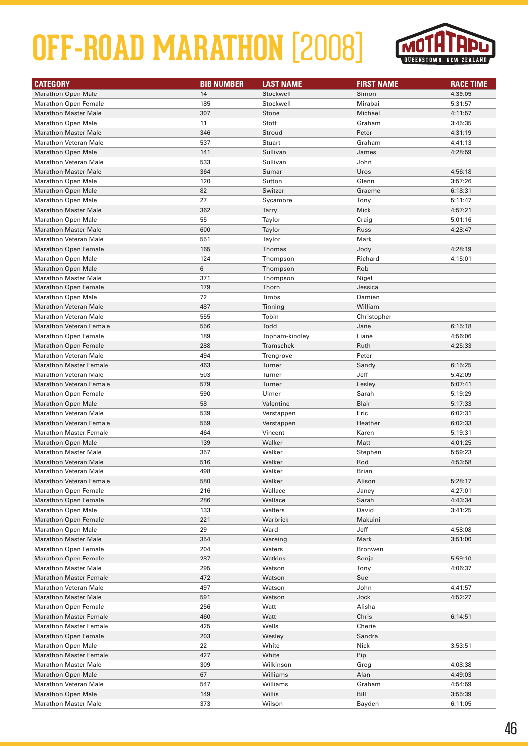# OFF-ROAD MARATHON [2008]

MOTATAPU QUEENSTOWN, NEW ZEALAND

| CATEGORY | BIB NUMBER | LAST NAME | FIRST NAME | RACE TIME |
|---|---|---|---|---|
| Marathon Open Male | 14 | Stockwell | Simon | 4:39:05 |
| Marathon Open Female | 185 | Stockwell | Mirabai | 5:31:57 |
| Marathon Master Male | 307 | Stone | Michael | 4:11:57 |
| Marathon Open Male | 11 | Stott | Graham | 3:45:35 |
| Marathon Master Male | 346 | Stroud | Peter | 4:31:19 |
| Marathon Veteran Male | 537 | Stuart | Graham | 4:41:13 |
| Marathon Open Male | 141 | Sullivan | James | 4:28:59 |
| Marathon Veteran Male | 533 | Sullivan | John | |
| Marathon Master Male | 364 | Sumar | Uros | 4:56:18 |
| Marathon Open Male | 120 | Sutton | Glenn | 3:57:26 |
| Marathon Open Male | 82 | Switzer | Graeme | 6:18:31 |
| Marathon Open Male | 27 | Sycamore | Tony | 5:11:47 |
| Marathon Master Male | 362 | Tarry | Mick | 4:57:21 |
| Marathon Open Male | 55 | Taylor | Craig | 5:01:16 |
| Marathon Master Male | 600 | Taylor | Russ | 4:28:47 |
| Marathon Veteran Male | 551 | Taylor | Mark | |
| Marathon Open Female | 165 | Thomas | Jody | 4:28:19 |
| Marathon Open Male | 124 | Thompson | Richard | 4:15:01 |
| Marathon Open Male | 6 | Thompson | Rob | |
| Marathon Master Male | 371 | Thompson | Nigel | |
| Marathon Open Female | 179 | Thorn | Jessica | |
| Marathon Open Male | 72 | Timbs | Damien | |
| Marathon Veteran Male | 487 | Tinning | William | |
| Marathon Veteran Male | 555 | Tobin | Christopher | |
| Marathon Veteran Female | 556 | Todd | Jane | 6:15:18 |
| Marathon Open Female | 189 | Topham-kindley | Liane | 4:56:06 |
| Marathon Open Female | 288 | Tramschek | Ruth | 4:25:33 |
| Marathon Veteran Male | 494 | Trengrove | Peter | |
| Marathon Master Female | 463 | Turner | Sandy | 6:15:25 |
| Marathon Veteran Male | 503 | Turner | Jeff | 5:42:09 |
| Marathon Veteran Female | 579 | Turner | Lesley | 5:07:41 |
| Marathon Open Female | 590 | Ulmer | Sarah | 5:19:29 |
| Marathon Open Male | 58 | Valentine | Blair | 5:17:33 |
| Marathon Veteran Male | 539 | Verstappen | Eric | 6:02:31 |
| Marathon Veteran Female | 559 | Verstappen | Heather | 6:02:33 |
| Marathon Master Female | 464 | Vincent | Karen | 5:19:31 |
| Marathon Open Male | 139 | Walker | Matt | 4:01:25 |
| Marathon Master Male | 357 | Walker | Stephen | 5:59:23 |
| Marathon Veteran Male | 516 | Walker | Rod | 4:53:58 |
| Marathon Veteran Male | 498 | Walker | Brian | |
| Marathon Veteran Female | 580 | Walker | Alison | 5:28:17 |
| Marathon Open Female | 216 | Wallace | Janey | 4:27:01 |
| Marathon Open Female | 286 | Wallace | Sarah | 4:43:34 |
| Marathon Open Male | 133 | Walters | David | 3:41:25 |
| Marathon Open Female | 221 | Warbrick | Makuini | |
| Marathon Open Male | 29 | Ward | Jeff | 4:58:08 |
| Marathon Master Male | 354 | Wareing | Mark | 3:51:00 |
| Marathon Open Female | 204 | Waters | Bronwen | |
| Marathon Open Female | 287 | Watkins | Sonja | 5:59:10 |
| Marathon Master Male | 295 | Watson | Tony | 4:06:37 |
| Marathon Master Female | 472 | Watson | Sue | |
| Marathon Veteran Male | 497 | Watson | John | 4:41:57 |
| Marathon Master Male | 591 | Watson | Jock | 4:52:27 |
| Marathon Open Female | 256 | Watt | Alisha | |
| Marathon Master Female | 460 | Watt | Chris | 6:14:51 |
| Marathon Master Female | 425 | Wells | Cherie | |
| Marathon Open Female | 203 | Wesley | Sandra | |
| Marathon Open Male | 22 | White | Nick | 3:53:51 |
| Marathon Master Female | 427 | White | Pip | |
| Marathon Master Male | 309 | Wilkinson | Greg | 4:08:38 |
| Marathon Open Male | 67 | Williams | Alan | 4:49:03 |
| Marathon Veteran Male | 547 | Williams | Graham | 4:54:59 |
| Marathon Open Male | 149 | Willis | Bill | 3:55:39 |
| Marathon Master Male | 373 | Wilson | Bayden | 6:11:05 |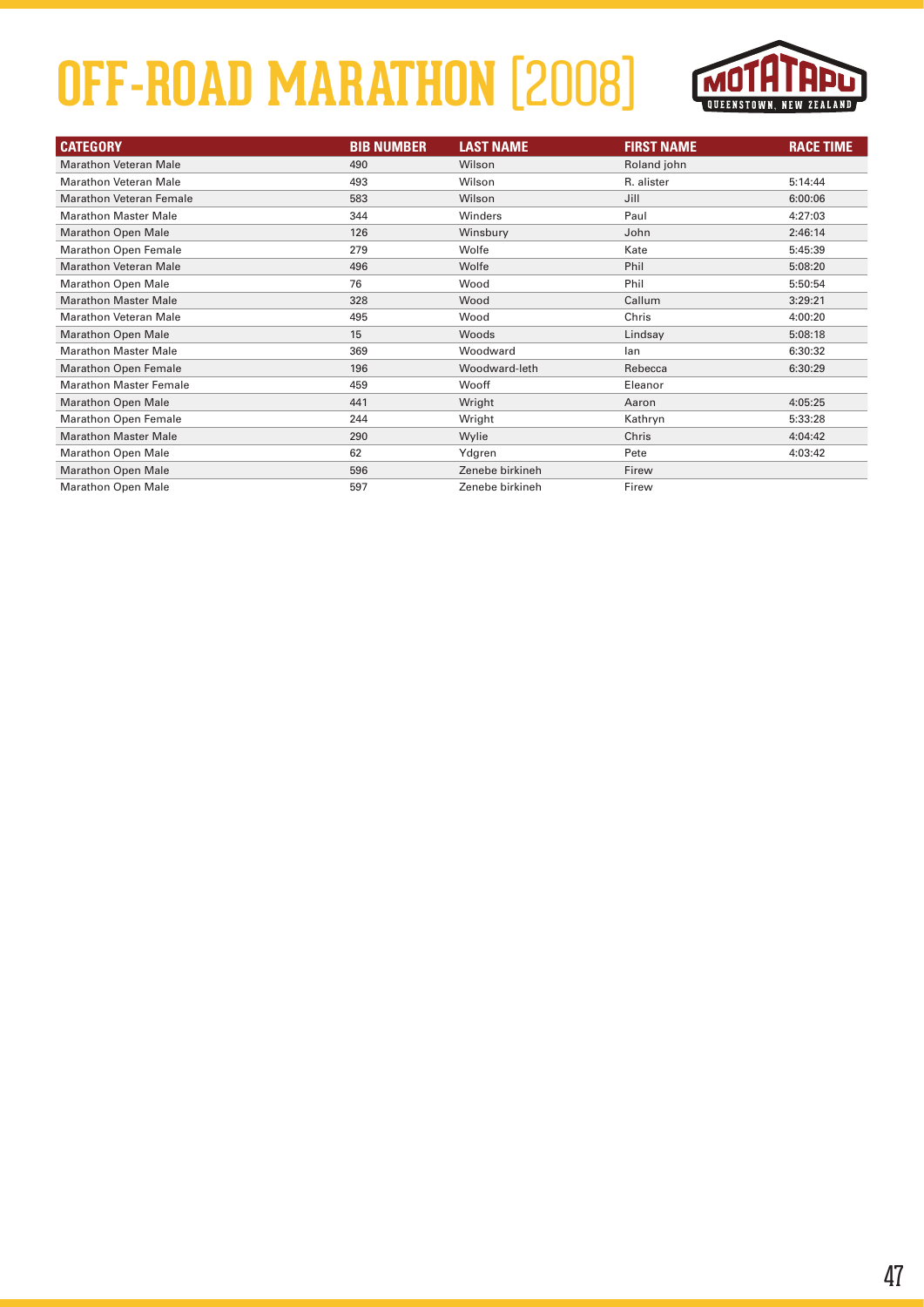# OFF-ROAD MARATHON [2008]

MOTATAPU QUEENSTOWN, NEW ZEALAND

| CATEGORY | BIB NUMBER | LAST NAME | FIRST NAME | RACE TIME |
|---|---|---|---|---|
| Marathon Veteran Male | 490 | Wilson | Roland john | |
| Marathon Veteran Male | 493 | Wilson | R. alister | 5:14:44 |
| Marathon Veteran Female | 583 | Wilson | Jill | 6:00:06 |
| Marathon Master Male | 344 | Winders | Paul | 4:27:03 |
| Marathon Open Male | 126 | Winsbury | John | 2:46:14 |
| Marathon Open Female | 279 | Wolfe | Kate | 5:45:39 |
| Marathon Veteran Male | 496 | Wolfe | Phil | 5:08:20 |
| Marathon Open Male | 76 | Wood | Phil | 5:50:54 |
| Marathon Master Male | 328 | Wood | Callum | 3:29:21 |
| Marathon Veteran Male | 495 | Wood | Chris | 4:00:20 |
| Marathon Open Male | 15 | Woods | Lindsay | 5:08:18 |
| Marathon Master Male | 369 | Woodward | Ian | 6:30:32 |
| Marathon Open Female | 196 | Woodward-leth | Rebecca | 6:30:29 |
| Marathon Master Female | 459 | Wooff | Eleanor | |
| Marathon Open Male | 441 | Wright | Aaron | 4:05:25 |
| Marathon Open Female | 244 | Wright | Kathryn | 5:33:28 |
| Marathon Master Male | 290 | Wylie | Chris | 4:04:42 |
| Marathon Open Male | 62 | Ydgren | Pete | 4:03:42 |
| Marathon Open Male | 596 | Zenebe birkineh | Firew | |
| Marathon Open Male | 597 | Zenebe birkineh | Firew | |